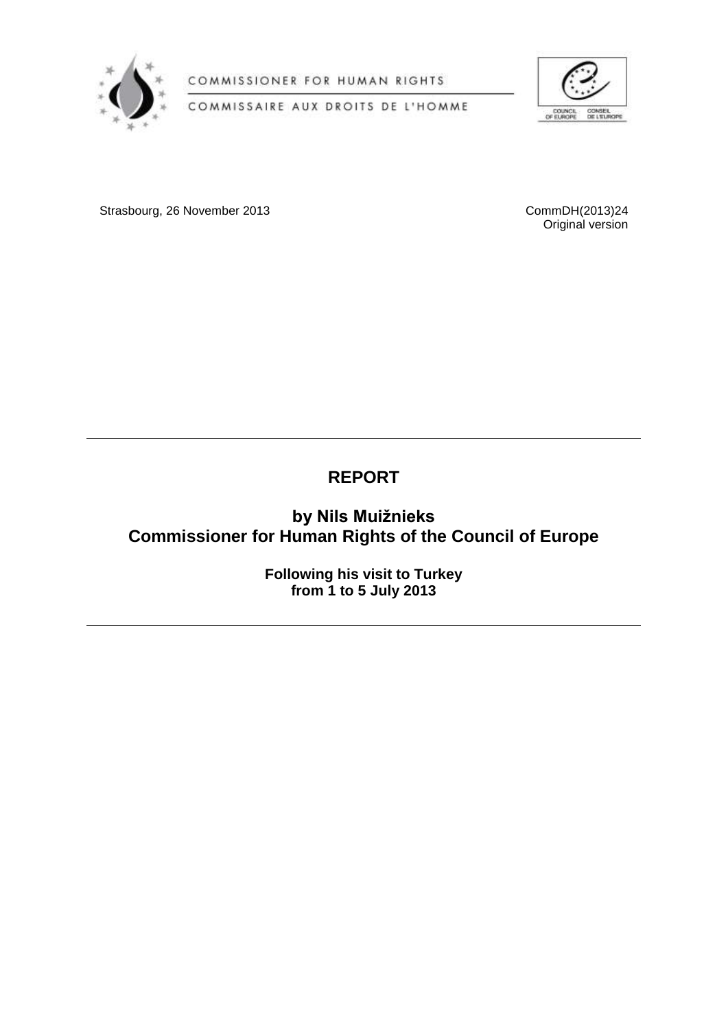COMMISSIONER FOR HUMAN RIGHTS

COMMISSAIRE AUX DROITS DE L'HOMME

Strasbourg, 26 November 2013

CommDH(2013)24
Original version

# REPORT

## by Nils Muižnieks
## Commissioner for Human Rights of the Council of Europe

### Following his visit to Turkey
### from 1 to 5 July 2013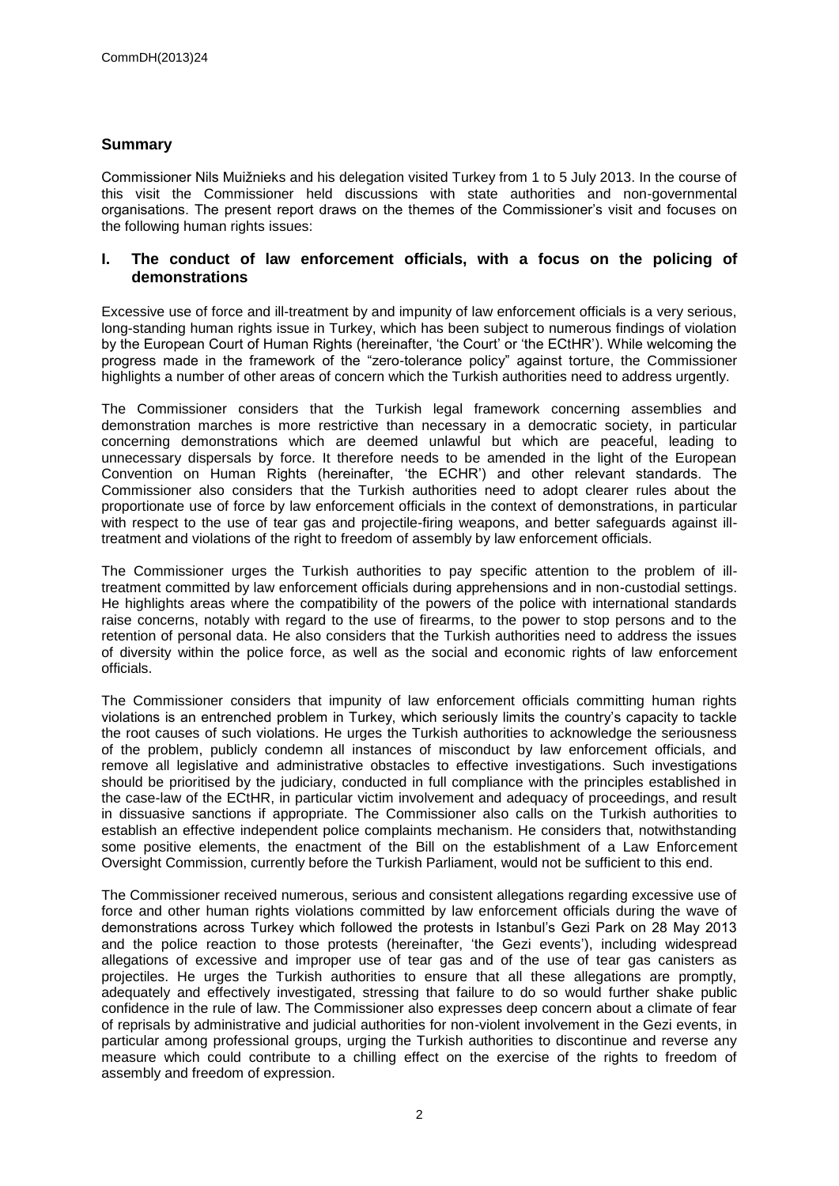## Summary

Commissioner Nils Muižnieks and his delegation visited Turkey from 1 to 5 July 2013. In the course of this visit the Commissioner held discussions with state authorities and non-governmental organisations. The present report draws on the themes of the Commissioner's visit and focuses on the following human rights issues:

### I. The conduct of law enforcement officials, with a focus on the policing of demonstrations

Excessive use of force and ill-treatment by and impunity of law enforcement officials is a very serious, long-standing human rights issue in Turkey, which has been subject to numerous findings of violation by the European Court of Human Rights (hereinafter, 'the Court' or 'the ECtHR'). While welcoming the progress made in the framework of the "zero-tolerance policy" against torture, the Commissioner highlights a number of other areas of concern which the Turkish authorities need to address urgently.

The Commissioner considers that the Turkish legal framework concerning assemblies and demonstration marches is more restrictive than necessary in a democratic society, in particular concerning demonstrations which are deemed unlawful but which are peaceful, leading to unnecessary dispersals by force. It therefore needs to be amended in the light of the European Convention on Human Rights (hereinafter, 'the ECHR') and other relevant standards. The Commissioner also considers that the Turkish authorities need to adopt clearer rules about the proportionate use of force by law enforcement officials in the context of demonstrations, in particular with respect to the use of tear gas and projectile-firing weapons, and better safeguards against ill-treatment and violations of the right to freedom of assembly by law enforcement officials.

The Commissioner urges the Turkish authorities to pay specific attention to the problem of ill-treatment committed by law enforcement officials during apprehensions and in non-custodial settings. He highlights areas where the compatibility of the powers of the police with international standards raise concerns, notably with regard to the use of firearms, to the power to stop persons and to the retention of personal data. He also considers that the Turkish authorities need to address the issues of diversity within the police force, as well as the social and economic rights of law enforcement officials.

The Commissioner considers that impunity of law enforcement officials committing human rights violations is an entrenched problem in Turkey, which seriously limits the country's capacity to tackle the root causes of such violations. He urges the Turkish authorities to acknowledge the seriousness of the problem, publicly condemn all instances of misconduct by law enforcement officials, and remove all legislative and administrative obstacles to effective investigations. Such investigations should be prioritised by the judiciary, conducted in full compliance with the principles established in the case-law of the ECtHR, in particular victim involvement and adequacy of proceedings, and result in dissuasive sanctions if appropriate. The Commissioner also calls on the Turkish authorities to establish an effective independent police complaints mechanism. He considers that, notwithstanding some positive elements, the enactment of the Bill on the establishment of a Law Enforcement Oversight Commission, currently before the Turkish Parliament, would not be sufficient to this end.

The Commissioner received numerous, serious and consistent allegations regarding excessive use of force and other human rights violations committed by law enforcement officials during the wave of demonstrations across Turkey which followed the protests in Istanbul's Gezi Park on 28 May 2013 and the police reaction to those protests (hereinafter, 'the Gezi events'), including widespread allegations of excessive and improper use of tear gas and of the use of tear gas canisters as projectiles. He urges the Turkish authorities to ensure that all these allegations are promptly, adequately and effectively investigated, stressing that failure to do so would further shake public confidence in the rule of law. The Commissioner also expresses deep concern about a climate of fear of reprisals by administrative and judicial authorities for non-violent involvement in the Gezi events, in particular among professional groups, urging the Turkish authorities to discontinue and reverse any measure which could contribute to a chilling effect on the exercise of the rights to freedom of assembly and freedom of expression.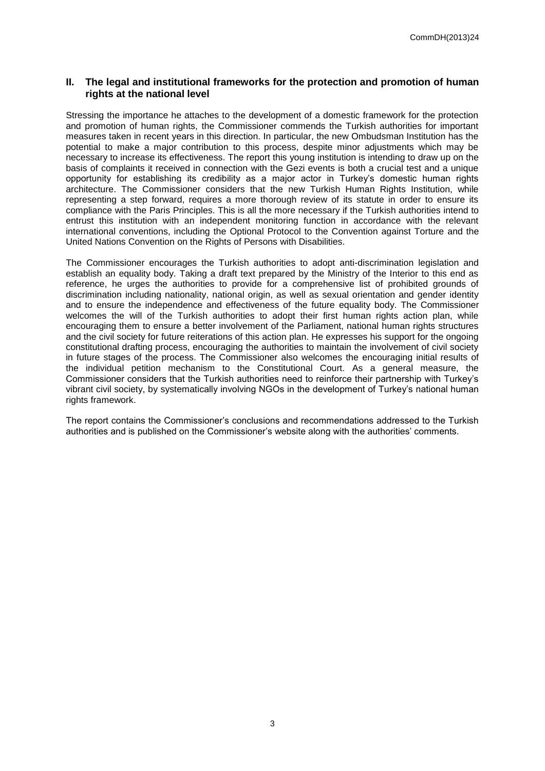## II. The legal and institutional frameworks for the protection and promotion of human rights at the national level

Stressing the importance he attaches to the development of a domestic framework for the protection and promotion of human rights, the Commissioner commends the Turkish authorities for important measures taken in recent years in this direction. In particular, the new Ombudsman Institution has the potential to make a major contribution to this process, despite minor adjustments which may be necessary to increase its effectiveness. The report this young institution is intending to draw up on the basis of complaints it received in connection with the Gezi events is both a crucial test and a unique opportunity for establishing its credibility as a major actor in Turkey's domestic human rights architecture. The Commissioner considers that the new Turkish Human Rights Institution, while representing a step forward, requires a more thorough review of its statute in order to ensure its compliance with the Paris Principles. This is all the more necessary if the Turkish authorities intend to entrust this institution with an independent monitoring function in accordance with the relevant international conventions, including the Optional Protocol to the Convention against Torture and the United Nations Convention on the Rights of Persons with Disabilities.

The Commissioner encourages the Turkish authorities to adopt anti-discrimination legislation and establish an equality body. Taking a draft text prepared by the Ministry of the Interior to this end as reference, he urges the authorities to provide for a comprehensive list of prohibited grounds of discrimination including nationality, national origin, as well as sexual orientation and gender identity and to ensure the independence and effectiveness of the future equality body. The Commissioner welcomes the will of the Turkish authorities to adopt their first human rights action plan, while encouraging them to ensure a better involvement of the Parliament, national human rights structures and the civil society for future reiterations of this action plan. He expresses his support for the ongoing constitutional drafting process, encouraging the authorities to maintain the involvement of civil society in future stages of the process. The Commissioner also welcomes the encouraging initial results of the individual petition mechanism to the Constitutional Court. As a general measure, the Commissioner considers that the Turkish authorities need to reinforce their partnership with Turkey's vibrant civil society, by systematically involving NGOs in the development of Turkey's national human rights framework.

The report contains the Commissioner's conclusions and recommendations addressed to the Turkish authorities and is published on the Commissioner's website along with the authorities' comments.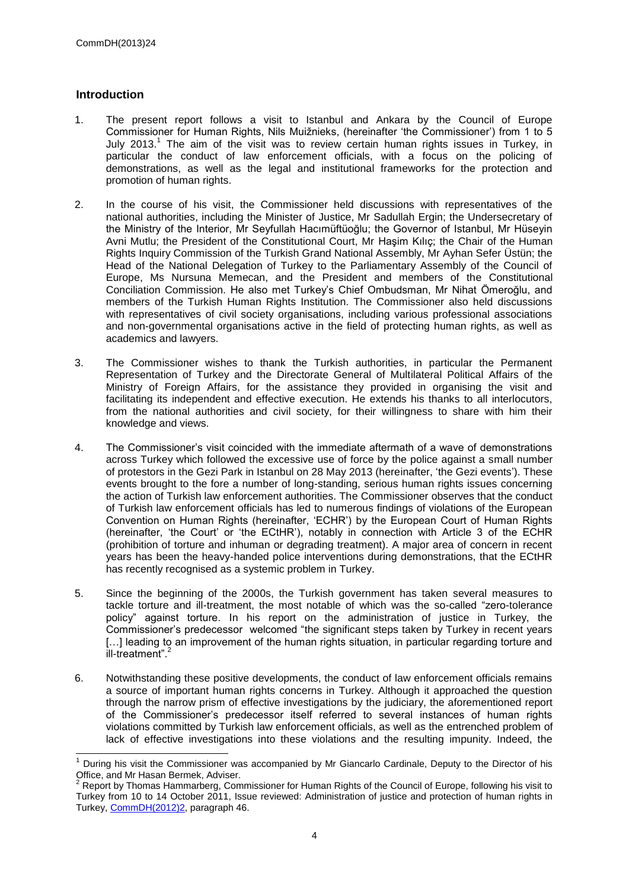## Introduction

1. The present report follows a visit to Istanbul and Ankara by the Council of Europe Commissioner for Human Rights, Nils Muižnieks, (hereinafter 'the Commissioner') from 1 to 5 July 2013.[1] The aim of the visit was to review certain human rights issues in Turkey, in particular the conduct of law enforcement officials, with a focus on the policing of demonstrations, as well as the legal and institutional frameworks for the protection and promotion of human rights.

2. In the course of his visit, the Commissioner held discussions with representatives of the national authorities, including the Minister of Justice, Mr Sadullah Ergin; the Undersecretary of the Ministry of the Interior, Mr Seyfullah Hacımüftüoğlu; the Governor of Istanbul, Mr Hüseyin Avni Mutlu; the President of the Constitutional Court, Mr Haşim Kılıç; the Chair of the Human Rights Inquiry Commission of the Turkish Grand National Assembly, Mr Ayhan Sefer Üstün; the Head of the National Delegation of Turkey to the Parliamentary Assembly of the Council of Europe, Ms Nursuna Memecan, and the President and members of the Constitutional Conciliation Commission. He also met Turkey's Chief Ombudsman, Mr Nihat Ömeroğlu, and members of the Turkish Human Rights Institution. The Commissioner also held discussions with representatives of civil society organisations, including various professional associations and non-governmental organisations active in the field of protecting human rights, as well as academics and lawyers.

3. The Commissioner wishes to thank the Turkish authorities, in particular the Permanent Representation of Turkey and the Directorate General of Multilateral Political Affairs of the Ministry of Foreign Affairs, for the assistance they provided in organising the visit and facilitating its independent and effective execution. He extends his thanks to all interlocutors, from the national authorities and civil society, for their willingness to share with him their knowledge and views.

4. The Commissioner's visit coincided with the immediate aftermath of a wave of demonstrations across Turkey which followed the excessive use of force by the police against a small number of protestors in the Gezi Park in Istanbul on 28 May 2013 (hereinafter, 'the Gezi events'). These events brought to the fore a number of long-standing, serious human rights issues concerning the action of Turkish law enforcement authorities. The Commissioner observes that the conduct of Turkish law enforcement officials has led to numerous findings of violations of the European Convention on Human Rights (hereinafter, 'ECHR') by the European Court of Human Rights (hereinafter, 'the Court' or 'the ECtHR'), notably in connection with Article 3 of the ECHR (prohibition of torture and inhuman or degrading treatment). A major area of concern in recent years has been the heavy-handed police interventions during demonstrations, that the ECtHR has recently recognised as a systemic problem in Turkey.

5. Since the beginning of the 2000s, the Turkish government has taken several measures to tackle torture and ill-treatment, the most notable of which was the so-called "zero-tolerance policy" against torture. In his report on the administration of justice in Turkey, the Commissioner's predecessor welcomed "the significant steps taken by Turkey in recent years […] leading to an improvement of the human rights situation, in particular regarding torture and ill-treatment".[2]

6. Notwithstanding these positive developments, the conduct of law enforcement officials remains a source of important human rights concerns in Turkey. Although it approached the question through the narrow prism of effective investigations by the judiciary, the aforementioned report of the Commissioner's predecessor itself referred to several instances of human rights violations committed by Turkish law enforcement officials, as well as the entrenched problem of lack of effective investigations into these violations and the resulting impunity. Indeed, the

---

[1] During his visit the Commissioner was accompanied by Mr Giancarlo Cardinale, Deputy to the Director of his Office, and Mr Hasan Bermek, Adviser.

[2] Report by Thomas Hammarberg, Commissioner for Human Rights of the Council of Europe, following his visit to Turkey from 10 to 14 October 2011, Issue reviewed: Administration of justice and protection of human rights in Turkey, CommDH(2012)2, paragraph 46.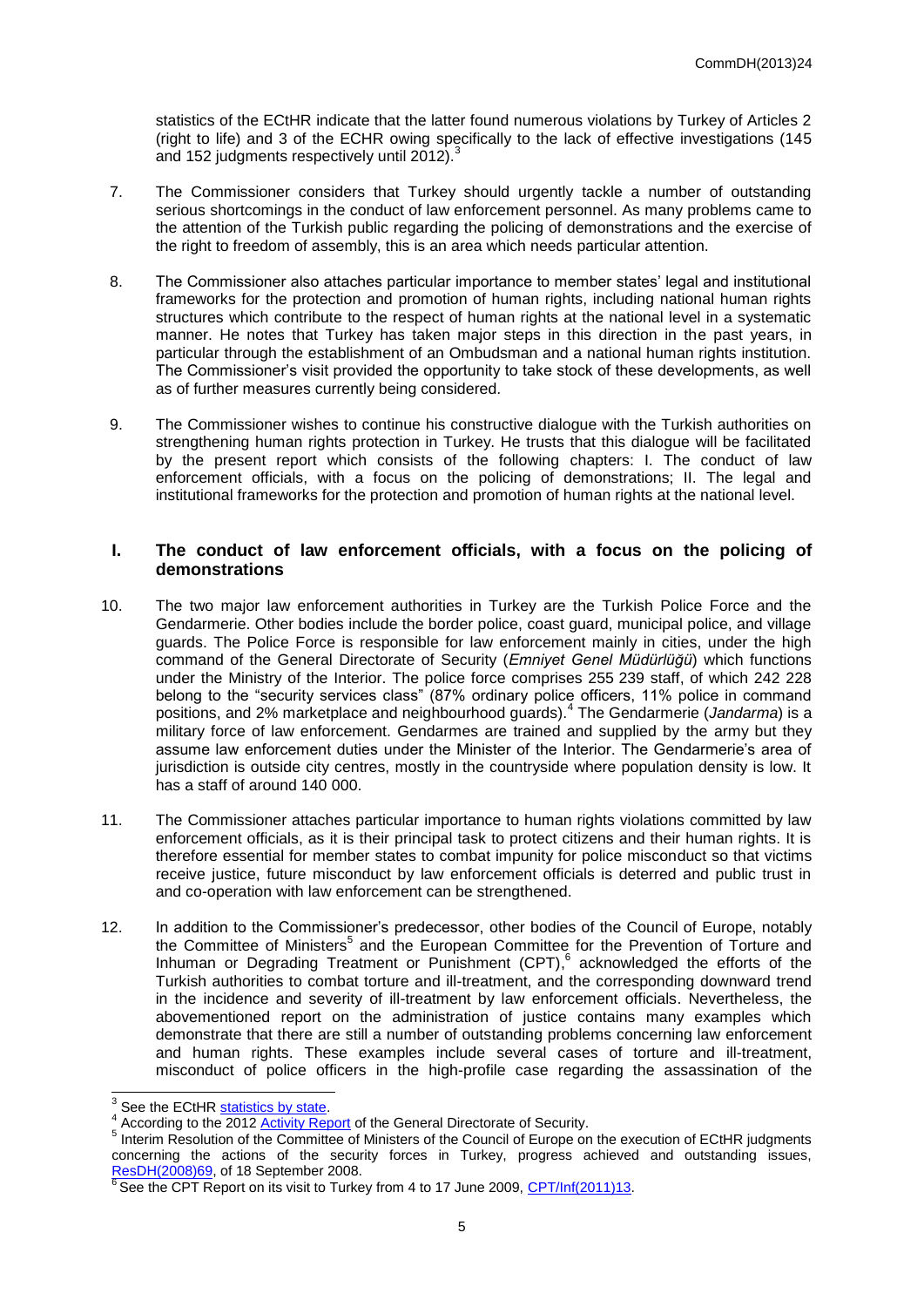statistics of the ECtHR indicate that the latter found numerous violations by Turkey of Articles 2 (right to life) and 3 of the ECHR owing specifically to the lack of effective investigations (145 and 152 judgments respectively until 2012).[3]

7. The Commissioner considers that Turkey should urgently tackle a number of outstanding serious shortcomings in the conduct of law enforcement personnel. As many problems came to the attention of the Turkish public regarding the policing of demonstrations and the exercise of the right to freedom of assembly, this is an area which needs particular attention.

8. The Commissioner also attaches particular importance to member states' legal and institutional frameworks for the protection and promotion of human rights, including national human rights structures which contribute to the respect of human rights at the national level in a systematic manner. He notes that Turkey has taken major steps in this direction in the past years, in particular through the establishment of an Ombudsman and a national human rights institution. The Commissioner's visit provided the opportunity to take stock of these developments, as well as of further measures currently being considered.

9. The Commissioner wishes to continue his constructive dialogue with the Turkish authorities on strengthening human rights protection in Turkey. He trusts that this dialogue will be facilitated by the present report which consists of the following chapters: I. The conduct of law enforcement officials, with a focus on the policing of demonstrations; II. The legal and institutional frameworks for the protection and promotion of human rights at the national level.

## I. The conduct of law enforcement officials, with a focus on the policing of demonstrations

10. The two major law enforcement authorities in Turkey are the Turkish Police Force and the Gendarmerie. Other bodies include the border police, coast guard, municipal police, and village guards. The Police Force is responsible for law enforcement mainly in cities, under the high command of the General Directorate of Security (*Emniyet Genel Müdürlüğü*) which functions under the Ministry of the Interior. The police force comprises 255 239 staff, of which 242 228 belong to the "security services class" (87% ordinary police officers, 11% police in command positions, and 2% marketplace and neighbourhood guards).[4] The Gendarmerie (*Jandarma*) is a military force of law enforcement. Gendarmes are trained and supplied by the army but they assume law enforcement duties under the Minister of the Interior. The Gendarmerie's area of jurisdiction is outside city centres, mostly in the countryside where population density is low. It has a staff of around 140 000.

11. The Commissioner attaches particular importance to human rights violations committed by law enforcement officials, as it is their principal task to protect citizens and their human rights. It is therefore essential for member states to combat impunity for police misconduct so that victims receive justice, future misconduct by law enforcement officials is deterred and public trust in and co-operation with law enforcement can be strengthened.

12. In addition to the Commissioner's predecessor, other bodies of the Council of Europe, notably the Committee of Ministers[5] and the European Committee for the Prevention of Torture and Inhuman or Degrading Treatment or Punishment (CPT),[6] acknowledged the efforts of the Turkish authorities to combat torture and ill-treatment, and the corresponding downward trend in the incidence and severity of ill-treatment by law enforcement officials. Nevertheless, the abovementioned report on the administration of justice contains many examples which demonstrate that there are still a number of outstanding problems concerning law enforcement and human rights. These examples include several cases of torture and ill-treatment, misconduct of police officers in the high-profile case regarding the assassination of the

---

[3] See the ECtHR statistics by state.

[4] According to the 2012 Activity Report of the General Directorate of Security.

[5] Interim Resolution of the Committee of Ministers of the Council of Europe on the execution of ECtHR judgments concerning the actions of the security forces in Turkey, progress achieved and outstanding issues, ResDH(2008)69, of 18 September 2008.

[6] See the CPT Report on its visit to Turkey from 4 to 17 June 2009, CPT/Inf(2011)13.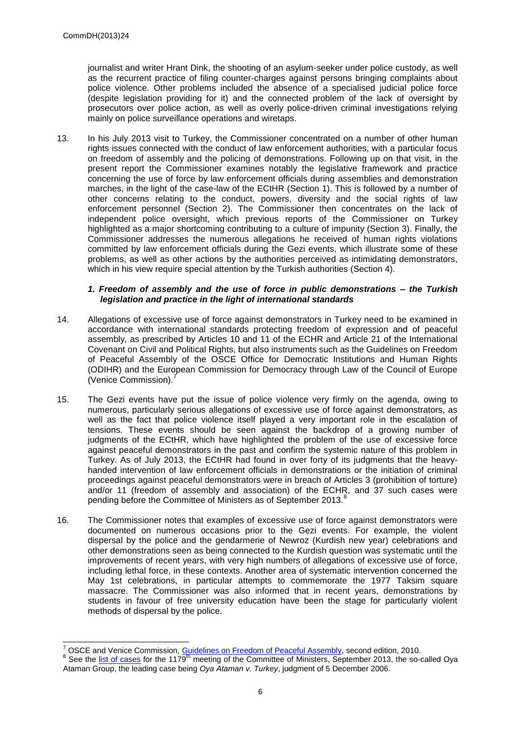journalist and writer Hrant Dink, the shooting of an asylum-seeker under police custody, as well as the recurrent practice of filing counter-charges against persons bringing complaints about police violence. Other problems included the absence of a specialised judicial police force (despite legislation providing for it) and the connected problem of the lack of oversight by prosecutors over police action, as well as overly police-driven criminal investigations relying mainly on police surveillance operations and wiretaps.

13. In his July 2013 visit to Turkey, the Commissioner concentrated on a number of other human rights issues connected with the conduct of law enforcement authorities, with a particular focus on freedom of assembly and the policing of demonstrations. Following up on that visit, in the present report the Commissioner examines notably the legislative framework and practice concerning the use of force by law enforcement officials during assemblies and demonstration marches, in the light of the case-law of the ECtHR (Section 1). This is followed by a number of other concerns relating to the conduct, powers, diversity and the social rights of law enforcement personnel (Section 2). The Commissioner then concentrates on the lack of independent police oversight, which previous reports of the Commissioner on Turkey highlighted as a major shortcoming contributing to a culture of impunity (Section 3). Finally, the Commissioner addresses the numerous allegations he received of human rights violations committed by law enforcement officials during the Gezi events, which illustrate some of these problems, as well as other actions by the authorities perceived as intimidating demonstrators, which in his view require special attention by the Turkish authorities (Section 4).

### *1. Freedom of assembly and the use of force in public demonstrations – the Turkish legislation and practice in the light of international standards*

14. Allegations of excessive use of force against demonstrators in Turkey need to be examined in accordance with international standards protecting freedom of expression and of peaceful assembly, as prescribed by Articles 10 and 11 of the ECHR and Article 21 of the International Covenant on Civil and Political Rights, but also instruments such as the Guidelines on Freedom of Peaceful Assembly of the OSCE Office for Democratic Institutions and Human Rights (ODIHR) and the European Commission for Democracy through Law of the Council of Europe (Venice Commission).[7]

15. The Gezi events have put the issue of police violence very firmly on the agenda, owing to numerous, particularly serious allegations of excessive use of force against demonstrators, as well as the fact that police violence itself played a very important role in the escalation of tensions. These events should be seen against the backdrop of a growing number of judgments of the ECtHR, which have highlighted the problem of the use of excessive force against peaceful demonstrators in the past and confirm the systemic nature of this problem in Turkey. As of July 2013, the ECtHR had found in over forty of its judgments that the heavy-handed intervention of law enforcement officials in demonstrations or the initiation of criminal proceedings against peaceful demonstrators were in breach of Articles 3 (prohibition of torture) and/or 11 (freedom of assembly and association) of the ECHR, and 37 such cases were pending before the Committee of Ministers as of September 2013.[8]

16. The Commissioner notes that examples of excessive use of force against demonstrators were documented on numerous occasions prior to the Gezi events. For example, the violent dispersal by the police and the gendarmerie of Newroz (Kurdish new year) celebrations and other demonstrations seen as being connected to the Kurdish question was systematic until the improvements of recent years, with very high numbers of allegations of excessive use of force, including lethal force, in these contexts. Another area of systematic intervention concerned the May 1st celebrations, in particular attempts to commemorate the 1977 Taksim square massacre. The Commissioner was also informed that in recent years, demonstrations by students in favour of free university education have been the stage for particularly violent methods of dispersal by the police.

---

[7] OSCE and Venice Commission, Guidelines on Freedom of Peaceful Assembly, second edition, 2010.

[8] See the list of cases for the 1179th meeting of the Committee of Ministers, September 2013, the so-called Oya Ataman Group, the leading case being *Oya Ataman v. Turkey*, judgment of 5 December 2006.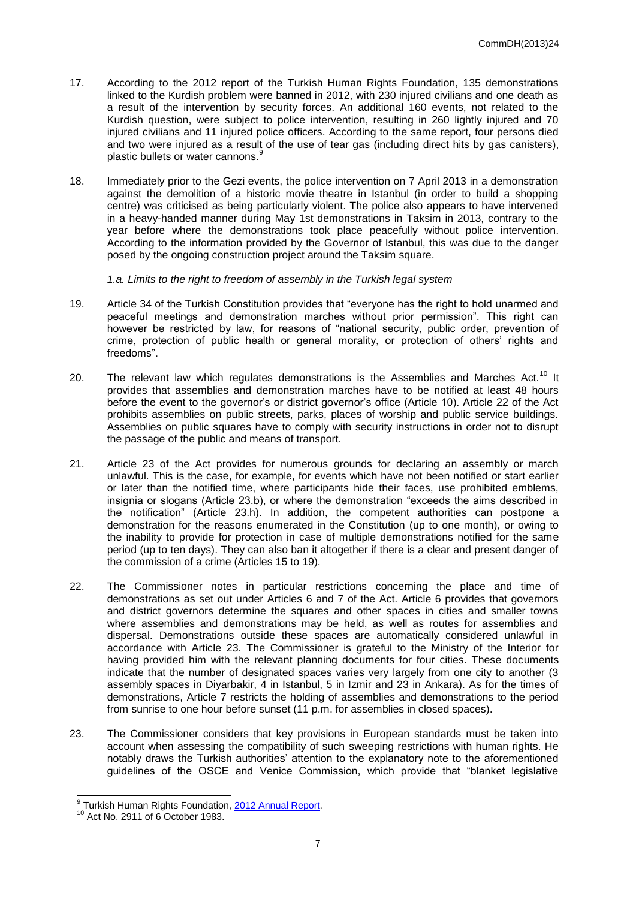17. According to the 2012 report of the Turkish Human Rights Foundation, 135 demonstrations linked to the Kurdish problem were banned in 2012, with 230 injured civilians and one death as a result of the intervention by security forces. An additional 160 events, not related to the Kurdish question, were subject to police intervention, resulting in 260 lightly injured and 70 injured civilians and 11 injured police officers. According to the same report, four persons died and two were injured as a result of the use of tear gas (including direct hits by gas canisters), plastic bullets or water cannons.[9]

18. Immediately prior to the Gezi events, the police intervention on 7 April 2013 in a demonstration against the demolition of a historic movie theatre in Istanbul (in order to build a shopping centre) was criticised as being particularly violent. The police also appears to have intervened in a heavy-handed manner during May 1st demonstrations in Taksim in 2013, contrary to the year before where the demonstrations took place peacefully without police intervention. According to the information provided by the Governor of Istanbul, this was due to the danger posed by the ongoing construction project around the Taksim square.

*1.a. Limits to the right to freedom of assembly in the Turkish legal system*

19. Article 34 of the Turkish Constitution provides that "everyone has the right to hold unarmed and peaceful meetings and demonstration marches without prior permission". This right can however be restricted by law, for reasons of "national security, public order, prevention of crime, protection of public health or general morality, or protection of others' rights and freedoms".

20. The relevant law which regulates demonstrations is the Assemblies and Marches Act.[10] It provides that assemblies and demonstration marches have to be notified at least 48 hours before the event to the governor's or district governor's office (Article 10). Article 22 of the Act prohibits assemblies on public streets, parks, places of worship and public service buildings. Assemblies on public squares have to comply with security instructions in order not to disrupt the passage of the public and means of transport.

21. Article 23 of the Act provides for numerous grounds for declaring an assembly or march unlawful. This is the case, for example, for events which have not been notified or start earlier or later than the notified time, where participants hide their faces, use prohibited emblems, insignia or slogans (Article 23.b), or where the demonstration "exceeds the aims described in the notification" (Article 23.h). In addition, the competent authorities can postpone a demonstration for the reasons enumerated in the Constitution (up to one month), or owing to the inability to provide for protection in case of multiple demonstrations notified for the same period (up to ten days). They can also ban it altogether if there is a clear and present danger of the commission of a crime (Articles 15 to 19).

22. The Commissioner notes in particular restrictions concerning the place and time of demonstrations as set out under Articles 6 and 7 of the Act. Article 6 provides that governors and district governors determine the squares and other spaces in cities and smaller towns where assemblies and demonstrations may be held, as well as routes for assemblies and dispersal. Demonstrations outside these spaces are automatically considered unlawful in accordance with Article 23. The Commissioner is grateful to the Ministry of the Interior for having provided him with the relevant planning documents for four cities. These documents indicate that the number of designated spaces varies very largely from one city to another (3 assembly spaces in Diyarbakir, 4 in Istanbul, 5 in Izmir and 23 in Ankara). As for the times of demonstrations, Article 7 restricts the holding of assemblies and demonstrations to the period from sunrise to one hour before sunset (11 p.m. for assemblies in closed spaces).

23. The Commissioner considers that key provisions in European standards must be taken into account when assessing the compatibility of such sweeping restrictions with human rights. He notably draws the Turkish authorities' attention to the explanatory note to the aforementioned guidelines of the OSCE and Venice Commission, which provide that "blanket legislative

---

[9] Turkish Human Rights Foundation, 2012 Annual Report.

[10] Act No. 2911 of 6 October 1983.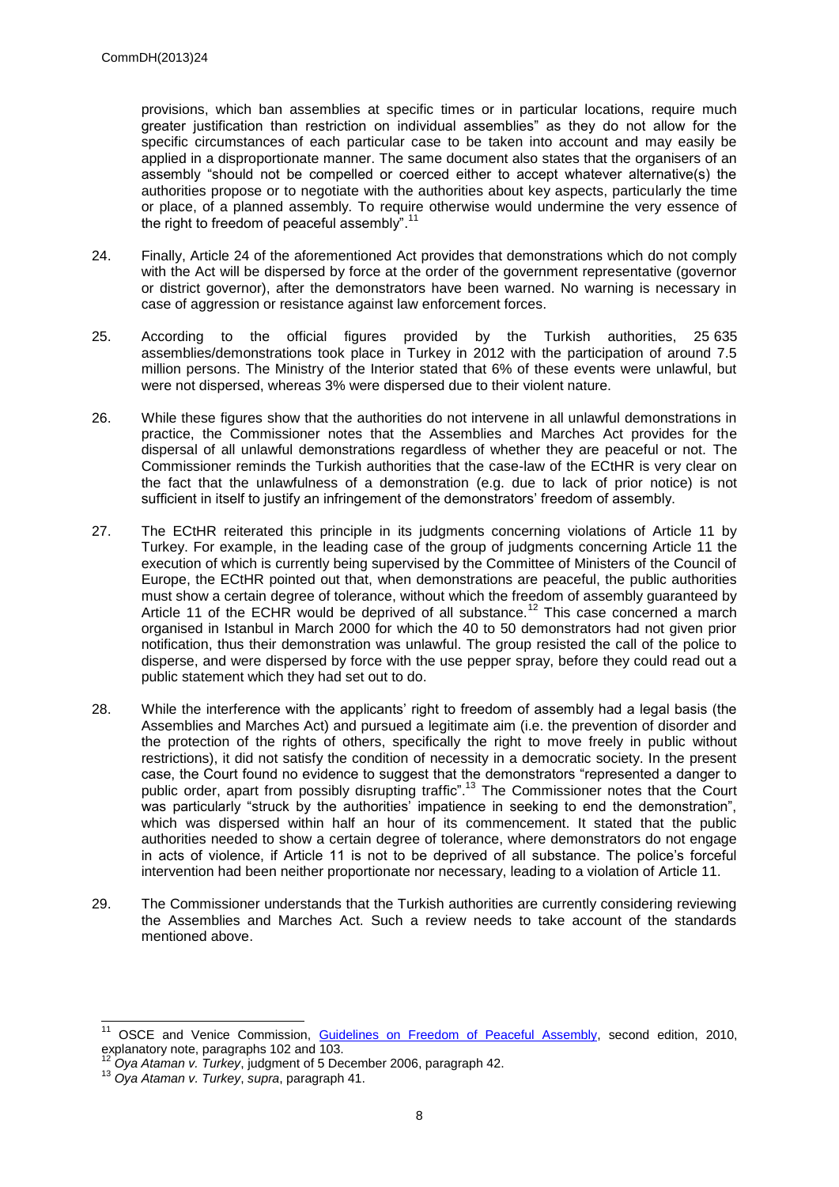provisions, which ban assemblies at specific times or in particular locations, require much greater justification than restriction on individual assemblies" as they do not allow for the specific circumstances of each particular case to be taken into account and may easily be applied in a disproportionate manner. The same document also states that the organisers of an assembly "should not be compelled or coerced either to accept whatever alternative(s) the authorities propose or to negotiate with the authorities about key aspects, particularly the time or place, of a planned assembly. To require otherwise would undermine the very essence of the right to freedom of peaceful assembly".[11]

24. Finally, Article 24 of the aforementioned Act provides that demonstrations which do not comply with the Act will be dispersed by force at the order of the government representative (governor or district governor), after the demonstrators have been warned. No warning is necessary in case of aggression or resistance against law enforcement forces.

25. According to the official figures provided by the Turkish authorities, 25 635 assemblies/demonstrations took place in Turkey in 2012 with the participation of around 7.5 million persons. The Ministry of the Interior stated that 6% of these events were unlawful, but were not dispersed, whereas 3% were dispersed due to their violent nature.

26. While these figures show that the authorities do not intervene in all unlawful demonstrations in practice, the Commissioner notes that the Assemblies and Marches Act provides for the dispersal of all unlawful demonstrations regardless of whether they are peaceful or not. The Commissioner reminds the Turkish authorities that the case-law of the ECtHR is very clear on the fact that the unlawfulness of a demonstration (e.g. due to lack of prior notice) is not sufficient in itself to justify an infringement of the demonstrators' freedom of assembly.

27. The ECtHR reiterated this principle in its judgments concerning violations of Article 11 by Turkey. For example, in the leading case of the group of judgments concerning Article 11 the execution of which is currently being supervised by the Committee of Ministers of the Council of Europe, the ECtHR pointed out that, when demonstrations are peaceful, the public authorities must show a certain degree of tolerance, without which the freedom of assembly guaranteed by Article 11 of the ECHR would be deprived of all substance.[12] This case concerned a march organised in Istanbul in March 2000 for which the 40 to 50 demonstrators had not given prior notification, thus their demonstration was unlawful. The group resisted the call of the police to disperse, and were dispersed by force with the use pepper spray, before they could read out a public statement which they had set out to do.

28. While the interference with the applicants' right to freedom of assembly had a legal basis (the Assemblies and Marches Act) and pursued a legitimate aim (i.e. the prevention of disorder and the protection of the rights of others, specifically the right to move freely in public without restrictions), it did not satisfy the condition of necessity in a democratic society. In the present case, the Court found no evidence to suggest that the demonstrators "represented a danger to public order, apart from possibly disrupting traffic".[13] The Commissioner notes that the Court was particularly "struck by the authorities' impatience in seeking to end the demonstration", which was dispersed within half an hour of its commencement. It stated that the public authorities needed to show a certain degree of tolerance, where demonstrators do not engage in acts of violence, if Article 11 is not to be deprived of all substance. The police's forceful intervention had been neither proportionate nor necessary, leading to a violation of Article 11.

29. The Commissioner understands that the Turkish authorities are currently considering reviewing the Assemblies and Marches Act. Such a review needs to take account of the standards mentioned above.

---

[11] OSCE and Venice Commission, Guidelines on Freedom of Peaceful Assembly, second edition, 2010, explanatory note, paragraphs 102 and 103.

[12] *Oya Ataman v. Turkey*, judgment of 5 December 2006, paragraph 42.

[13] *Oya Ataman v. Turkey*, *supra*, paragraph 41.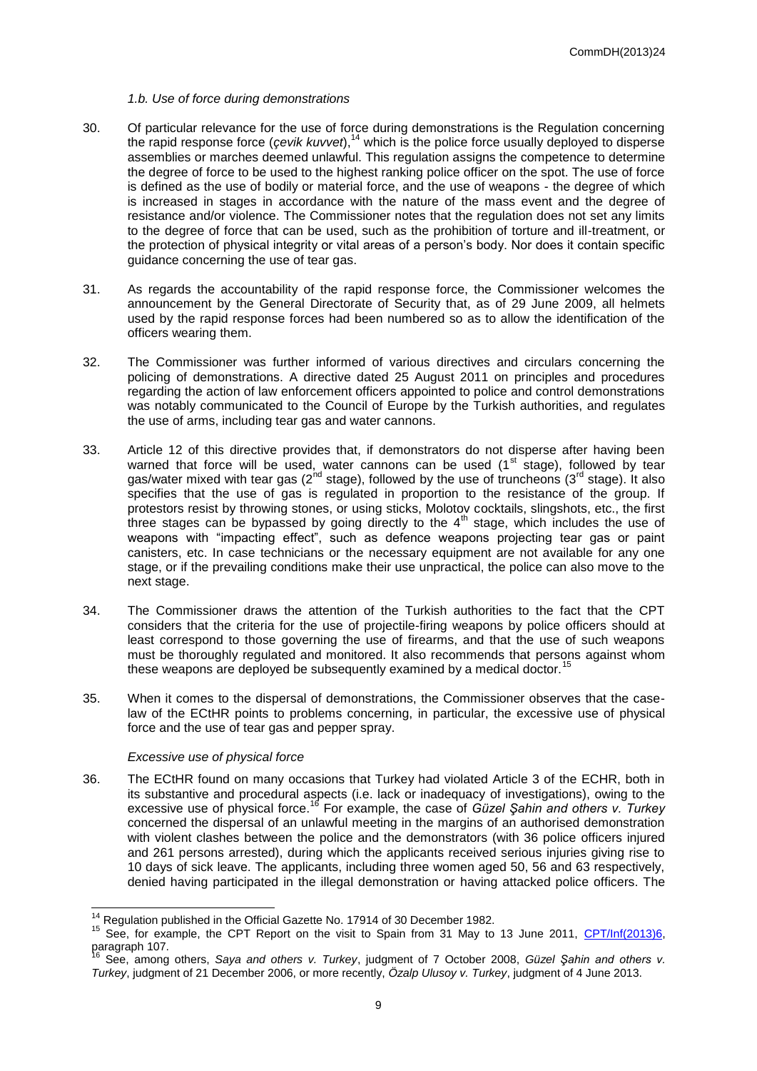*1.b. Use of force during demonstrations*

30. Of particular relevance for the use of force during demonstrations is the Regulation concerning the rapid response force (*çevik kuvvet*),[14] which is the police force usually deployed to disperse assemblies or marches deemed unlawful. This regulation assigns the competence to determine the degree of force to be used to the highest ranking police officer on the spot. The use of force is defined as the use of bodily or material force, and the use of weapons - the degree of which is increased in stages in accordance with the nature of the mass event and the degree of resistance and/or violence. The Commissioner notes that the regulation does not set any limits to the degree of force that can be used, such as the prohibition of torture and ill-treatment, or the protection of physical integrity or vital areas of a person's body. Nor does it contain specific guidance concerning the use of tear gas.

31. As regards the accountability of the rapid response force, the Commissioner welcomes the announcement by the General Directorate of Security that, as of 29 June 2009, all helmets used by the rapid response forces had been numbered so as to allow the identification of the officers wearing them.

32. The Commissioner was further informed of various directives and circulars concerning the policing of demonstrations. A directive dated 25 August 2011 on principles and procedures regarding the action of law enforcement officers appointed to police and control demonstrations was notably communicated to the Council of Europe by the Turkish authorities, and regulates the use of arms, including tear gas and water cannons.

33. Article 12 of this directive provides that, if demonstrators do not disperse after having been warned that force will be used, water cannons can be used (1st stage), followed by tear gas/water mixed with tear gas (2nd stage), followed by the use of truncheons (3rd stage). It also specifies that the use of gas is regulated in proportion to the resistance of the group. If protestors resist by throwing stones, or using sticks, Molotov cocktails, slingshots, etc., the first three stages can be bypassed by going directly to the 4th stage, which includes the use of weapons with "impacting effect", such as defence weapons projecting tear gas or paint canisters, etc. In case technicians or the necessary equipment are not available for any one stage, or if the prevailing conditions make their use unpractical, the police can also move to the next stage.

34. The Commissioner draws the attention of the Turkish authorities to the fact that the CPT considers that the criteria for the use of projectile-firing weapons by police officers should at least correspond to those governing the use of firearms, and that the use of such weapons must be thoroughly regulated and monitored. It also recommends that persons against whom these weapons are deployed be subsequently examined by a medical doctor.[15]

35. When it comes to the dispersal of demonstrations, the Commissioner observes that the case-law of the ECtHR points to problems concerning, in particular, the excessive use of physical force and the use of tear gas and pepper spray.

*Excessive use of physical force*

36. The ECtHR found on many occasions that Turkey had violated Article 3 of the ECHR, both in its substantive and procedural aspects (i.e. lack or inadequacy of investigations), owing to the excessive use of physical force.[16] For example, the case of *Güzel Şahin and others v. Turkey* concerned the dispersal of an unlawful meeting in the margins of an authorised demonstration with violent clashes between the police and the demonstrators (with 36 police officers injured and 261 persons arrested), during which the applicants received serious injuries giving rise to 10 days of sick leave. The applicants, including three women aged 50, 56 and 63 respectively, denied having participated in the illegal demonstration or having attacked police officers. The

---

[14] Regulation published in the Official Gazette No. 17914 of 30 December 1982.

[15] See, for example, the CPT Report on the visit to Spain from 31 May to 13 June 2011, CPT/Inf(2013)6, paragraph 107.

[16] See, among others, *Saya and others v. Turkey*, judgment of 7 October 2008, *Güzel Şahin and others v. Turkey*, judgment of 21 December 2006, or more recently, *Özalp Ulusoy v. Turkey*, judgment of 4 June 2013.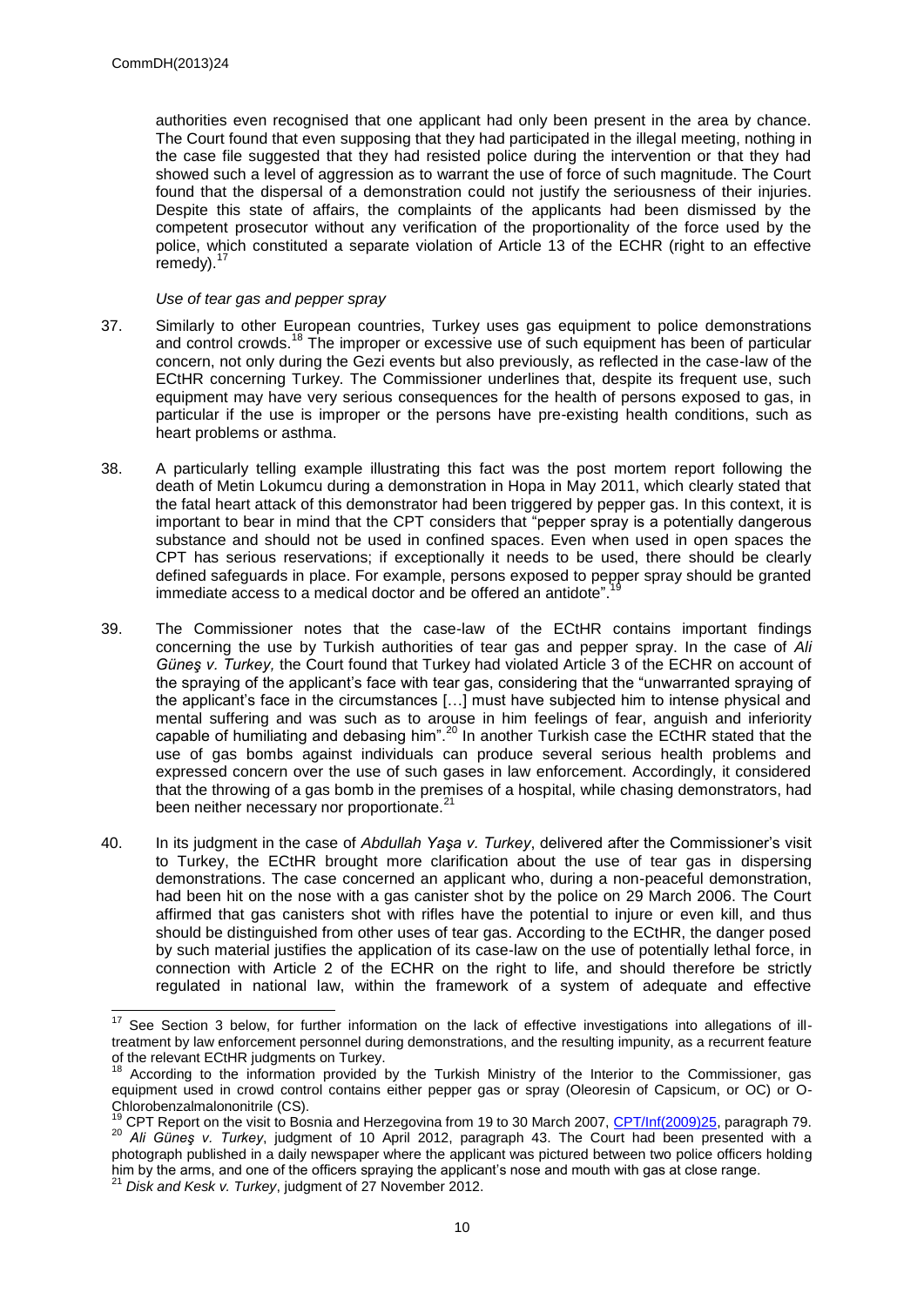authorities even recognised that one applicant had only been present in the area by chance. The Court found that even supposing that they had participated in the illegal meeting, nothing in the case file suggested that they had resisted police during the intervention or that they had showed such a level of aggression as to warrant the use of force of such magnitude. The Court found that the dispersal of a demonstration could not justify the seriousness of their injuries. Despite this state of affairs, the complaints of the applicants had been dismissed by the competent prosecutor without any verification of the proportionality of the force used by the police, which constituted a separate violation of Article 13 of the ECHR (right to an effective remedy).[17]

*Use of tear gas and pepper spray*

37. Similarly to other European countries, Turkey uses gas equipment to police demonstrations and control crowds.[18] The improper or excessive use of such equipment has been of particular concern, not only during the Gezi events but also previously, as reflected in the case-law of the ECtHR concerning Turkey. The Commissioner underlines that, despite its frequent use, such equipment may have very serious consequences for the health of persons exposed to gas, in particular if the use is improper or the persons have pre-existing health conditions, such as heart problems or asthma.

38. A particularly telling example illustrating this fact was the post mortem report following the death of Metin Lokumcu during a demonstration in Hopa in May 2011, which clearly stated that the fatal heart attack of this demonstrator had been triggered by pepper gas. In this context, it is important to bear in mind that the CPT considers that "pepper spray is a potentially dangerous substance and should not be used in confined spaces. Even when used in open spaces the CPT has serious reservations; if exceptionally it needs to be used, there should be clearly defined safeguards in place. For example, persons exposed to pepper spray should be granted immediate access to a medical doctor and be offered an antidote".[19]

39. The Commissioner notes that the case-law of the ECtHR contains important findings concerning the use by Turkish authorities of tear gas and pepper spray. In the case of *Ali Güneş v. Turkey,* the Court found that Turkey had violated Article 3 of the ECHR on account of the spraying of the applicant's face with tear gas, considering that the "unwarranted spraying of the applicant's face in the circumstances […] must have subjected him to intense physical and mental suffering and was such as to arouse in him feelings of fear, anguish and inferiority capable of humiliating and debasing him".[20] In another Turkish case the ECtHR stated that the use of gas bombs against individuals can produce several serious health problems and expressed concern over the use of such gases in law enforcement. Accordingly, it considered that the throwing of a gas bomb in the premises of a hospital, while chasing demonstrators, had been neither necessary nor proportionate.[21]

40. In its judgment in the case of *Abdullah Yaşa v. Turkey*, delivered after the Commissioner's visit to Turkey, the ECtHR brought more clarification about the use of tear gas in dispersing demonstrations. The case concerned an applicant who, during a non-peaceful demonstration, had been hit on the nose with a gas canister shot by the police on 29 March 2006. The Court affirmed that gas canisters shot with rifles have the potential to injure or even kill, and thus should be distinguished from other uses of tear gas. According to the ECtHR, the danger posed by such material justifies the application of its case-law on the use of potentially lethal force, in connection with Article 2 of the ECHR on the right to life, and should therefore be strictly regulated in national law, within the framework of a system of adequate and effective

---

[17] See Section 3 below, for further information on the lack of effective investigations into allegations of ill-treatment by law enforcement personnel during demonstrations, and the resulting impunity, as a recurrent feature of the relevant ECtHR judgments on Turkey.

[18] According to the information provided by the Turkish Ministry of the Interior to the Commissioner, gas equipment used in crowd control contains either pepper gas or spray (Oleoresin of Capsicum, or OC) or O-Chlorobenzalmalononitrile (CS).

[19] CPT Report on the visit to Bosnia and Herzegovina from 19 to 30 March 2007, CPT/Inf(2009)25, paragraph 79.

[20] *Ali Güneş v. Turkey*, judgment of 10 April 2012, paragraph 43. The Court had been presented with a photograph published in a daily newspaper where the applicant was pictured between two police officers holding him by the arms, and one of the officers spraying the applicant's nose and mouth with gas at close range.

[21] *Disk and Kesk v. Turkey*, judgment of 27 November 2012.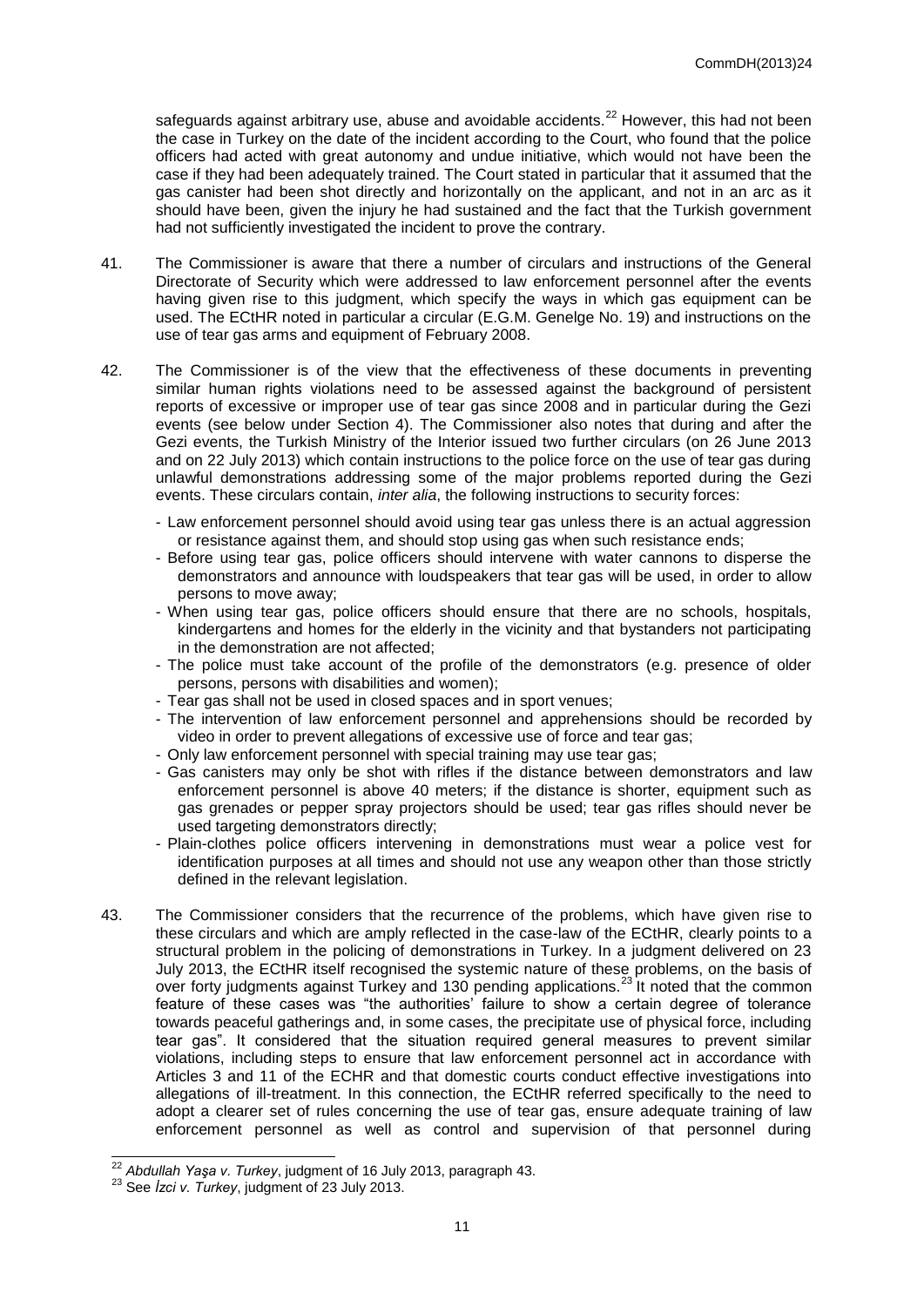safeguards against arbitrary use, abuse and avoidable accidents.[22] However, this had not been the case in Turkey on the date of the incident according to the Court, who found that the police officers had acted with great autonomy and undue initiative, which would not have been the case if they had been adequately trained. The Court stated in particular that it assumed that the gas canister had been shot directly and horizontally on the applicant, and not in an arc as it should have been, given the injury he had sustained and the fact that the Turkish government had not sufficiently investigated the incident to prove the contrary.

41. The Commissioner is aware that there a number of circulars and instructions of the General Directorate of Security which were addressed to law enforcement personnel after the events having given rise to this judgment, which specify the ways in which gas equipment can be used. The ECtHR noted in particular a circular (E.G.M. Genelge No. 19) and instructions on the use of tear gas arms and equipment of February 2008.

42. The Commissioner is of the view that the effectiveness of these documents in preventing similar human rights violations need to be assessed against the background of persistent reports of excessive or improper use of tear gas since 2008 and in particular during the Gezi events (see below under Section 4). The Commissioner also notes that during and after the Gezi events, the Turkish Ministry of the Interior issued two further circulars (on 26 June 2013 and on 22 July 2013) which contain instructions to the police force on the use of tear gas during unlawful demonstrations addressing some of the major problems reported during the Gezi events. These circulars contain, *inter alia*, the following instructions to security forces:

- Law enforcement personnel should avoid using tear gas unless there is an actual aggression or resistance against them, and should stop using gas when such resistance ends;
- Before using tear gas, police officers should intervene with water cannons to disperse the demonstrators and announce with loudspeakers that tear gas will be used, in order to allow persons to move away;
- When using tear gas, police officers should ensure that there are no schools, hospitals, kindergartens and homes for the elderly in the vicinity and that bystanders not participating in the demonstration are not affected;
- The police must take account of the profile of the demonstrators (e.g. presence of older persons, persons with disabilities and women);
- Tear gas shall not be used in closed spaces and in sport venues;
- The intervention of law enforcement personnel and apprehensions should be recorded by video in order to prevent allegations of excessive use of force and tear gas;
- Only law enforcement personnel with special training may use tear gas;
- Gas canisters may only be shot with rifles if the distance between demonstrators and law enforcement personnel is above 40 meters; if the distance is shorter, equipment such as gas grenades or pepper spray projectors should be used; tear gas rifles should never be used targeting demonstrators directly;
- Plain-clothes police officers intervening in demonstrations must wear a police vest for identification purposes at all times and should not use any weapon other than those strictly defined in the relevant legislation.

43. The Commissioner considers that the recurrence of the problems, which have given rise to these circulars and which are amply reflected in the case-law of the ECtHR, clearly points to a structural problem in the policing of demonstrations in Turkey. In a judgment delivered on 23 July 2013, the ECtHR itself recognised the systemic nature of these problems, on the basis of over forty judgments against Turkey and 130 pending applications.[23] It noted that the common feature of these cases was "the authorities' failure to show a certain degree of tolerance towards peaceful gatherings and, in some cases, the precipitate use of physical force, including tear gas". It considered that the situation required general measures to prevent similar violations, including steps to ensure that law enforcement personnel act in accordance with Articles 3 and 11 of the ECHR and that domestic courts conduct effective investigations into allegations of ill-treatment. In this connection, the ECtHR referred specifically to the need to adopt a clearer set of rules concerning the use of tear gas, ensure adequate training of law enforcement personnel as well as control and supervision of that personnel during

---

[22] *Abdullah Yaşa v. Turkey*, judgment of 16 July 2013, paragraph 43.

[23] See *İzci v. Turkey*, judgment of 23 July 2013.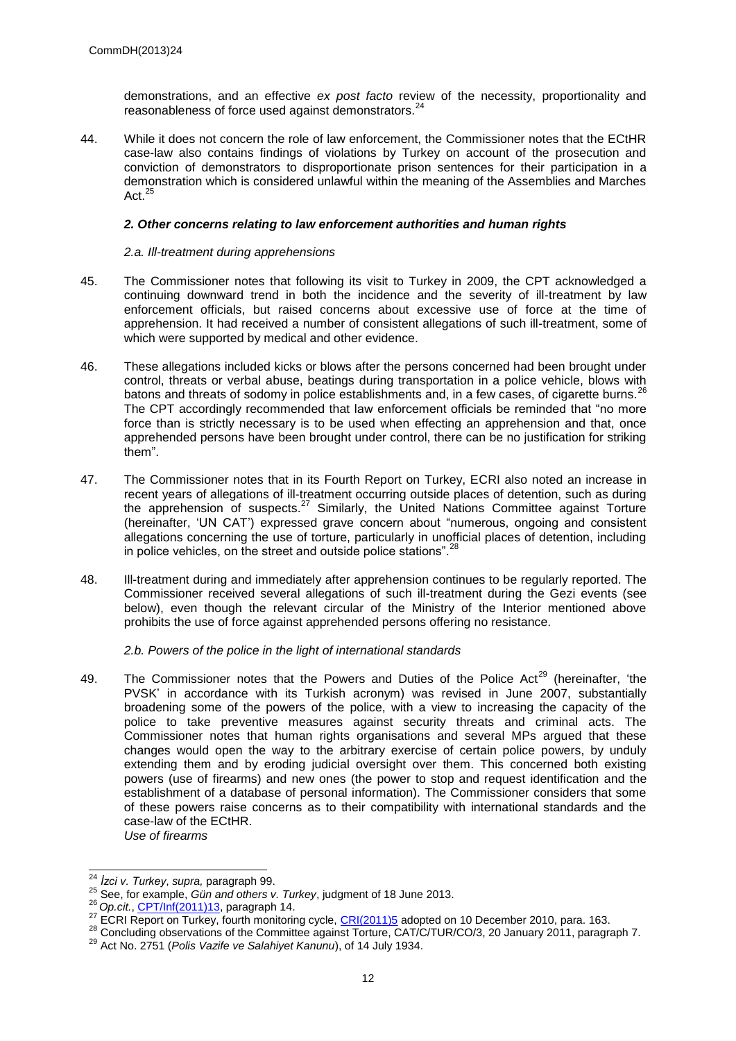demonstrations, and an effective *ex post facto* review of the necessity, proportionality and reasonableness of force used against demonstrators.[24]

44. While it does not concern the role of law enforcement, the Commissioner notes that the ECtHR case-law also contains findings of violations by Turkey on account of the prosecution and conviction of demonstrators to disproportionate prison sentences for their participation in a demonstration which is considered unlawful within the meaning of the Assemblies and Marches Act.[25]

### *2. Other concerns relating to law enforcement authorities and human rights*

#### *2.a. Ill-treatment during apprehensions*

45. The Commissioner notes that following its visit to Turkey in 2009, the CPT acknowledged a continuing downward trend in both the incidence and the severity of ill-treatment by law enforcement officials, but raised concerns about excessive use of force at the time of apprehension. It had received a number of consistent allegations of such ill-treatment, some of which were supported by medical and other evidence.

46. These allegations included kicks or blows after the persons concerned had been brought under control, threats or verbal abuse, beatings during transportation in a police vehicle, blows with batons and threats of sodomy in police establishments and, in a few cases, of cigarette burns.[26] The CPT accordingly recommended that law enforcement officials be reminded that "no more force than is strictly necessary is to be used when effecting an apprehension and that, once apprehended persons have been brought under control, there can be no justification for striking them".

47. The Commissioner notes that in its Fourth Report on Turkey, ECRI also noted an increase in recent years of allegations of ill-treatment occurring outside places of detention, such as during the apprehension of suspects.[27] Similarly, the United Nations Committee against Torture (hereinafter, 'UN CAT') expressed grave concern about "numerous, ongoing and consistent allegations concerning the use of torture, particularly in unofficial places of detention, including in police vehicles, on the street and outside police stations".[28]

48. Ill-treatment during and immediately after apprehension continues to be regularly reported. The Commissioner received several allegations of such ill-treatment during the Gezi events (see below), even though the relevant circular of the Ministry of the Interior mentioned above prohibits the use of force against apprehended persons offering no resistance.

#### *2.b. Powers of the police in the light of international standards*

49. The Commissioner notes that the Powers and Duties of the Police Act[29] (hereinafter, 'the PVSK' in accordance with its Turkish acronym) was revised in June 2007, substantially broadening some of the powers of the police, with a view to increasing the capacity of the police to take preventive measures against security threats and criminal acts. The Commissioner notes that human rights organisations and several MPs argued that these changes would open the way to the arbitrary exercise of certain police powers, by unduly extending them and by eroding judicial oversight over them. This concerned both existing powers (use of firearms) and new ones (the power to stop and request identification and the establishment of a database of personal information). The Commissioner considers that some of these powers raise concerns as to their compatibility with international standards and the case-law of the ECtHR.

*Use of firearms*

---

[24] *İzci v. Turkey*, *supra,* paragraph 99.

[25] See, for example, *Gün and others v. Turkey*, judgment of 18 June 2013.

[26] *Op.cit.*, CPT/Inf(2011)13, paragraph 14.

[27] ECRI Report on Turkey, fourth monitoring cycle, CRI(2011)5 adopted on 10 December 2010, para. 163.

[28] Concluding observations of the Committee against Torture, CAT/C/TUR/CO/3, 20 January 2011, paragraph 7.

[29] Act No. 2751 (*Polis Vazife ve Salahiyet Kanunu*), of 14 July 1934.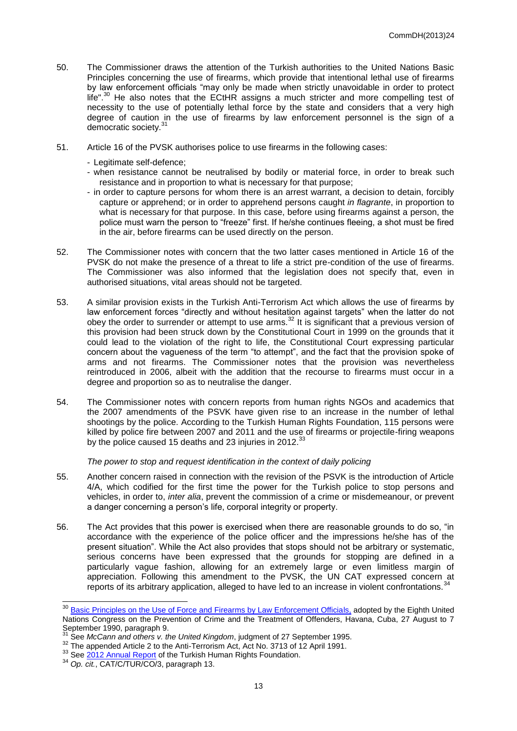50. The Commissioner draws the attention of the Turkish authorities to the United Nations Basic Principles concerning the use of firearms, which provide that intentional lethal use of firearms by law enforcement officials "may only be made when strictly unavoidable in order to protect life".[30] He also notes that the ECtHR assigns a much stricter and more compelling test of necessity to the use of potentially lethal force by the state and considers that a very high degree of caution in the use of firearms by law enforcement personnel is the sign of a democratic society.[31]

51. Article 16 of the PVSK authorises police to use firearms in the following cases:

- Legitimate self-defence;
- when resistance cannot be neutralised by bodily or material force, in order to break such resistance and in proportion to what is necessary for that purpose;
- in order to capture persons for whom there is an arrest warrant, a decision to detain, forcibly capture or apprehend; or in order to apprehend persons caught *in flagrante*, in proportion to what is necessary for that purpose. In this case, before using firearms against a person, the police must warn the person to "freeze" first. If he/she continues fleeing, a shot must be fired in the air, before firearms can be used directly on the person.

52. The Commissioner notes with concern that the two latter cases mentioned in Article 16 of the PVSK do not make the presence of a threat to life a strict pre-condition of the use of firearms. The Commissioner was also informed that the legislation does not specify that, even in authorised situations, vital areas should not be targeted.

53. A similar provision exists in the Turkish Anti-Terrorism Act which allows the use of firearms by law enforcement forces "directly and without hesitation against targets" when the latter do not obey the order to surrender or attempt to use arms.[32] It is significant that a previous version of this provision had been struck down by the Constitutional Court in 1999 on the grounds that it could lead to the violation of the right to life, the Constitutional Court expressing particular concern about the vagueness of the term "to attempt", and the fact that the provision spoke of arms and not firearms. The Commissioner notes that the provision was nevertheless reintroduced in 2006, albeit with the addition that the recourse to firearms must occur in a degree and proportion so as to neutralise the danger.

54. The Commissioner notes with concern reports from human rights NGOs and academics that the 2007 amendments of the PVSK have given rise to an increase in the number of lethal shootings by the police. According to the Turkish Human Rights Foundation, 115 persons were killed by police fire between 2007 and 2011 and the use of firearms or projectile-firing weapons by the police caused 15 deaths and 23 injuries in 2012.[33]

*The power to stop and request identification in the context of daily policing*

55. Another concern raised in connection with the revision of the PSVK is the introduction of Article 4/A, which codified for the first time the power for the Turkish police to stop persons and vehicles, in order to, *inter alia*, prevent the commission of a crime or misdemeanour, or prevent a danger concerning a person's life, corporal integrity or property.

56. The Act provides that this power is exercised when there are reasonable grounds to do so, "in accordance with the experience of the police officer and the impressions he/she has of the present situation". While the Act also provides that stops should not be arbitrary or systematic, serious concerns have been expressed that the grounds for stopping are defined in a particularly vague fashion, allowing for an extremely large or even limitless margin of appreciation. Following this amendment to the PVSK, the UN CAT expressed concern at reports of its arbitrary application, alleged to have led to an increase in violent confrontations.[34]

---

[30] Basic Principles on the Use of Force and Firearms by Law Enforcement Officials, adopted by the Eighth United Nations Congress on the Prevention of Crime and the Treatment of Offenders, Havana, Cuba, 27 August to 7 September 1990, paragraph 9.

[31] See *McCann and others v. the United Kingdom*, judgment of 27 September 1995.

[32] The appended Article 2 to the Anti-Terrorism Act, Act No. 3713 of 12 April 1991.

[33] See 2012 Annual Report of the Turkish Human Rights Foundation.

[34] *Op. cit.*, CAT/C/TUR/CO/3, paragraph 13.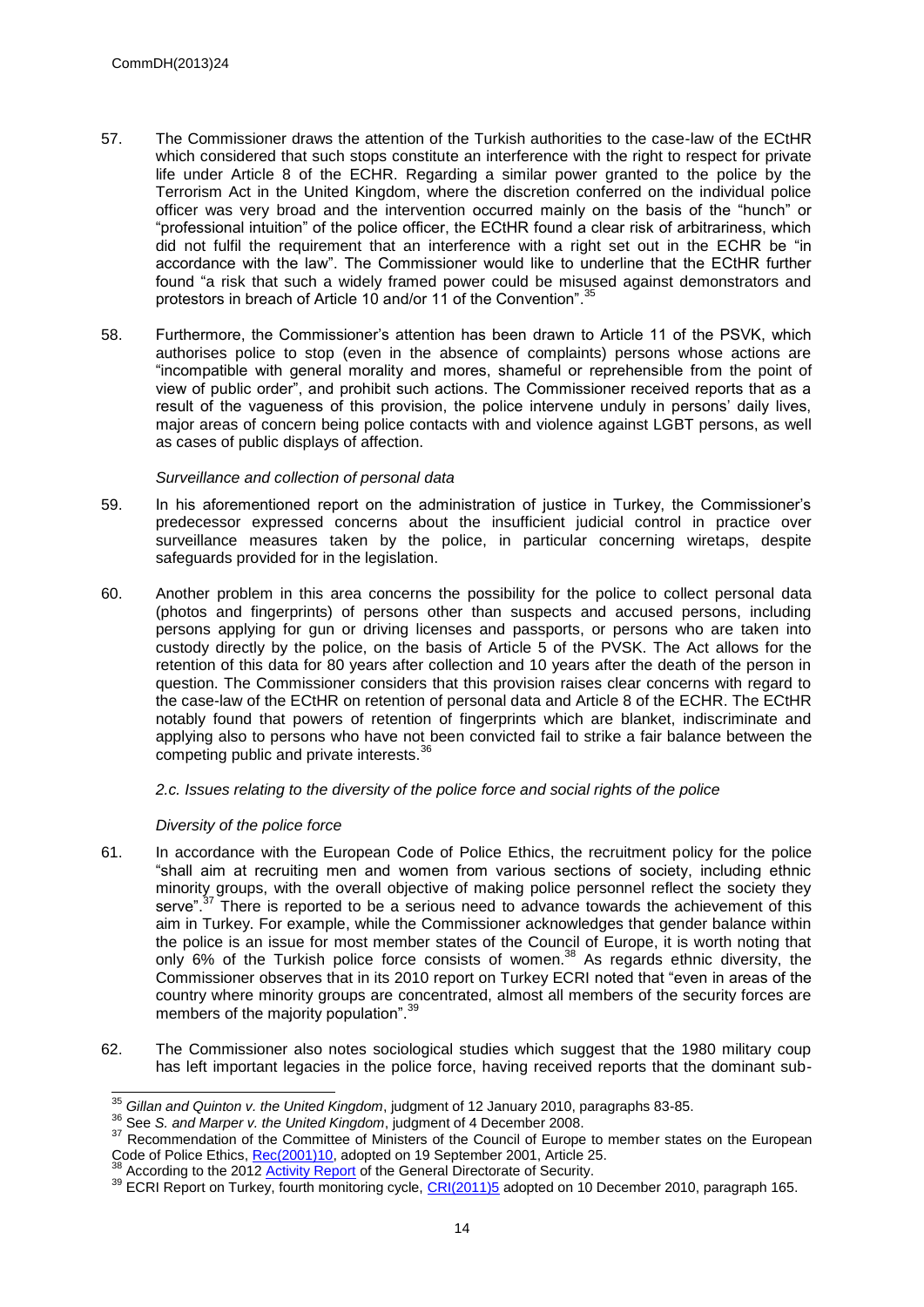57. The Commissioner draws the attention of the Turkish authorities to the case-law of the ECtHR which considered that such stops constitute an interference with the right to respect for private life under Article 8 of the ECHR. Regarding a similar power granted to the police by the Terrorism Act in the United Kingdom, where the discretion conferred on the individual police officer was very broad and the intervention occurred mainly on the basis of the "hunch" or "professional intuition" of the police officer, the ECtHR found a clear risk of arbitrariness, which did not fulfil the requirement that an interference with a right set out in the ECHR be "in accordance with the law". The Commissioner would like to underline that the ECtHR further found "a risk that such a widely framed power could be misused against demonstrators and protestors in breach of Article 10 and/or 11 of the Convention".[35]

58. Furthermore, the Commissioner's attention has been drawn to Article 11 of the PSVK, which authorises police to stop (even in the absence of complaints) persons whose actions are "incompatible with general morality and mores, shameful or reprehensible from the point of view of public order", and prohibit such actions. The Commissioner received reports that as a result of the vagueness of this provision, the police intervene unduly in persons' daily lives, major areas of concern being police contacts with and violence against LGBT persons, as well as cases of public displays of affection.

*Surveillance and collection of personal data*

59. In his aforementioned report on the administration of justice in Turkey, the Commissioner's predecessor expressed concerns about the insufficient judicial control in practice over surveillance measures taken by the police, in particular concerning wiretaps, despite safeguards provided for in the legislation.

60. Another problem in this area concerns the possibility for the police to collect personal data (photos and fingerprints) of persons other than suspects and accused persons, including persons applying for gun or driving licenses and passports, or persons who are taken into custody directly by the police, on the basis of Article 5 of the PVSK. The Act allows for the retention of this data for 80 years after collection and 10 years after the death of the person in question. The Commissioner considers that this provision raises clear concerns with regard to the case-law of the ECtHR on retention of personal data and Article 8 of the ECHR. The ECtHR notably found that powers of retention of fingerprints which are blanket, indiscriminate and applying also to persons who have not been convicted fail to strike a fair balance between the competing public and private interests.[36]

*2.c. Issues relating to the diversity of the police force and social rights of the police*

*Diversity of the police force*

61. In accordance with the European Code of Police Ethics, the recruitment policy for the police "shall aim at recruiting men and women from various sections of society, including ethnic minority groups, with the overall objective of making police personnel reflect the society they serve".[37] There is reported to be a serious need to advance towards the achievement of this aim in Turkey. For example, while the Commissioner acknowledges that gender balance within the police is an issue for most member states of the Council of Europe, it is worth noting that only 6% of the Turkish police force consists of women.[38] As regards ethnic diversity, the Commissioner observes that in its 2010 report on Turkey ECRI noted that "even in areas of the country where minority groups are concentrated, almost all members of the security forces are members of the majority population".[39]

62. The Commissioner also notes sociological studies which suggest that the 1980 military coup has left important legacies in the police force, having received reports that the dominant sub-

---

[35] *Gillan and Quinton v. the United Kingdom*, judgment of 12 January 2010, paragraphs 83-85.

[36] See *S. and Marper v. the United Kingdom*, judgment of 4 December 2008.

[37] Recommendation of the Committee of Ministers of the Council of Europe to member states on the European Code of Police Ethics, Rec(2001)10, adopted on 19 September 2001, Article 25.

[38] According to the 2012 Activity Report of the General Directorate of Security.

[39] ECRI Report on Turkey, fourth monitoring cycle, CRI(2011)5 adopted on 10 December 2010, paragraph 165.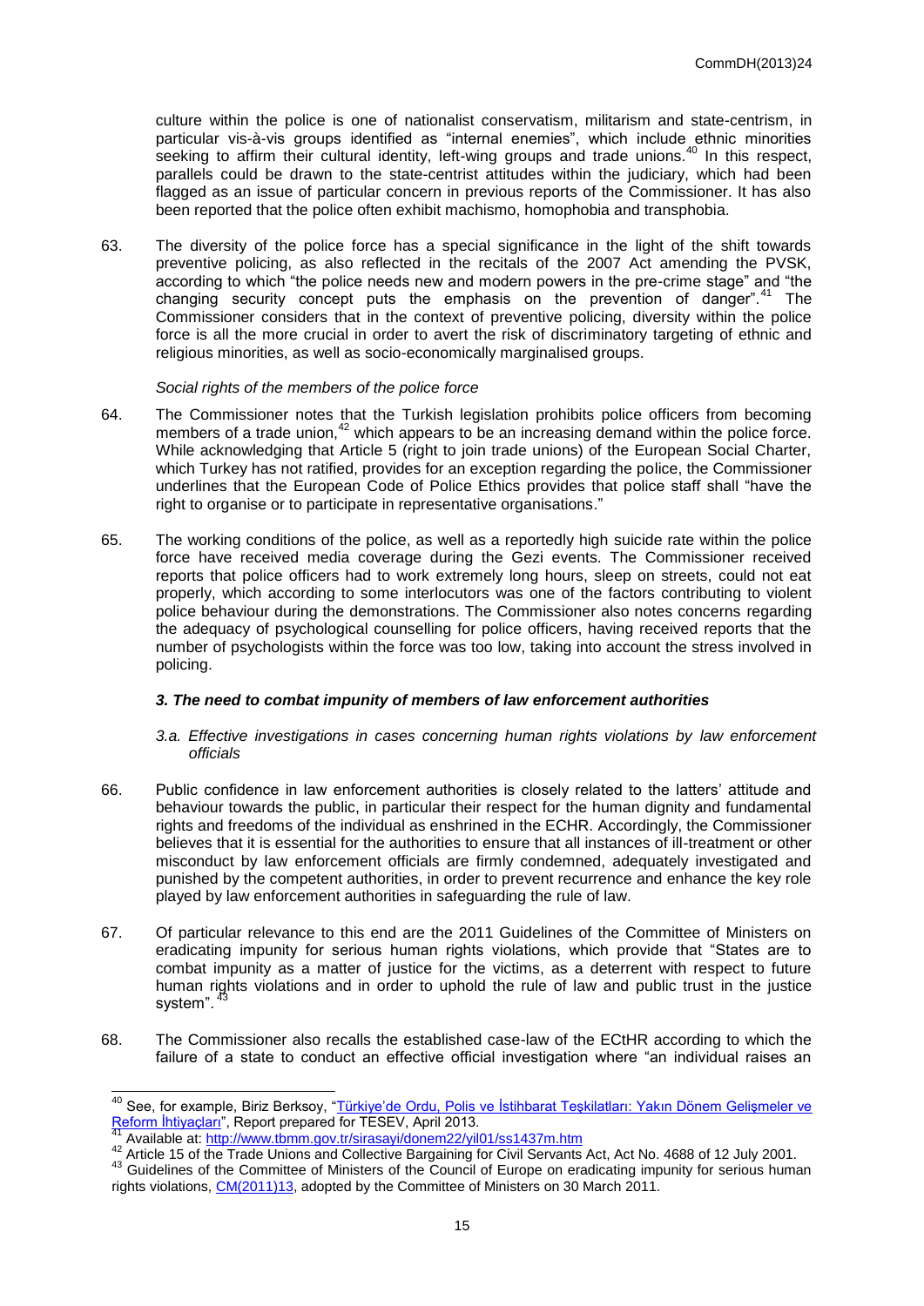culture within the police is one of nationalist conservatism, militarism and state-centrism, in particular vis-à-vis groups identified as "internal enemies", which include ethnic minorities seeking to affirm their cultural identity, left-wing groups and trade unions.[40] In this respect, parallels could be drawn to the state-centrist attitudes within the judiciary, which had been flagged as an issue of particular concern in previous reports of the Commissioner. It has also been reported that the police often exhibit machismo, homophobia and transphobia.

63. The diversity of the police force has a special significance in the light of the shift towards preventive policing, as also reflected in the recitals of the 2007 Act amending the PVSK, according to which "the police needs new and modern powers in the pre-crime stage" and "the changing security concept puts the emphasis on the prevention of danger".[41] The Commissioner considers that in the context of preventive policing, diversity within the police force is all the more crucial in order to avert the risk of discriminatory targeting of ethnic and religious minorities, as well as socio-economically marginalised groups.

*Social rights of the members of the police force*

64. The Commissioner notes that the Turkish legislation prohibits police officers from becoming members of a trade union,[42] which appears to be an increasing demand within the police force. While acknowledging that Article 5 (right to join trade unions) of the European Social Charter, which Turkey has not ratified, provides for an exception regarding the police, the Commissioner underlines that the European Code of Police Ethics provides that police staff shall "have the right to organise or to participate in representative organisations."

65. The working conditions of the police, as well as a reportedly high suicide rate within the police force have received media coverage during the Gezi events. The Commissioner received reports that police officers had to work extremely long hours, sleep on streets, could not eat properly, which according to some interlocutors was one of the factors contributing to violent police behaviour during the demonstrations. The Commissioner also notes concerns regarding the adequacy of psychological counselling for police officers, having received reports that the number of psychologists within the force was too low, taking into account the stress involved in policing.

### *3. The need to combat impunity of members of law enforcement authorities*

#### *3.a. Effective investigations in cases concerning human rights violations by law enforcement officials*

66. Public confidence in law enforcement authorities is closely related to the latters' attitude and behaviour towards the public, in particular their respect for the human dignity and fundamental rights and freedoms of the individual as enshrined in the ECHR. Accordingly, the Commissioner believes that it is essential for the authorities to ensure that all instances of ill-treatment or other misconduct by law enforcement officials are firmly condemned, adequately investigated and punished by the competent authorities, in order to prevent recurrence and enhance the key role played by law enforcement authorities in safeguarding the rule of law.

67. Of particular relevance to this end are the 2011 Guidelines of the Committee of Ministers on eradicating impunity for serious human rights violations, which provide that "States are to combat impunity as a matter of justice for the victims, as a deterrent with respect to future human rights violations and in order to uphold the rule of law and public trust in the justice system".[43]

68. The Commissioner also recalls the established case-law of the ECtHR according to which the failure of a state to conduct an effective official investigation where "an individual raises an

---

[40] See, for example, Biriz Berksoy, "Türkiye'de Ordu, Polis ve İstihbarat Teşkilatları: Yakın Dönem Gelişmeler ve Reform İhtiyaçları", Report prepared for TESEV, April 2013.

[41] Available at: http://www.tbmm.gov.tr/sirasayi/donem22/yil01/ss1437m.htm

[42] Article 15 of the Trade Unions and Collective Bargaining for Civil Servants Act, Act No. 4688 of 12 July 2001.

[43] Guidelines of the Committee of Ministers of the Council of Europe on eradicating impunity for serious human rights violations, CM(2011)13, adopted by the Committee of Ministers on 30 March 2011.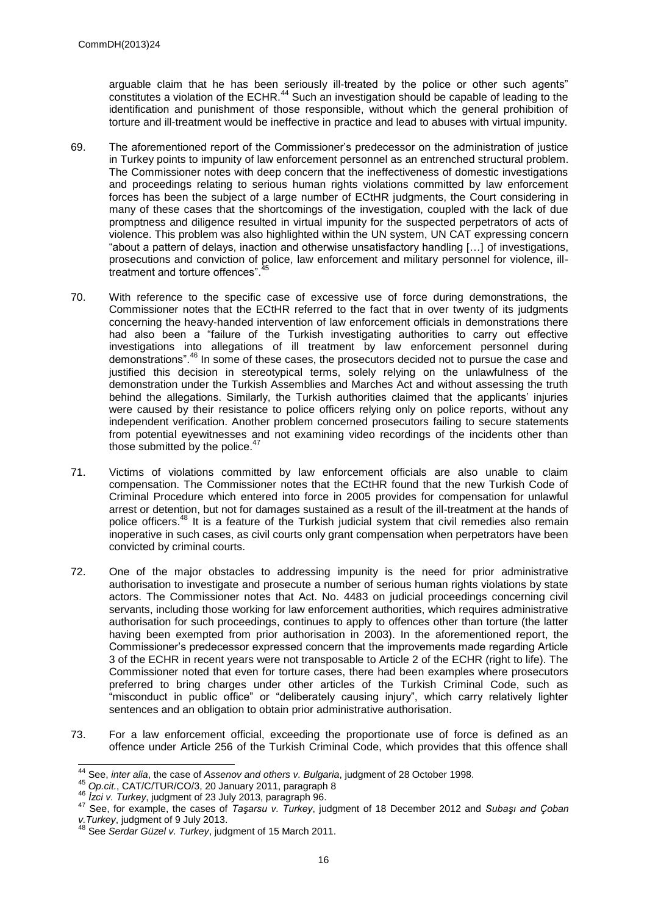arguable claim that he has been seriously ill-treated by the police or other such agents" constitutes a violation of the ECHR.[44] Such an investigation should be capable of leading to the identification and punishment of those responsible, without which the general prohibition of torture and ill-treatment would be ineffective in practice and lead to abuses with virtual impunity.

69. The aforementioned report of the Commissioner's predecessor on the administration of justice in Turkey points to impunity of law enforcement personnel as an entrenched structural problem. The Commissioner notes with deep concern that the ineffectiveness of domestic investigations and proceedings relating to serious human rights violations committed by law enforcement forces has been the subject of a large number of ECtHR judgments, the Court considering in many of these cases that the shortcomings of the investigation, coupled with the lack of due promptness and diligence resulted in virtual impunity for the suspected perpetrators of acts of violence. This problem was also highlighted within the UN system, UN CAT expressing concern "about a pattern of delays, inaction and otherwise unsatisfactory handling […] of investigations, prosecutions and conviction of police, law enforcement and military personnel for violence, ill-treatment and torture offences".[45]

70. With reference to the specific case of excessive use of force during demonstrations, the Commissioner notes that the ECtHR referred to the fact that in over twenty of its judgments concerning the heavy-handed intervention of law enforcement officials in demonstrations there had also been a "failure of the Turkish investigating authorities to carry out effective investigations into allegations of ill treatment by law enforcement personnel during demonstrations".[46] In some of these cases, the prosecutors decided not to pursue the case and justified this decision in stereotypical terms, solely relying on the unlawfulness of the demonstration under the Turkish Assemblies and Marches Act and without assessing the truth behind the allegations. Similarly, the Turkish authorities claimed that the applicants' injuries were caused by their resistance to police officers relying only on police reports, without any independent verification. Another problem concerned prosecutors failing to secure statements from potential eyewitnesses and not examining video recordings of the incidents other than those submitted by the police.[47]

71. Victims of violations committed by law enforcement officials are also unable to claim compensation. The Commissioner notes that the ECtHR found that the new Turkish Code of Criminal Procedure which entered into force in 2005 provides for compensation for unlawful arrest or detention, but not for damages sustained as a result of the ill-treatment at the hands of police officers.[48] It is a feature of the Turkish judicial system that civil remedies also remain inoperative in such cases, as civil courts only grant compensation when perpetrators have been convicted by criminal courts.

72. One of the major obstacles to addressing impunity is the need for prior administrative authorisation to investigate and prosecute a number of serious human rights violations by state actors. The Commissioner notes that Act. No. 4483 on judicial proceedings concerning civil servants, including those working for law enforcement authorities, which requires administrative authorisation for such proceedings, continues to apply to offences other than torture (the latter having been exempted from prior authorisation in 2003). In the aforementioned report, the Commissioner's predecessor expressed concern that the improvements made regarding Article 3 of the ECHR in recent years were not transposable to Article 2 of the ECHR (right to life). The Commissioner noted that even for torture cases, there had been examples where prosecutors preferred to bring charges under other articles of the Turkish Criminal Code, such as "misconduct in public office" or "deliberately causing injury", which carry relatively lighter sentences and an obligation to obtain prior administrative authorisation.

73. For a law enforcement official, exceeding the proportionate use of force is defined as an offence under Article 256 of the Turkish Criminal Code, which provides that this offence shall

---

[44] See, *inter alia*, the case of *Assenov and others v. Bulgaria*, judgment of 28 October 1998.

[45] *Op.cit.*, CAT/C/TUR/CO/3, 20 January 2011, paragraph 8

[46] *İzci v. Turkey*, judgment of 23 July 2013, paragraph 96.

[47] See, for example, the cases of *Taşarsu v. Turkey*, judgment of 18 December 2012 and *Subaşı and Çoban v.Turkey*, judgment of 9 July 2013.

[48] See *Serdar Güzel v. Turkey*, judgment of 15 March 2011.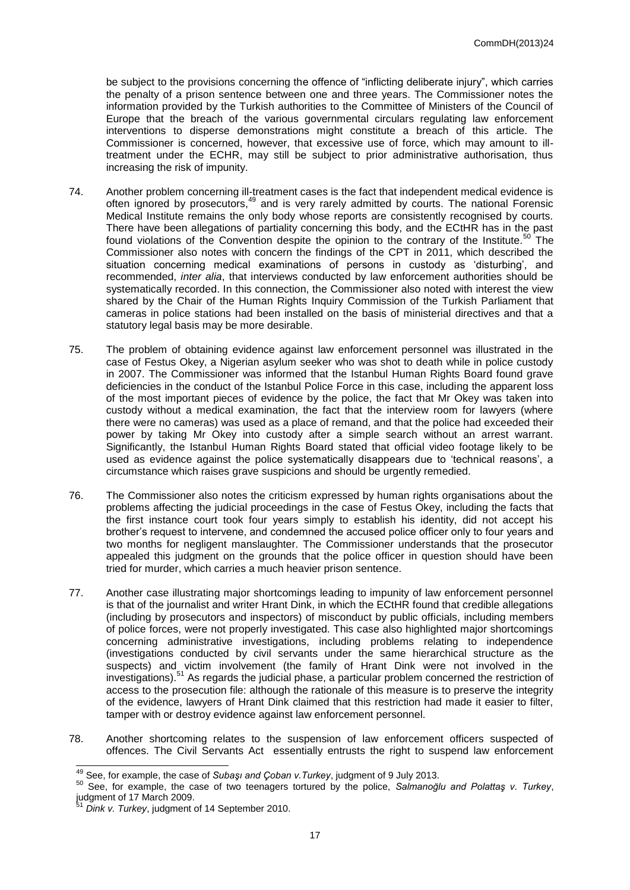be subject to the provisions concerning the offence of "inflicting deliberate injury", which carries the penalty of a prison sentence between one and three years. The Commissioner notes the information provided by the Turkish authorities to the Committee of Ministers of the Council of Europe that the breach of the various governmental circulars regulating law enforcement interventions to disperse demonstrations might constitute a breach of this article. The Commissioner is concerned, however, that excessive use of force, which may amount to ill-treatment under the ECHR, may still be subject to prior administrative authorisation, thus increasing the risk of impunity.

74. Another problem concerning ill-treatment cases is the fact that independent medical evidence is often ignored by prosecutors,[49] and is very rarely admitted by courts. The national Forensic Medical Institute remains the only body whose reports are consistently recognised by courts. There have been allegations of partiality concerning this body, and the ECtHR has in the past found violations of the Convention despite the opinion to the contrary of the Institute.[50] The Commissioner also notes with concern the findings of the CPT in 2011, which described the situation concerning medical examinations of persons in custody as 'disturbing', and recommended, *inter alia*, that interviews conducted by law enforcement authorities should be systematically recorded. In this connection, the Commissioner also noted with interest the view shared by the Chair of the Human Rights Inquiry Commission of the Turkish Parliament that cameras in police stations had been installed on the basis of ministerial directives and that a statutory legal basis may be more desirable.

75. The problem of obtaining evidence against law enforcement personnel was illustrated in the case of Festus Okey, a Nigerian asylum seeker who was shot to death while in police custody in 2007. The Commissioner was informed that the Istanbul Human Rights Board found grave deficiencies in the conduct of the Istanbul Police Force in this case, including the apparent loss of the most important pieces of evidence by the police, the fact that Mr Okey was taken into custody without a medical examination, the fact that the interview room for lawyers (where there were no cameras) was used as a place of remand, and that the police had exceeded their power by taking Mr Okey into custody after a simple search without an arrest warrant. Significantly, the Istanbul Human Rights Board stated that official video footage likely to be used as evidence against the police systematically disappears due to 'technical reasons', a circumstance which raises grave suspicions and should be urgently remedied.

76. The Commissioner also notes the criticism expressed by human rights organisations about the problems affecting the judicial proceedings in the case of Festus Okey, including the facts that the first instance court took four years simply to establish his identity, did not accept his brother's request to intervene, and condemned the accused police officer only to four years and two months for negligent manslaughter. The Commissioner understands that the prosecutor appealed this judgment on the grounds that the police officer in question should have been tried for murder, which carries a much heavier prison sentence.

77. Another case illustrating major shortcomings leading to impunity of law enforcement personnel is that of the journalist and writer Hrant Dink, in which the ECtHR found that credible allegations (including by prosecutors and inspectors) of misconduct by public officials, including members of police forces, were not properly investigated. This case also highlighted major shortcomings concerning administrative investigations, including problems relating to independence (investigations conducted by civil servants under the same hierarchical structure as the suspects) and victim involvement (the family of Hrant Dink were not involved in the investigations).[51] As regards the judicial phase, a particular problem concerned the restriction of access to the prosecution file: although the rationale of this measure is to preserve the integrity of the evidence, lawyers of Hrant Dink claimed that this restriction had made it easier to filter, tamper with or destroy evidence against law enforcement personnel.

78. Another shortcoming relates to the suspension of law enforcement officers suspected of offences. The Civil Servants Act essentially entrusts the right to suspend law enforcement

---

[49] See, for example, the case of *Subaşı and Çoban v.Turkey*, judgment of 9 July 2013.

[50] See, for example, the case of two teenagers tortured by the police, *Salmanoğlu and Polattaş v. Turkey*, judgment of 17 March 2009.

[51] *Dink v. Turkey*, judgment of 14 September 2010.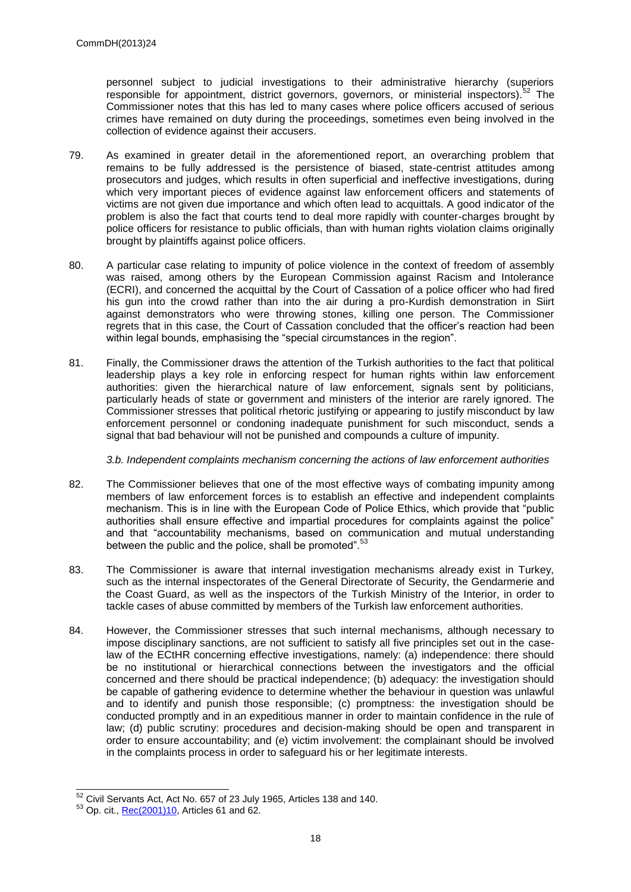personnel subject to judicial investigations to their administrative hierarchy (superiors responsible for appointment, district governors, governors, or ministerial inspectors).[52] The Commissioner notes that this has led to many cases where police officers accused of serious crimes have remained on duty during the proceedings, sometimes even being involved in the collection of evidence against their accusers.

79. As examined in greater detail in the aforementioned report, an overarching problem that remains to be fully addressed is the persistence of biased, state-centrist attitudes among prosecutors and judges, which results in often superficial and ineffective investigations, during which very important pieces of evidence against law enforcement officers and statements of victims are not given due importance and which often lead to acquittals. A good indicator of the problem is also the fact that courts tend to deal more rapidly with counter-charges brought by police officers for resistance to public officials, than with human rights violation claims originally brought by plaintiffs against police officers.

80. A particular case relating to impunity of police violence in the context of freedom of assembly was raised, among others by the European Commission against Racism and Intolerance (ECRI), and concerned the acquittal by the Court of Cassation of a police officer who had fired his gun into the crowd rather than into the air during a pro-Kurdish demonstration in Siirt against demonstrators who were throwing stones, killing one person. The Commissioner regrets that in this case, the Court of Cassation concluded that the officer's reaction had been within legal bounds, emphasising the "special circumstances in the region".

81. Finally, the Commissioner draws the attention of the Turkish authorities to the fact that political leadership plays a key role in enforcing respect for human rights within law enforcement authorities: given the hierarchical nature of law enforcement, signals sent by politicians, particularly heads of state or government and ministers of the interior are rarely ignored. The Commissioner stresses that political rhetoric justifying or appearing to justify misconduct by law enforcement personnel or condoning inadequate punishment for such misconduct, sends a signal that bad behaviour will not be punished and compounds a culture of impunity.

*3.b. Independent complaints mechanism concerning the actions of law enforcement authorities*

82. The Commissioner believes that one of the most effective ways of combating impunity among members of law enforcement forces is to establish an effective and independent complaints mechanism. This is in line with the European Code of Police Ethics, which provide that "public authorities shall ensure effective and impartial procedures for complaints against the police" and that "accountability mechanisms, based on communication and mutual understanding between the public and the police, shall be promoted".[53]

83. The Commissioner is aware that internal investigation mechanisms already exist in Turkey, such as the internal inspectorates of the General Directorate of Security, the Gendarmerie and the Coast Guard, as well as the inspectors of the Turkish Ministry of the Interior, in order to tackle cases of abuse committed by members of the Turkish law enforcement authorities.

84. However, the Commissioner stresses that such internal mechanisms, although necessary to impose disciplinary sanctions, are not sufficient to satisfy all five principles set out in the case-law of the ECtHR concerning effective investigations, namely: (a) independence: there should be no institutional or hierarchical connections between the investigators and the official concerned and there should be practical independence; (b) adequacy: the investigation should be capable of gathering evidence to determine whether the behaviour in question was unlawful and to identify and punish those responsible; (c) promptness: the investigation should be conducted promptly and in an expeditious manner in order to maintain confidence in the rule of law; (d) public scrutiny: procedures and decision-making should be open and transparent in order to ensure accountability; and (e) victim involvement: the complainant should be involved in the complaints process in order to safeguard his or her legitimate interests.

---

[52] Civil Servants Act, Act No. 657 of 23 July 1965, Articles 138 and 140.

[53] Op. cit., Rec(2001)10, Articles 61 and 62.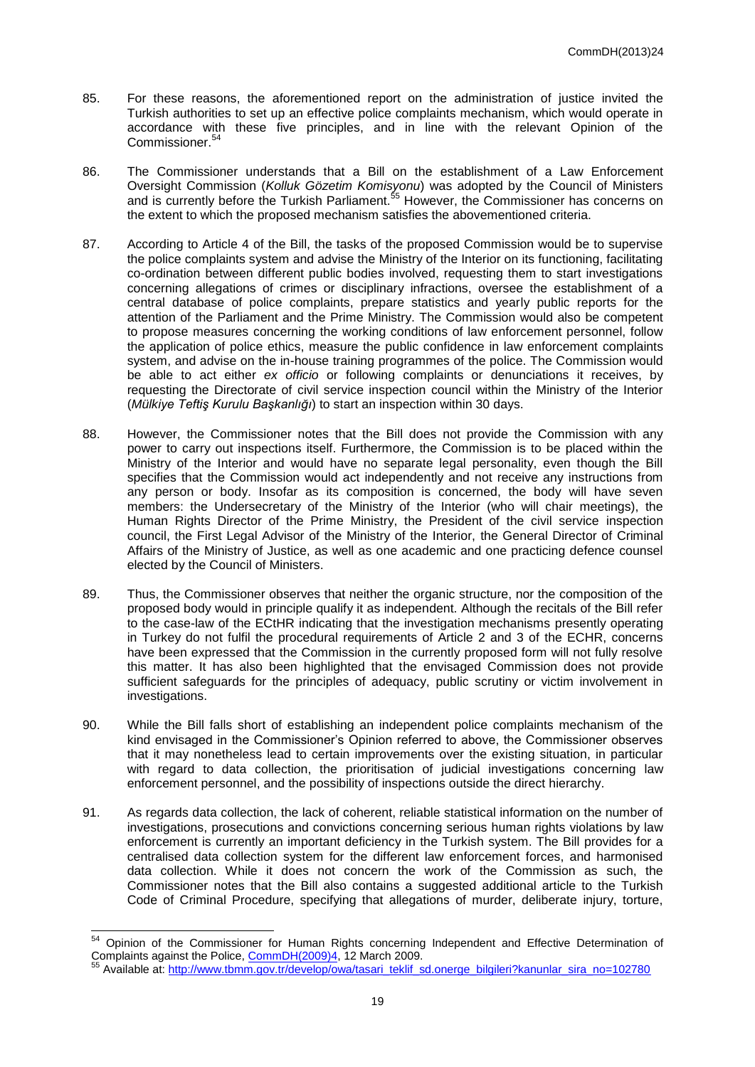85. For these reasons, the aforementioned report on the administration of justice invited the Turkish authorities to set up an effective police complaints mechanism, which would operate in accordance with these five principles, and in line with the relevant Opinion of the Commissioner.[54]

86. The Commissioner understands that a Bill on the establishment of a Law Enforcement Oversight Commission (*Kolluk Gözetim Komisyonu*) was adopted by the Council of Ministers and is currently before the Turkish Parliament.[55] However, the Commissioner has concerns on the extent to which the proposed mechanism satisfies the abovementioned criteria.

87. According to Article 4 of the Bill, the tasks of the proposed Commission would be to supervise the police complaints system and advise the Ministry of the Interior on its functioning, facilitating co-ordination between different public bodies involved, requesting them to start investigations concerning allegations of crimes or disciplinary infractions, oversee the establishment of a central database of police complaints, prepare statistics and yearly public reports for the attention of the Parliament and the Prime Ministry. The Commission would also be competent to propose measures concerning the working conditions of law enforcement personnel, follow the application of police ethics, measure the public confidence in law enforcement complaints system, and advise on the in-house training programmes of the police. The Commission would be able to act either *ex officio* or following complaints or denunciations it receives, by requesting the Directorate of civil service inspection council within the Ministry of the Interior (*Mülkiye Teftiş Kurulu Başkanlığı*) to start an inspection within 30 days.

88. However, the Commissioner notes that the Bill does not provide the Commission with any power to carry out inspections itself. Furthermore, the Commission is to be placed within the Ministry of the Interior and would have no separate legal personality, even though the Bill specifies that the Commission would act independently and not receive any instructions from any person or body. Insofar as its composition is concerned, the body will have seven members: the Undersecretary of the Ministry of the Interior (who will chair meetings), the Human Rights Director of the Prime Ministry, the President of the civil service inspection council, the First Legal Advisor of the Ministry of the Interior, the General Director of Criminal Affairs of the Ministry of Justice, as well as one academic and one practicing defence counsel elected by the Council of Ministers.

89. Thus, the Commissioner observes that neither the organic structure, nor the composition of the proposed body would in principle qualify it as independent. Although the recitals of the Bill refer to the case-law of the ECtHR indicating that the investigation mechanisms presently operating in Turkey do not fulfil the procedural requirements of Article 2 and 3 of the ECHR, concerns have been expressed that the Commission in the currently proposed form will not fully resolve this matter. It has also been highlighted that the envisaged Commission does not provide sufficient safeguards for the principles of adequacy, public scrutiny or victim involvement in investigations.

90. While the Bill falls short of establishing an independent police complaints mechanism of the kind envisaged in the Commissioner's Opinion referred to above, the Commissioner observes that it may nonetheless lead to certain improvements over the existing situation, in particular with regard to data collection, the prioritisation of judicial investigations concerning law enforcement personnel, and the possibility of inspections outside the direct hierarchy.

91. As regards data collection, the lack of coherent, reliable statistical information on the number of investigations, prosecutions and convictions concerning serious human rights violations by law enforcement is currently an important deficiency in the Turkish system. The Bill provides for a centralised data collection system for the different law enforcement forces, and harmonised data collection. While it does not concern the work of the Commission as such, the Commissioner notes that the Bill also contains a suggested additional article to the Turkish Code of Criminal Procedure, specifying that allegations of murder, deliberate injury, torture,

---

[54] Opinion of the Commissioner for Human Rights concerning Independent and Effective Determination of Complaints against the Police, CommDH(2009)4, 12 March 2009.

[55] Available at: http://www.tbmm.gov.tr/develop/owa/tasari_teklif_sd.onerge_bilgileri?kanunlar_sira_no=102780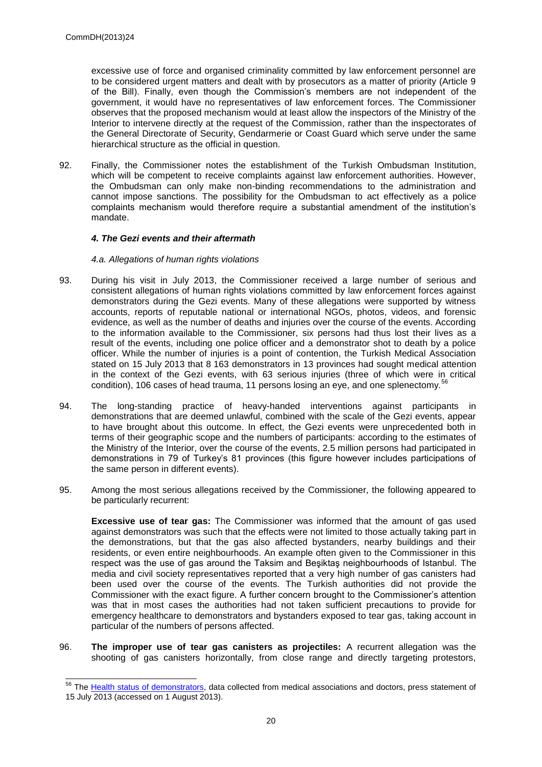excessive use of force and organised criminality committed by law enforcement personnel are to be considered urgent matters and dealt with by prosecutors as a matter of priority (Article 9 of the Bill). Finally, even though the Commission's members are not independent of the government, it would have no representatives of law enforcement forces. The Commissioner observes that the proposed mechanism would at least allow the inspectors of the Ministry of the Interior to intervene directly at the request of the Commission, rather than the inspectorates of the General Directorate of Security, Gendarmerie or Coast Guard which serve under the same hierarchical structure as the official in question.

92. Finally, the Commissioner notes the establishment of the Turkish Ombudsman Institution, which will be competent to receive complaints against law enforcement authorities. However, the Ombudsman can only make non-binding recommendations to the administration and cannot impose sanctions. The possibility for the Ombudsman to act effectively as a police complaints mechanism would therefore require a substantial amendment of the institution's mandate.

### *4. The Gezi events and their aftermath*

#### *4.a. Allegations of human rights violations*

93. During his visit in July 2013, the Commissioner received a large number of serious and consistent allegations of human rights violations committed by law enforcement forces against demonstrators during the Gezi events. Many of these allegations were supported by witness accounts, reports of reputable national or international NGOs, photos, videos, and forensic evidence, as well as the number of deaths and injuries over the course of the events. According to the information available to the Commissioner, six persons had thus lost their lives as a result of the events, including one police officer and a demonstrator shot to death by a police officer. While the number of injuries is a point of contention, the Turkish Medical Association stated on 15 July 2013 that 8 163 demonstrators in 13 provinces had sought medical attention in the context of the Gezi events, with 63 serious injuries (three of which were in critical condition), 106 cases of head trauma, 11 persons losing an eye, and one splenectomy.[56]

94. The long-standing practice of heavy-handed interventions against participants in demonstrations that are deemed unlawful, combined with the scale of the Gezi events, appear to have brought about this outcome. In effect, the Gezi events were unprecedented both in terms of their geographic scope and the numbers of participants: according to the estimates of the Ministry of the Interior, over the course of the events, 2.5 million persons had participated in demonstrations in 79 of Turkey's 81 provinces (this figure however includes participations of the same person in different events).

95. Among the most serious allegations received by the Commissioner, the following appeared to be particularly recurrent:

    **Excessive use of tear gas:** The Commissioner was informed that the amount of gas used against demonstrators was such that the effects were not limited to those actually taking part in the demonstrations, but that the gas also affected bystanders, nearby buildings and their residents, or even entire neighbourhoods. An example often given to the Commissioner in this respect was the use of gas around the Taksim and Beşiktaş neighbourhoods of Istanbul. The media and civil society representatives reported that a very high number of gas canisters had been used over the course of the events. The Turkish authorities did not provide the Commissioner with the exact figure. A further concern brought to the Commissioner's attention was that in most cases the authorities had not taken sufficient precautions to provide for emergency healthcare to demonstrators and bystanders exposed to tear gas, taking account in particular of the numbers of persons affected.

96. **The improper use of tear gas canisters as projectiles:** A recurrent allegation was the shooting of gas canisters horizontally, from close range and directly targeting protestors,

---

[56] The Health status of demonstrators, data collected from medical associations and doctors, press statement of 15 July 2013 (accessed on 1 August 2013).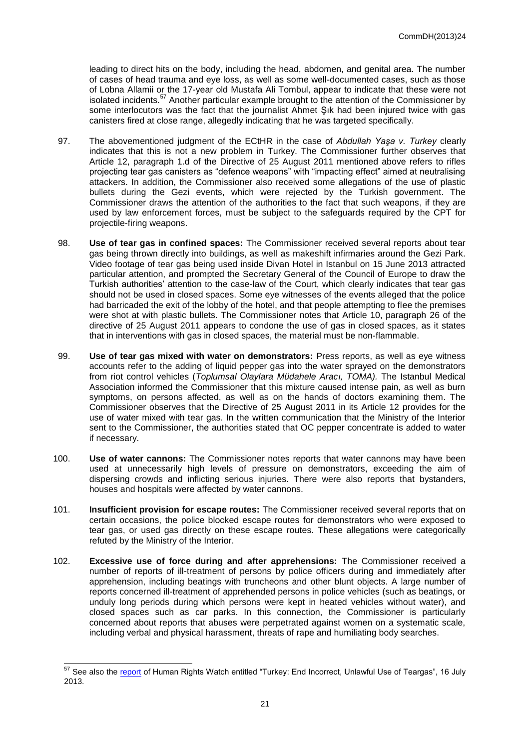leading to direct hits on the body, including the head, abdomen, and genital area. The number of cases of head trauma and eye loss, as well as some well-documented cases, such as those of Lobna Allamii or the 17-year old Mustafa Ali Tombul, appear to indicate that these were not isolated incidents.[57] Another particular example brought to the attention of the Commissioner by some interlocutors was the fact that the journalist Ahmet Şık had been injured twice with gas canisters fired at close range, allegedly indicating that he was targeted specifically.

97. The abovementioned judgment of the ECtHR in the case of *Abdullah Yaşa v. Turkey* clearly indicates that this is not a new problem in Turkey. The Commissioner further observes that Article 12, paragraph 1.d of the Directive of 25 August 2011 mentioned above refers to rifles projecting tear gas canisters as "defence weapons" with "impacting effect" aimed at neutralising attackers. In addition, the Commissioner also received some allegations of the use of plastic bullets during the Gezi events, which were rejected by the Turkish government. The Commissioner draws the attention of the authorities to the fact that such weapons, if they are used by law enforcement forces, must be subject to the safeguards required by the CPT for projectile-firing weapons.

98. **Use of tear gas in confined spaces:** The Commissioner received several reports about tear gas being thrown directly into buildings, as well as makeshift infirmaries around the Gezi Park. Video footage of tear gas being used inside Divan Hotel in Istanbul on 15 June 2013 attracted particular attention, and prompted the Secretary General of the Council of Europe to draw the Turkish authorities' attention to the case-law of the Court, which clearly indicates that tear gas should not be used in closed spaces. Some eye witnesses of the events alleged that the police had barricaded the exit of the lobby of the hotel, and that people attempting to flee the premises were shot at with plastic bullets. The Commissioner notes that Article 10, paragraph 26 of the directive of 25 August 2011 appears to condone the use of gas in closed spaces, as it states that in interventions with gas in closed spaces, the material must be non-flammable.

99. **Use of tear gas mixed with water on demonstrators:** Press reports, as well as eye witness accounts refer to the adding of liquid pepper gas into the water sprayed on the demonstrators from riot control vehicles (*Toplumsal Olaylara Müdahele Aracı, TOMA).* The Istanbul Medical Association informed the Commissioner that this mixture caused intense pain, as well as burn symptoms, on persons affected, as well as on the hands of doctors examining them. The Commissioner observes that the Directive of 25 August 2011 in its Article 12 provides for the use of water mixed with tear gas. In the written communication that the Ministry of the Interior sent to the Commissioner, the authorities stated that OC pepper concentrate is added to water if necessary.

100. **Use of water cannons:** The Commissioner notes reports that water cannons may have been used at unnecessarily high levels of pressure on demonstrators, exceeding the aim of dispersing crowds and inflicting serious injuries. There were also reports that bystanders, houses and hospitals were affected by water cannons.

101. **Insufficient provision for escape routes:** The Commissioner received several reports that on certain occasions, the police blocked escape routes for demonstrators who were exposed to tear gas, or used gas directly on these escape routes. These allegations were categorically refuted by the Ministry of the Interior.

102. **Excessive use of force during and after apprehensions:** The Commissioner received a number of reports of ill-treatment of persons by police officers during and immediately after apprehension, including beatings with truncheons and other blunt objects. A large number of reports concerned ill-treatment of apprehended persons in police vehicles (such as beatings, or unduly long periods during which persons were kept in heated vehicles without water), and closed spaces such as car parks. In this connection, the Commissioner is particularly concerned about reports that abuses were perpetrated against women on a systematic scale, including verbal and physical harassment, threats of rape and humiliating body searches.

---

[57] See also the report of Human Rights Watch entitled "Turkey: End Incorrect, Unlawful Use of Teargas", 16 July 2013.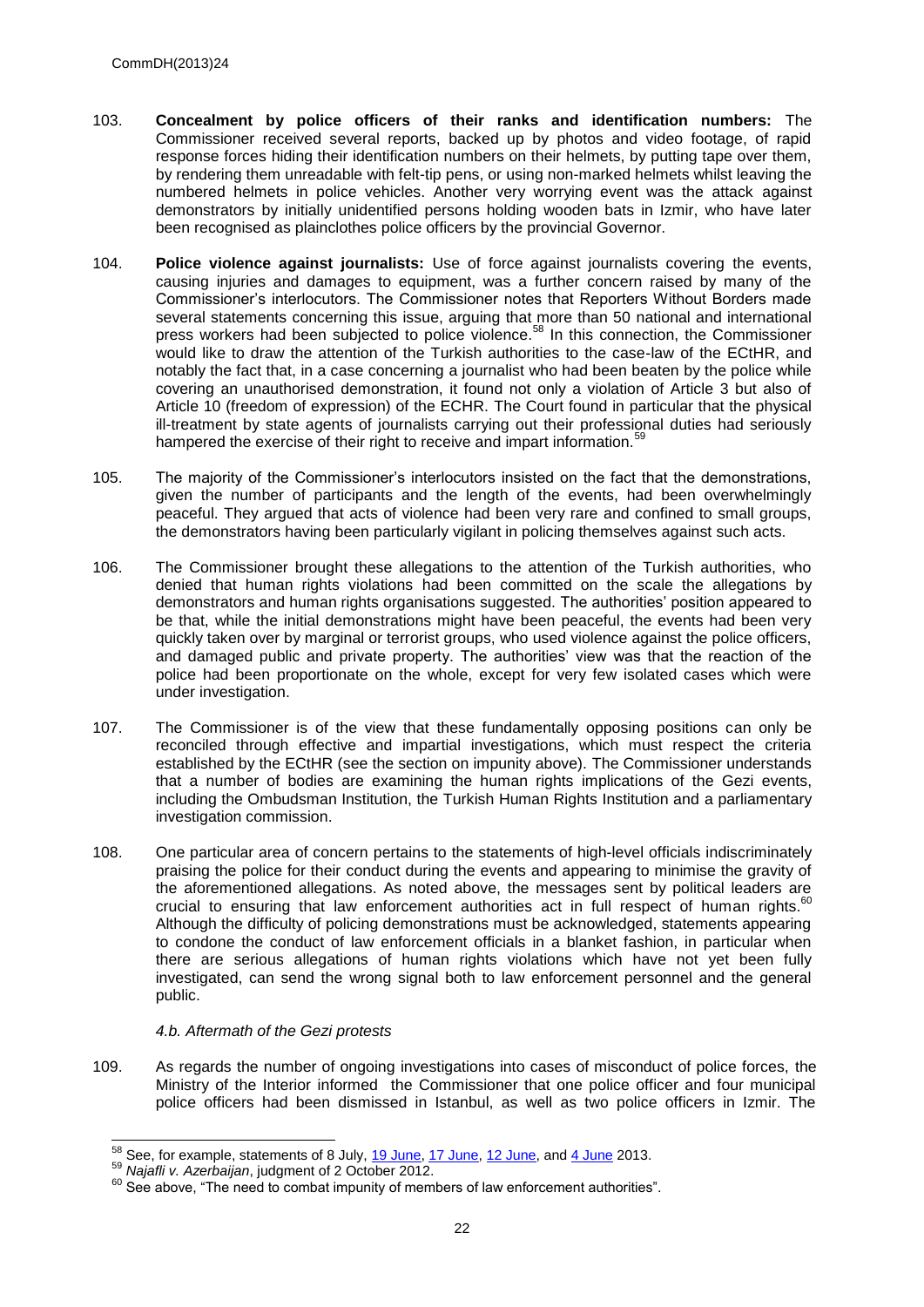103. **Concealment by police officers of their ranks and identification numbers:** The Commissioner received several reports, backed up by photos and video footage, of rapid response forces hiding their identification numbers on their helmets, by putting tape over them, by rendering them unreadable with felt-tip pens, or using non-marked helmets whilst leaving the numbered helmets in police vehicles. Another very worrying event was the attack against demonstrators by initially unidentified persons holding wooden bats in Izmir, who have later been recognised as plainclothes police officers by the provincial Governor.

104. **Police violence against journalists:** Use of force against journalists covering the events, causing injuries and damages to equipment, was a further concern raised by many of the Commissioner's interlocutors. The Commissioner notes that Reporters Without Borders made several statements concerning this issue, arguing that more than 50 national and international press workers had been subjected to police violence.[58] In this connection, the Commissioner would like to draw the attention of the Turkish authorities to the case-law of the ECtHR, and notably the fact that, in a case concerning a journalist who had been beaten by the police while covering an unauthorised demonstration, it found not only a violation of Article 3 but also of Article 10 (freedom of expression) of the ECHR. The Court found in particular that the physical ill-treatment by state agents of journalists carrying out their professional duties had seriously hampered the exercise of their right to receive and impart information.[59]

105. The majority of the Commissioner's interlocutors insisted on the fact that the demonstrations, given the number of participants and the length of the events, had been overwhelmingly peaceful. They argued that acts of violence had been very rare and confined to small groups, the demonstrators having been particularly vigilant in policing themselves against such acts.

106. The Commissioner brought these allegations to the attention of the Turkish authorities, who denied that human rights violations had been committed on the scale the allegations by demonstrators and human rights organisations suggested. The authorities' position appeared to be that, while the initial demonstrations might have been peaceful, the events had been very quickly taken over by marginal or terrorist groups, who used violence against the police officers, and damaged public and private property. The authorities' view was that the reaction of the police had been proportionate on the whole, except for very few isolated cases which were under investigation.

107. The Commissioner is of the view that these fundamentally opposing positions can only be reconciled through effective and impartial investigations, which must respect the criteria established by the ECtHR (see the section on impunity above). The Commissioner understands that a number of bodies are examining the human rights implications of the Gezi events, including the Ombudsman Institution, the Turkish Human Rights Institution and a parliamentary investigation commission.

108. One particular area of concern pertains to the statements of high-level officials indiscriminately praising the police for their conduct during the events and appearing to minimise the gravity of the aforementioned allegations. As noted above, the messages sent by political leaders are crucial to ensuring that law enforcement authorities act in full respect of human rights.[60] Although the difficulty of policing demonstrations must be acknowledged, statements appearing to condone the conduct of law enforcement officials in a blanket fashion, in particular when there are serious allegations of human rights violations which have not yet been fully investigated, can send the wrong signal both to law enforcement personnel and the general public.

### *4.b. Aftermath of the Gezi protests*

109. As regards the number of ongoing investigations into cases of misconduct of police forces, the Ministry of the Interior informed the Commissioner that one police officer and four municipal police officers had been dismissed in Istanbul, as well as two police officers in Izmir. The

---

[58] See, for example, statements of 8 July, 19 June, 17 June, 12 June, and 4 June 2013.

[59] *Najafli v. Azerbaijan*, judgment of 2 October 2012.

[60] See above, "The need to combat impunity of members of law enforcement authorities".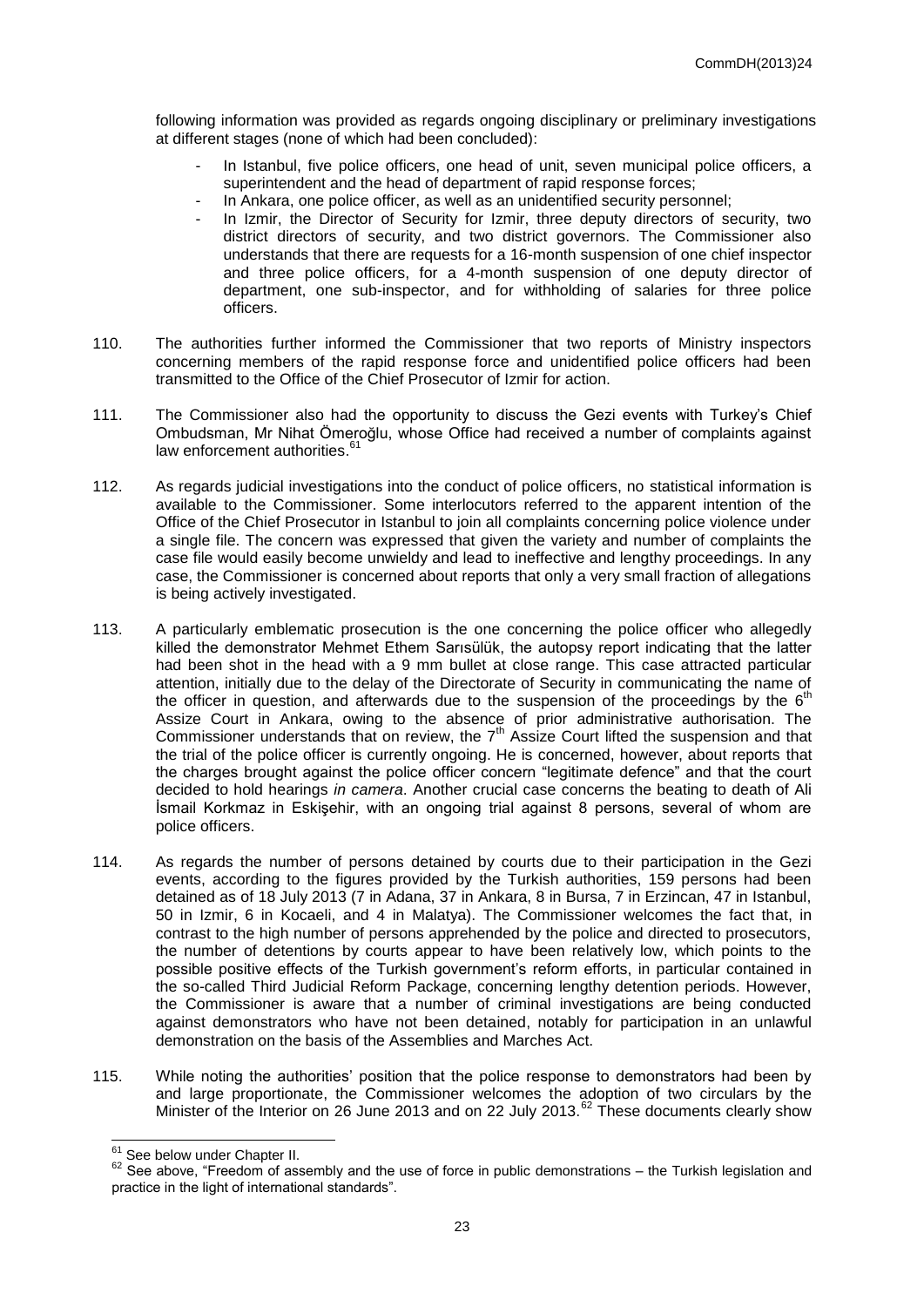following information was provided as regards ongoing disciplinary or preliminary investigations at different stages (none of which had been concluded):

- In Istanbul, five police officers, one head of unit, seven municipal police officers, a superintendent and the head of department of rapid response forces;
- In Ankara, one police officer, as well as an unidentified security personnel;
- In Izmir, the Director of Security for Izmir, three deputy directors of security, two district directors of security, and two district governors. The Commissioner also understands that there are requests for a 16-month suspension of one chief inspector and three police officers, for a 4-month suspension of one deputy director of department, one sub-inspector, and for withholding of salaries for three police officers.

110. The authorities further informed the Commissioner that two reports of Ministry inspectors concerning members of the rapid response force and unidentified police officers had been transmitted to the Office of the Chief Prosecutor of Izmir for action.

111. The Commissioner also had the opportunity to discuss the Gezi events with Turkey's Chief Ombudsman, Mr Nihat Ömeroğlu, whose Office had received a number of complaints against law enforcement authorities.[61]

112. As regards judicial investigations into the conduct of police officers, no statistical information is available to the Commissioner. Some interlocutors referred to the apparent intention of the Office of the Chief Prosecutor in Istanbul to join all complaints concerning police violence under a single file. The concern was expressed that given the variety and number of complaints the case file would easily become unwieldy and lead to ineffective and lengthy proceedings. In any case, the Commissioner is concerned about reports that only a very small fraction of allegations is being actively investigated.

113. A particularly emblematic prosecution is the one concerning the police officer who allegedly killed the demonstrator Mehmet Ethem Sarısülük, the autopsy report indicating that the latter had been shot in the head with a 9 mm bullet at close range. This case attracted particular attention, initially due to the delay of the Directorate of Security in communicating the name of the officer in question, and afterwards due to the suspension of the proceedings by the 6th Assize Court in Ankara, owing to the absence of prior administrative authorisation. The Commissioner understands that on review, the 7th Assize Court lifted the suspension and that the trial of the police officer is currently ongoing. He is concerned, however, about reports that the charges brought against the police officer concern "legitimate defence" and that the court decided to hold hearings *in camera*. Another crucial case concerns the beating to death of Ali İsmail Korkmaz in Eskişehir, with an ongoing trial against 8 persons, several of whom are police officers.

114. As regards the number of persons detained by courts due to their participation in the Gezi events, according to the figures provided by the Turkish authorities, 159 persons had been detained as of 18 July 2013 (7 in Adana, 37 in Ankara, 8 in Bursa, 7 in Erzincan, 47 in Istanbul, 50 in Izmir, 6 in Kocaeli, and 4 in Malatya). The Commissioner welcomes the fact that, in contrast to the high number of persons apprehended by the police and directed to prosecutors, the number of detentions by courts appear to have been relatively low, which points to the possible positive effects of the Turkish government's reform efforts, in particular contained in the so-called Third Judicial Reform Package, concerning lengthy detention periods. However, the Commissioner is aware that a number of criminal investigations are being conducted against demonstrators who have not been detained, notably for participation in an unlawful demonstration on the basis of the Assemblies and Marches Act.

115. While noting the authorities' position that the police response to demonstrators had been by and large proportionate, the Commissioner welcomes the adoption of two circulars by the Minister of the Interior on 26 June 2013 and on 22 July 2013.[62] These documents clearly show

---

[61] See below under Chapter II.

[62] See above, "Freedom of assembly and the use of force in public demonstrations – the Turkish legislation and practice in the light of international standards".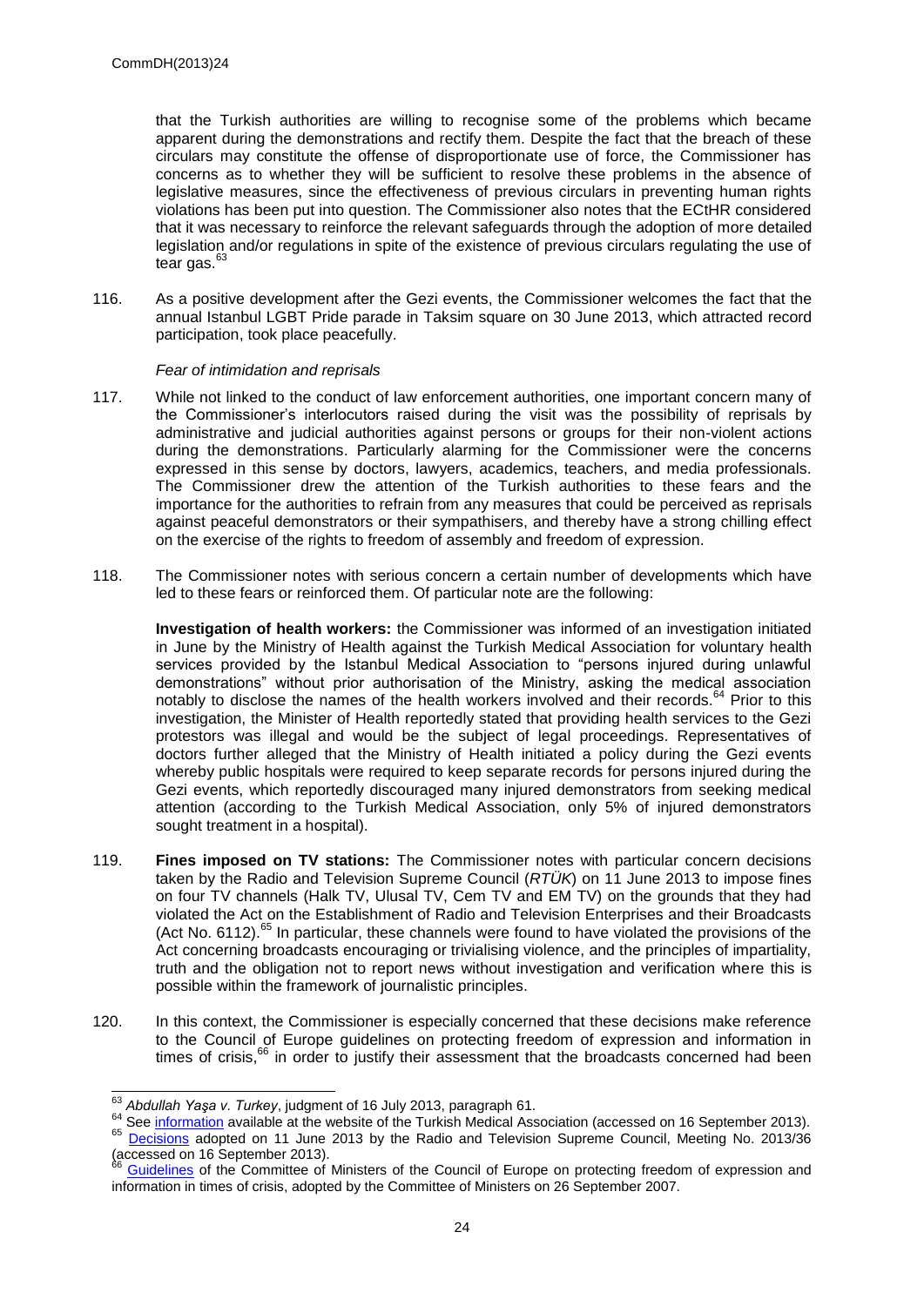that the Turkish authorities are willing to recognise some of the problems which became apparent during the demonstrations and rectify them. Despite the fact that the breach of these circulars may constitute the offense of disproportionate use of force, the Commissioner has concerns as to whether they will be sufficient to resolve these problems in the absence of legislative measures, since the effectiveness of previous circulars in preventing human rights violations has been put into question. The Commissioner also notes that the ECtHR considered that it was necessary to reinforce the relevant safeguards through the adoption of more detailed legislation and/or regulations in spite of the existence of previous circulars regulating the use of tear gas.[63]

116. As a positive development after the Gezi events, the Commissioner welcomes the fact that the annual Istanbul LGBT Pride parade in Taksim square on 30 June 2013, which attracted record participation, took place peacefully.

*Fear of intimidation and reprisals*

117. While not linked to the conduct of law enforcement authorities, one important concern many of the Commissioner's interlocutors raised during the visit was the possibility of reprisals by administrative and judicial authorities against persons or groups for their non-violent actions during the demonstrations. Particularly alarming for the Commissioner were the concerns expressed in this sense by doctors, lawyers, academics, teachers, and media professionals. The Commissioner drew the attention of the Turkish authorities to these fears and the importance for the authorities to refrain from any measures that could be perceived as reprisals against peaceful demonstrators or their sympathisers, and thereby have a strong chilling effect on the exercise of the rights to freedom of assembly and freedom of expression.

118. The Commissioner notes with serious concern a certain number of developments which have led to these fears or reinforced them. Of particular note are the following:

**Investigation of health workers:** the Commissioner was informed of an investigation initiated in June by the Ministry of Health against the Turkish Medical Association for voluntary health services provided by the Istanbul Medical Association to "persons injured during unlawful demonstrations" without prior authorisation of the Ministry, asking the medical association notably to disclose the names of the health workers involved and their records.[64] Prior to this investigation, the Minister of Health reportedly stated that providing health services to the Gezi protestors was illegal and would be the subject of legal proceedings. Representatives of doctors further alleged that the Ministry of Health initiated a policy during the Gezi events whereby public hospitals were required to keep separate records for persons injured during the Gezi events, which reportedly discouraged many injured demonstrators from seeking medical attention (according to the Turkish Medical Association, only 5% of injured demonstrators sought treatment in a hospital).

119. **Fines imposed on TV stations:** The Commissioner notes with particular concern decisions taken by the Radio and Television Supreme Council (*RTÜK*) on 11 June 2013 to impose fines on four TV channels (Halk TV, Ulusal TV, Cem TV and EM TV) on the grounds that they had violated the Act on the Establishment of Radio and Television Enterprises and their Broadcasts (Act No. 6112).[65] In particular, these channels were found to have violated the provisions of the Act concerning broadcasts encouraging or trivialising violence, and the principles of impartiality, truth and the obligation not to report news without investigation and verification where this is possible within the framework of journalistic principles.

120. In this context, the Commissioner is especially concerned that these decisions make reference to the Council of Europe guidelines on protecting freedom of expression and information in times of crisis,[66] in order to justify their assessment that the broadcasts concerned had been

---

[63] *Abdullah Yaşa v. Turkey*, judgment of 16 July 2013, paragraph 61.

[64] See information available at the website of the Turkish Medical Association (accessed on 16 September 2013).

[65] Decisions adopted on 11 June 2013 by the Radio and Television Supreme Council, Meeting No. 2013/36 (accessed on 16 September 2013).

[66] Guidelines of the Committee of Ministers of the Council of Europe on protecting freedom of expression and information in times of crisis, adopted by the Committee of Ministers on 26 September 2007.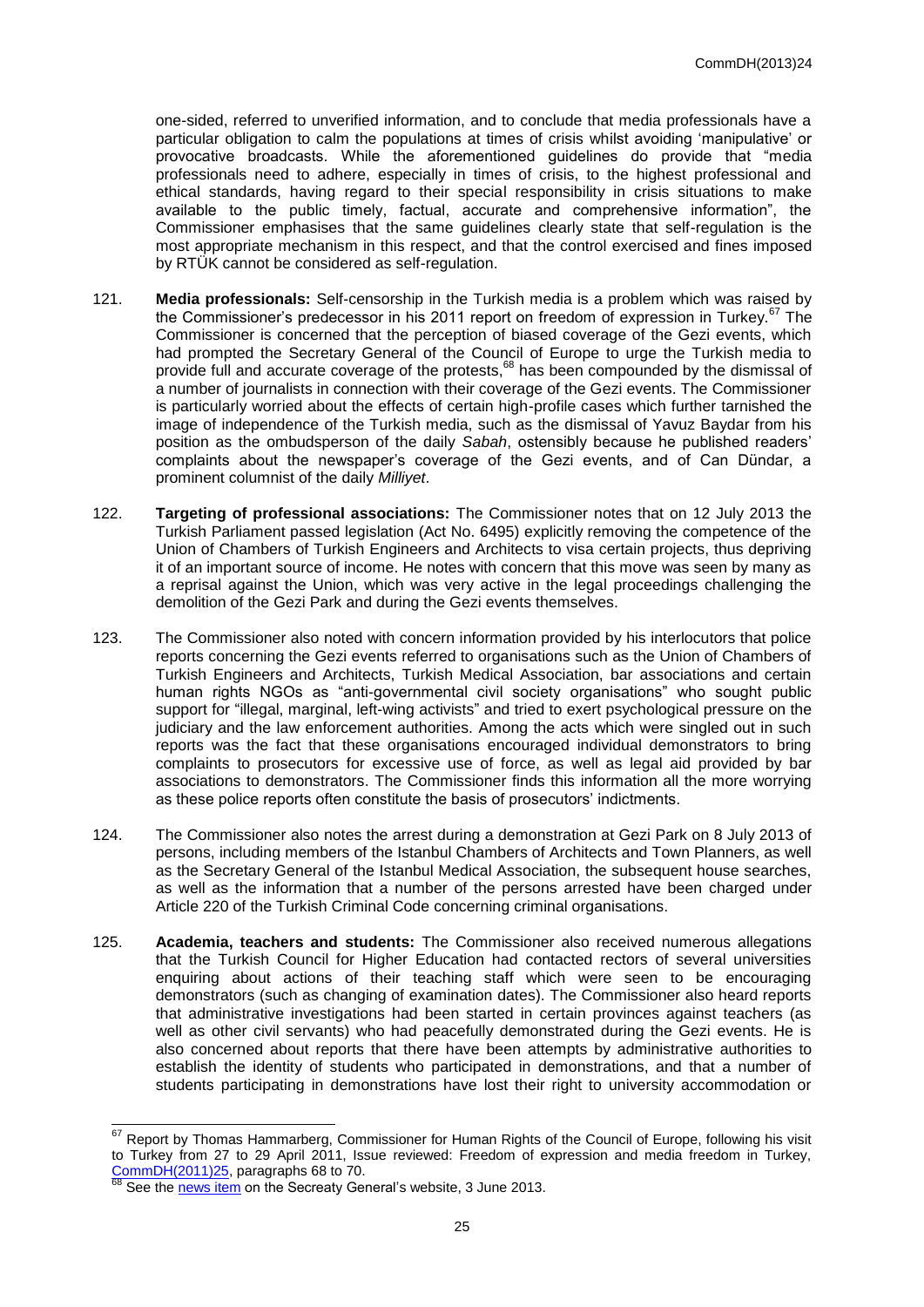one-sided, referred to unverified information, and to conclude that media professionals have a particular obligation to calm the populations at times of crisis whilst avoiding 'manipulative' or provocative broadcasts. While the aforementioned guidelines do provide that "media professionals need to adhere, especially in times of crisis, to the highest professional and ethical standards, having regard to their special responsibility in crisis situations to make available to the public timely, factual, accurate and comprehensive information", the Commissioner emphasises that the same guidelines clearly state that self-regulation is the most appropriate mechanism in this respect, and that the control exercised and fines imposed by RTÜK cannot be considered as self-regulation.

121. **Media professionals:** Self-censorship in the Turkish media is a problem which was raised by the Commissioner's predecessor in his 2011 report on freedom of expression in Turkey.[67] The Commissioner is concerned that the perception of biased coverage of the Gezi events, which had prompted the Secretary General of the Council of Europe to urge the Turkish media to provide full and accurate coverage of the protests,[68] has been compounded by the dismissal of a number of journalists in connection with their coverage of the Gezi events. The Commissioner is particularly worried about the effects of certain high-profile cases which further tarnished the image of independence of the Turkish media, such as the dismissal of Yavuz Baydar from his position as the ombudsperson of the daily *Sabah*, ostensibly because he published readers' complaints about the newspaper's coverage of the Gezi events, and of Can Dündar, a prominent columnist of the daily *Milliyet*.

122. **Targeting of professional associations:** The Commissioner notes that on 12 July 2013 the Turkish Parliament passed legislation (Act No. 6495) explicitly removing the competence of the Union of Chambers of Turkish Engineers and Architects to visa certain projects, thus depriving it of an important source of income. He notes with concern that this move was seen by many as a reprisal against the Union, which was very active in the legal proceedings challenging the demolition of the Gezi Park and during the Gezi events themselves.

123. The Commissioner also noted with concern information provided by his interlocutors that police reports concerning the Gezi events referred to organisations such as the Union of Chambers of Turkish Engineers and Architects, Turkish Medical Association, bar associations and certain human rights NGOs as "anti-governmental civil society organisations" who sought public support for "illegal, marginal, left-wing activists" and tried to exert psychological pressure on the judiciary and the law enforcement authorities. Among the acts which were singled out in such reports was the fact that these organisations encouraged individual demonstrators to bring complaints to prosecutors for excessive use of force, as well as legal aid provided by bar associations to demonstrators. The Commissioner finds this information all the more worrying as these police reports often constitute the basis of prosecutors' indictments.

124. The Commissioner also notes the arrest during a demonstration at Gezi Park on 8 July 2013 of persons, including members of the Istanbul Chambers of Architects and Town Planners, as well as the Secretary General of the Istanbul Medical Association, the subsequent house searches, as well as the information that a number of the persons arrested have been charged under Article 220 of the Turkish Criminal Code concerning criminal organisations.

125. **Academia, teachers and students:** The Commissioner also received numerous allegations that the Turkish Council for Higher Education had contacted rectors of several universities enquiring about actions of their teaching staff which were seen to be encouraging demonstrators (such as changing of examination dates). The Commissioner also heard reports that administrative investigations had been started in certain provinces against teachers (as well as other civil servants) who had peacefully demonstrated during the Gezi events. He is also concerned about reports that there have been attempts by administrative authorities to establish the identity of students who participated in demonstrations, and that a number of students participating in demonstrations have lost their right to university accommodation or

---

[67] Report by Thomas Hammarberg, Commissioner for Human Rights of the Council of Europe, following his visit to Turkey from 27 to 29 April 2011, Issue reviewed: Freedom of expression and media freedom in Turkey, CommDH(2011)25, paragraphs 68 to 70.

[68] See the news item on the Secreaty General's website, 3 June 2013.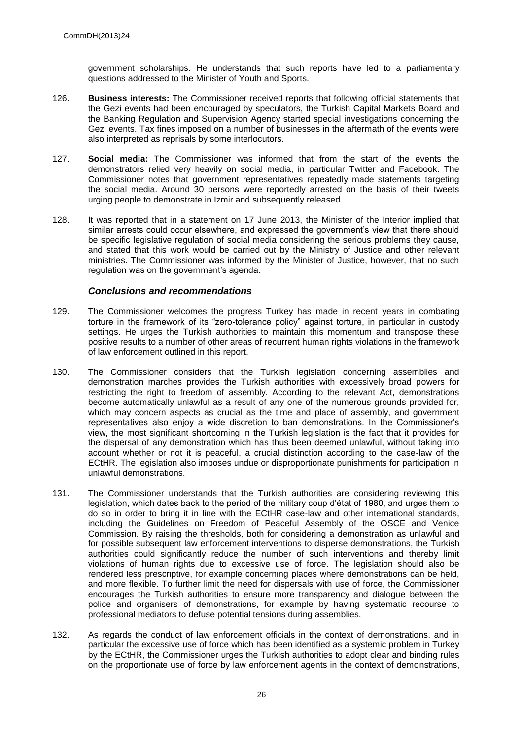government scholarships. He understands that such reports have led to a parliamentary questions addressed to the Minister of Youth and Sports.

126. **Business interests:** The Commissioner received reports that following official statements that the Gezi events had been encouraged by speculators, the Turkish Capital Markets Board and the Banking Regulation and Supervision Agency started special investigations concerning the Gezi events. Tax fines imposed on a number of businesses in the aftermath of the events were also interpreted as reprisals by some interlocutors.

127. **Social media:** The Commissioner was informed that from the start of the events the demonstrators relied very heavily on social media, in particular Twitter and Facebook. The Commissioner notes that government representatives repeatedly made statements targeting the social media. Around 30 persons were reportedly arrested on the basis of their tweets urging people to demonstrate in Izmir and subsequently released.

128. It was reported that in a statement on 17 June 2013, the Minister of the Interior implied that similar arrests could occur elsewhere, and expressed the government's view that there should be specific legislative regulation of social media considering the serious problems they cause, and stated that this work would be carried out by the Ministry of Justice and other relevant ministries. The Commissioner was informed by the Minister of Justice, however, that no such regulation was on the government's agenda.

### *Conclusions and recommendations*

129. The Commissioner welcomes the progress Turkey has made in recent years in combating torture in the framework of its "zero-tolerance policy" against torture, in particular in custody settings. He urges the Turkish authorities to maintain this momentum and transpose these positive results to a number of other areas of recurrent human rights violations in the framework of law enforcement outlined in this report.

130. The Commissioner considers that the Turkish legislation concerning assemblies and demonstration marches provides the Turkish authorities with excessively broad powers for restricting the right to freedom of assembly. According to the relevant Act, demonstrations become automatically unlawful as a result of any one of the numerous grounds provided for, which may concern aspects as crucial as the time and place of assembly, and government representatives also enjoy a wide discretion to ban demonstrations. In the Commissioner's view, the most significant shortcoming in the Turkish legislation is the fact that it provides for the dispersal of any demonstration which has thus been deemed unlawful, without taking into account whether or not it is peaceful, a crucial distinction according to the case-law of the ECtHR. The legislation also imposes undue or disproportionate punishments for participation in unlawful demonstrations.

131. The Commissioner understands that the Turkish authorities are considering reviewing this legislation, which dates back to the period of the military coup d'état of 1980, and urges them to do so in order to bring it in line with the ECtHR case-law and other international standards, including the Guidelines on Freedom of Peaceful Assembly of the OSCE and Venice Commission. By raising the thresholds, both for considering a demonstration as unlawful and for possible subsequent law enforcement interventions to disperse demonstrations, the Turkish authorities could significantly reduce the number of such interventions and thereby limit violations of human rights due to excessive use of force. The legislation should also be rendered less prescriptive, for example concerning places where demonstrations can be held, and more flexible. To further limit the need for dispersals with use of force, the Commissioner encourages the Turkish authorities to ensure more transparency and dialogue between the police and organisers of demonstrations, for example by having systematic recourse to professional mediators to defuse potential tensions during assemblies.

132. As regards the conduct of law enforcement officials in the context of demonstrations, and in particular the excessive use of force which has been identified as a systemic problem in Turkey by the ECtHR, the Commissioner urges the Turkish authorities to adopt clear and binding rules on the proportionate use of force by law enforcement agents in the context of demonstrations,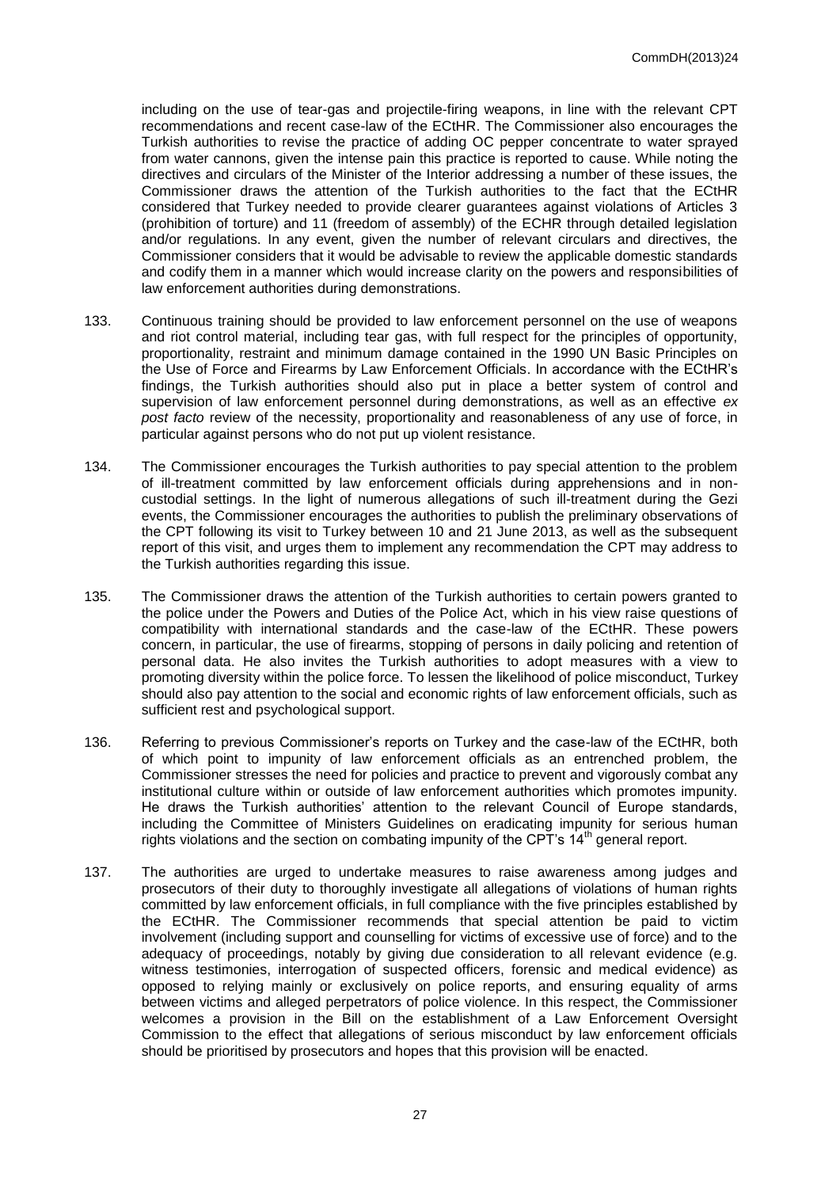including on the use of tear-gas and projectile-firing weapons, in line with the relevant CPT recommendations and recent case-law of the ECtHR. The Commissioner also encourages the Turkish authorities to revise the practice of adding OC pepper concentrate to water sprayed from water cannons, given the intense pain this practice is reported to cause. While noting the directives and circulars of the Minister of the Interior addressing a number of these issues, the Commissioner draws the attention of the Turkish authorities to the fact that the ECtHR considered that Turkey needed to provide clearer guarantees against violations of Articles 3 (prohibition of torture) and 11 (freedom of assembly) of the ECHR through detailed legislation and/or regulations. In any event, given the number of relevant circulars and directives, the Commissioner considers that it would be advisable to review the applicable domestic standards and codify them in a manner which would increase clarity on the powers and responsibilities of law enforcement authorities during demonstrations.

133. Continuous training should be provided to law enforcement personnel on the use of weapons and riot control material, including tear gas, with full respect for the principles of opportunity, proportionality, restraint and minimum damage contained in the 1990 UN Basic Principles on the Use of Force and Firearms by Law Enforcement Officials. In accordance with the ECtHR's findings, the Turkish authorities should also put in place a better system of control and supervision of law enforcement personnel during demonstrations, as well as an effective *ex post facto* review of the necessity, proportionality and reasonableness of any use of force, in particular against persons who do not put up violent resistance.

134. The Commissioner encourages the Turkish authorities to pay special attention to the problem of ill-treatment committed by law enforcement officials during apprehensions and in non-custodial settings. In the light of numerous allegations of such ill-treatment during the Gezi events, the Commissioner encourages the authorities to publish the preliminary observations of the CPT following its visit to Turkey between 10 and 21 June 2013, as well as the subsequent report of this visit, and urges them to implement any recommendation the CPT may address to the Turkish authorities regarding this issue.

135. The Commissioner draws the attention of the Turkish authorities to certain powers granted to the police under the Powers and Duties of the Police Act, which in his view raise questions of compatibility with international standards and the case-law of the ECtHR. These powers concern, in particular, the use of firearms, stopping of persons in daily policing and retention of personal data. He also invites the Turkish authorities to adopt measures with a view to promoting diversity within the police force. To lessen the likelihood of police misconduct, Turkey should also pay attention to the social and economic rights of law enforcement officials, such as sufficient rest and psychological support.

136. Referring to previous Commissioner's reports on Turkey and the case-law of the ECtHR, both of which point to impunity of law enforcement officials as an entrenched problem, the Commissioner stresses the need for policies and practice to prevent and vigorously combat any institutional culture within or outside of law enforcement authorities which promotes impunity. He draws the Turkish authorities' attention to the relevant Council of Europe standards, including the Committee of Ministers Guidelines on eradicating impunity for serious human rights violations and the section on combating impunity of the CPT's 14th general report.

137. The authorities are urged to undertake measures to raise awareness among judges and prosecutors of their duty to thoroughly investigate all allegations of violations of human rights committed by law enforcement officials, in full compliance with the five principles established by the ECtHR. The Commissioner recommends that special attention be paid to victim involvement (including support and counselling for victims of excessive use of force) and to the adequacy of proceedings, notably by giving due consideration to all relevant evidence (e.g. witness testimonies, interrogation of suspected officers, forensic and medical evidence) as opposed to relying mainly or exclusively on police reports, and ensuring equality of arms between victims and alleged perpetrators of police violence. In this respect, the Commissioner welcomes a provision in the Bill on the establishment of a Law Enforcement Oversight Commission to the effect that allegations of serious misconduct by law enforcement officials should be prioritised by prosecutors and hopes that this provision will be enacted.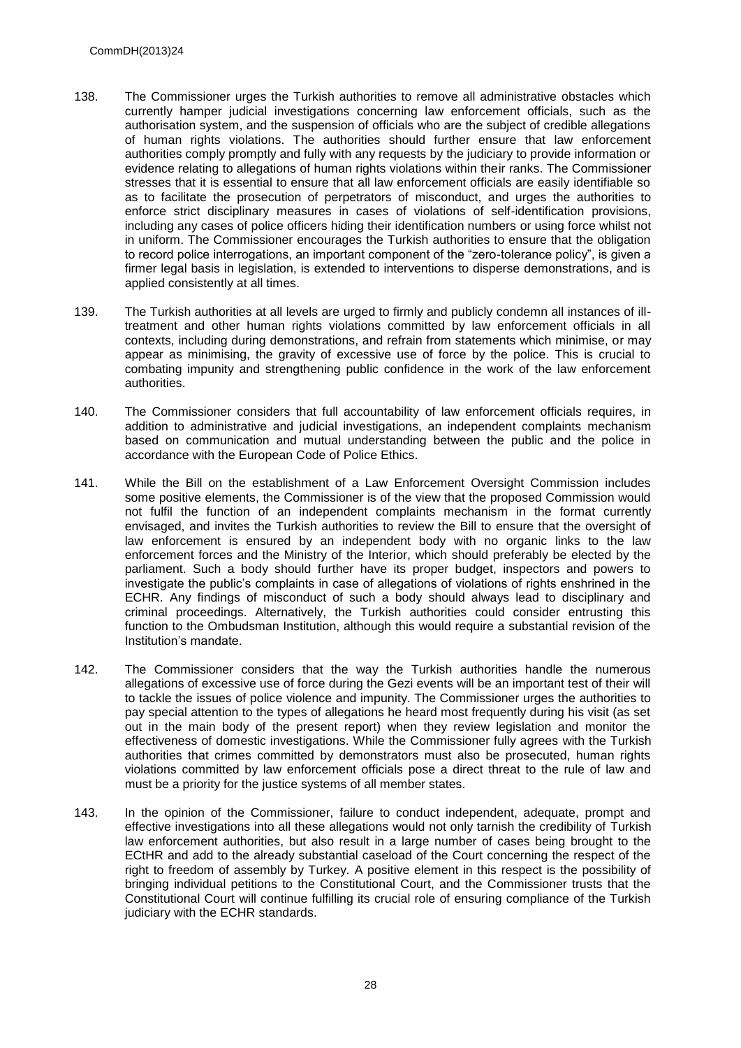138. The Commissioner urges the Turkish authorities to remove all administrative obstacles which currently hamper judicial investigations concerning law enforcement officials, such as the authorisation system, and the suspension of officials who are the subject of credible allegations of human rights violations. The authorities should further ensure that law enforcement authorities comply promptly and fully with any requests by the judiciary to provide information or evidence relating to allegations of human rights violations within their ranks. The Commissioner stresses that it is essential to ensure that all law enforcement officials are easily identifiable so as to facilitate the prosecution of perpetrators of misconduct, and urges the authorities to enforce strict disciplinary measures in cases of violations of self-identification provisions, including any cases of police officers hiding their identification numbers or using force whilst not in uniform. The Commissioner encourages the Turkish authorities to ensure that the obligation to record police interrogations, an important component of the "zero-tolerance policy", is given a firmer legal basis in legislation, is extended to interventions to disperse demonstrations, and is applied consistently at all times.

139. The Turkish authorities at all levels are urged to firmly and publicly condemn all instances of ill-treatment and other human rights violations committed by law enforcement officials in all contexts, including during demonstrations, and refrain from statements which minimise, or may appear as minimising, the gravity of excessive use of force by the police. This is crucial to combating impunity and strengthening public confidence in the work of the law enforcement authorities.

140. The Commissioner considers that full accountability of law enforcement officials requires, in addition to administrative and judicial investigations, an independent complaints mechanism based on communication and mutual understanding between the public and the police in accordance with the European Code of Police Ethics.

141. While the Bill on the establishment of a Law Enforcement Oversight Commission includes some positive elements, the Commissioner is of the view that the proposed Commission would not fulfil the function of an independent complaints mechanism in the format currently envisaged, and invites the Turkish authorities to review the Bill to ensure that the oversight of law enforcement is ensured by an independent body with no organic links to the law enforcement forces and the Ministry of the Interior, which should preferably be elected by the parliament. Such a body should further have its proper budget, inspectors and powers to investigate the public's complaints in case of allegations of violations of rights enshrined in the ECHR. Any findings of misconduct of such a body should always lead to disciplinary and criminal proceedings. Alternatively, the Turkish authorities could consider entrusting this function to the Ombudsman Institution, although this would require a substantial revision of the Institution's mandate.

142. The Commissioner considers that the way the Turkish authorities handle the numerous allegations of excessive use of force during the Gezi events will be an important test of their will to tackle the issues of police violence and impunity. The Commissioner urges the authorities to pay special attention to the types of allegations he heard most frequently during his visit (as set out in the main body of the present report) when they review legislation and monitor the effectiveness of domestic investigations. While the Commissioner fully agrees with the Turkish authorities that crimes committed by demonstrators must also be prosecuted, human rights violations committed by law enforcement officials pose a direct threat to the rule of law and must be a priority for the justice systems of all member states.

143. In the opinion of the Commissioner, failure to conduct independent, adequate, prompt and effective investigations into all these allegations would not only tarnish the credibility of Turkish law enforcement authorities, but also result in a large number of cases being brought to the ECtHR and add to the already substantial caseload of the Court concerning the respect of the right to freedom of assembly by Turkey. A positive element in this respect is the possibility of bringing individual petitions to the Constitutional Court, and the Commissioner trusts that the Constitutional Court will continue fulfilling its crucial role of ensuring compliance of the Turkish judiciary with the ECHR standards.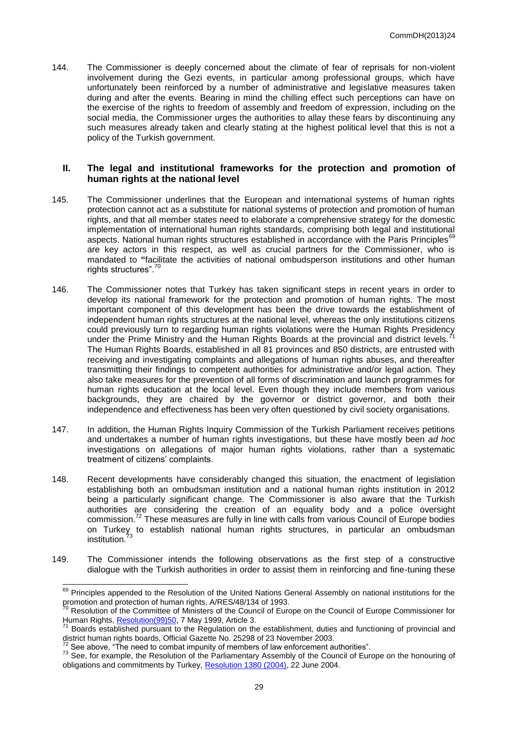144. The Commissioner is deeply concerned about the climate of fear of reprisals for non-violent involvement during the Gezi events, in particular among professional groups, which have unfortunately been reinforced by a number of administrative and legislative measures taken during and after the events. Bearing in mind the chilling effect such perceptions can have on the exercise of the rights to freedom of assembly and freedom of expression, including on the social media, the Commissioner urges the authorities to allay these fears by discontinuing any such measures already taken and clearly stating at the highest political level that this is not a policy of the Turkish government.

## II. The legal and institutional frameworks for the protection and promotion of human rights at the national level

145. The Commissioner underlines that the European and international systems of human rights protection cannot act as a substitute for national systems of protection and promotion of human rights, and that all member states need to elaborate a comprehensive strategy for the domestic implementation of international human rights standards, comprising both legal and institutional aspects. National human rights structures established in accordance with the Paris Principles[69] are key actors in this respect, as well as crucial partners for the Commissioner, who is mandated to **"**facilitate the activities of national ombudsperson institutions and other human rights structures".[70]

146. The Commissioner notes that Turkey has taken significant steps in recent years in order to develop its national framework for the protection and promotion of human rights. The most important component of this development has been the drive towards the establishment of independent human rights structures at the national level, whereas the only institutions citizens could previously turn to regarding human rights violations were the Human Rights Presidency under the Prime Ministry and the Human Rights Boards at the provincial and district levels.[71] The Human Rights Boards, established in all 81 provinces and 850 districts, are entrusted with receiving and investigating complaints and allegations of human rights abuses, and thereafter transmitting their findings to competent authorities for administrative and/or legal action. They also take measures for the prevention of all forms of discrimination and launch programmes for human rights education at the local level. Even though they include members from various backgrounds, they are chaired by the governor or district governor, and both their independence and effectiveness has been very often questioned by civil society organisations.

147. In addition, the Human Rights Inquiry Commission of the Turkish Parliament receives petitions and undertakes a number of human rights investigations, but these have mostly been *ad hoc* investigations on allegations of major human rights violations, rather than a systematic treatment of citizens' complaints.

148. Recent developments have considerably changed this situation, the enactment of legislation establishing both an ombudsman institution and a national human rights institution in 2012 being a particularly significant change. The Commissioner is also aware that the Turkish authorities are considering the creation of an equality body and a police oversight commission.[72] These measures are fully in line with calls from various Council of Europe bodies on Turkey to establish national human rights structures, in particular an ombudsman institution.[73]

149. The Commissioner intends the following observations as the first step of a constructive dialogue with the Turkish authorities in order to assist them in reinforcing and fine-tuning these

---

[69] Principles appended to the Resolution of the United Nations General Assembly on national institutions for the promotion and protection of human rights, A/RES/48/134 of 1993.

[70] Resolution of the Committee of Ministers of the Council of Europe on the Council of Europe Commissioner for Human Rights, Resolution(99)50, 7 May 1999, Article 3.

[71] Boards established pursuant to the Regulation on the establishment, duties and functioning of provincial and district human rights boards, Official Gazette No. 25298 of 23 November 2003.

[72] See above, "The need to combat impunity of members of law enforcement authorities".

[73] See, for example, the Resolution of the Parliamentary Assembly of the Council of Europe on the honouring of obligations and commitments by Turkey, Resolution 1380 (2004), 22 June 2004.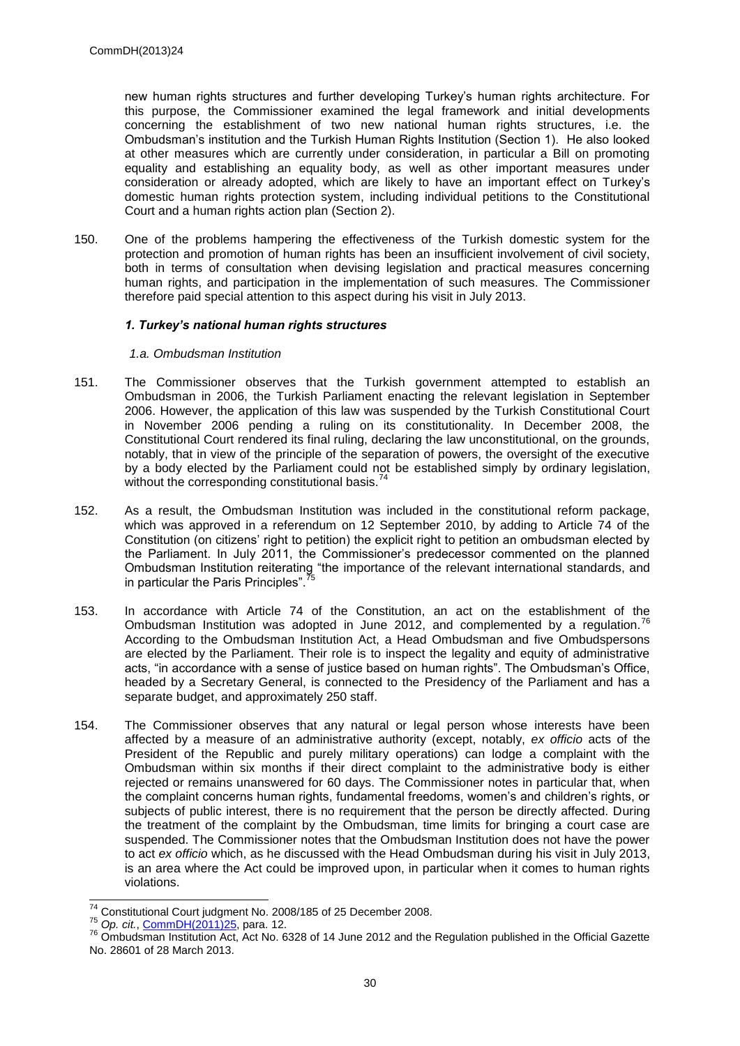new human rights structures and further developing Turkey's human rights architecture. For this purpose, the Commissioner examined the legal framework and initial developments concerning the establishment of two new national human rights structures, i.e. the Ombudsman's institution and the Turkish Human Rights Institution (Section 1). He also looked at other measures which are currently under consideration, in particular a Bill on promoting equality and establishing an equality body, as well as other important measures under consideration or already adopted, which are likely to have an important effect on Turkey's domestic human rights protection system, including individual petitions to the Constitutional Court and a human rights action plan (Section 2).

150. One of the problems hampering the effectiveness of the Turkish domestic system for the protection and promotion of human rights has been an insufficient involvement of civil society, both in terms of consultation when devising legislation and practical measures concerning human rights, and participation in the implementation of such measures. The Commissioner therefore paid special attention to this aspect during his visit in July 2013.

### *1. Turkey's national human rights structures*

#### *1.a. Ombudsman Institution*

151. The Commissioner observes that the Turkish government attempted to establish an Ombudsman in 2006, the Turkish Parliament enacting the relevant legislation in September 2006. However, the application of this law was suspended by the Turkish Constitutional Court in November 2006 pending a ruling on its constitutionality. In December 2008, the Constitutional Court rendered its final ruling, declaring the law unconstitutional, on the grounds, notably, that in view of the principle of the separation of powers, the oversight of the executive by a body elected by the Parliament could not be established simply by ordinary legislation, without the corresponding constitutional basis.[74]

152. As a result, the Ombudsman Institution was included in the constitutional reform package, which was approved in a referendum on 12 September 2010, by adding to Article 74 of the Constitution (on citizens' right to petition) the explicit right to petition an ombudsman elected by the Parliament. In July 2011, the Commissioner's predecessor commented on the planned Ombudsman Institution reiterating "the importance of the relevant international standards, and in particular the Paris Principles".[75]

153. In accordance with Article 74 of the Constitution, an act on the establishment of the Ombudsman Institution was adopted in June 2012, and complemented by a regulation.[76] According to the Ombudsman Institution Act, a Head Ombudsman and five Ombudspersons are elected by the Parliament. Their role is to inspect the legality and equity of administrative acts, "in accordance with a sense of justice based on human rights". The Ombudsman's Office, headed by a Secretary General, is connected to the Presidency of the Parliament and has a separate budget, and approximately 250 staff.

154. The Commissioner observes that any natural or legal person whose interests have been affected by a measure of an administrative authority (except, notably, *ex officio* acts of the President of the Republic and purely military operations) can lodge a complaint with the Ombudsman within six months if their direct complaint to the administrative body is either rejected or remains unanswered for 60 days. The Commissioner notes in particular that, when the complaint concerns human rights, fundamental freedoms, women's and children's rights, or subjects of public interest, there is no requirement that the person be directly affected. During the treatment of the complaint by the Ombudsman, time limits for bringing a court case are suspended. The Commissioner notes that the Ombudsman Institution does not have the power to act *ex officio* which, as he discussed with the Head Ombudsman during his visit in July 2013, is an area where the Act could be improved upon, in particular when it comes to human rights violations.

---

[74] Constitutional Court judgment No. 2008/185 of 25 December 2008.

[75] *Op. cit.*, CommDH(2011)25, para. 12.

[76] Ombudsman Institution Act, Act No. 6328 of 14 June 2012 and the Regulation published in the Official Gazette No. 28601 of 28 March 2013.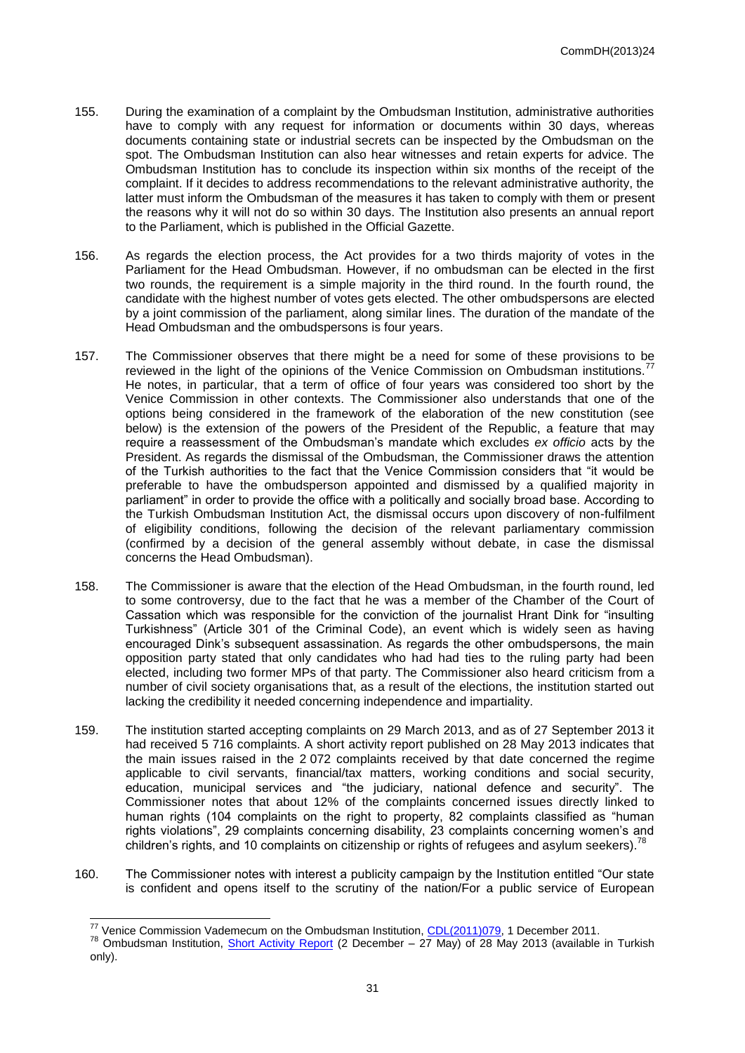155. During the examination of a complaint by the Ombudsman Institution, administrative authorities have to comply with any request for information or documents within 30 days, whereas documents containing state or industrial secrets can be inspected by the Ombudsman on the spot. The Ombudsman Institution can also hear witnesses and retain experts for advice. The Ombudsman Institution has to conclude its inspection within six months of the receipt of the complaint. If it decides to address recommendations to the relevant administrative authority, the latter must inform the Ombudsman of the measures it has taken to comply with them or present the reasons why it will not do so within 30 days. The Institution also presents an annual report to the Parliament, which is published in the Official Gazette.

156. As regards the election process, the Act provides for a two thirds majority of votes in the Parliament for the Head Ombudsman. However, if no ombudsman can be elected in the first two rounds, the requirement is a simple majority in the third round. In the fourth round, the candidate with the highest number of votes gets elected. The other ombudspersons are elected by a joint commission of the parliament, along similar lines. The duration of the mandate of the Head Ombudsman and the ombudspersons is four years.

157. The Commissioner observes that there might be a need for some of these provisions to be reviewed in the light of the opinions of the Venice Commission on Ombudsman institutions.[77] He notes, in particular, that a term of office of four years was considered too short by the Venice Commission in other contexts. The Commissioner also understands that one of the options being considered in the framework of the elaboration of the new constitution (see below) is the extension of the powers of the President of the Republic, a feature that may require a reassessment of the Ombudsman's mandate which excludes *ex officio* acts by the President. As regards the dismissal of the Ombudsman, the Commissioner draws the attention of the Turkish authorities to the fact that the Venice Commission considers that "it would be preferable to have the ombudsperson appointed and dismissed by a qualified majority in parliament" in order to provide the office with a politically and socially broad base. According to the Turkish Ombudsman Institution Act, the dismissal occurs upon discovery of non-fulfilment of eligibility conditions, following the decision of the relevant parliamentary commission (confirmed by a decision of the general assembly without debate, in case the dismissal concerns the Head Ombudsman).

158. The Commissioner is aware that the election of the Head Ombudsman, in the fourth round, led to some controversy, due to the fact that he was a member of the Chamber of the Court of Cassation which was responsible for the conviction of the journalist Hrant Dink for "insulting Turkishness" (Article 301 of the Criminal Code), an event which is widely seen as having encouraged Dink's subsequent assassination. As regards the other ombudspersons, the main opposition party stated that only candidates who had had ties to the ruling party had been elected, including two former MPs of that party. The Commissioner also heard criticism from a number of civil society organisations that, as a result of the elections, the institution started out lacking the credibility it needed concerning independence and impartiality.

159. The institution started accepting complaints on 29 March 2013, and as of 27 September 2013 it had received 5 716 complaints. A short activity report published on 28 May 2013 indicates that the main issues raised in the 2 072 complaints received by that date concerned the regime applicable to civil servants, financial/tax matters, working conditions and social security, education, municipal services and "the judiciary, national defence and security". The Commissioner notes that about 12% of the complaints concerned issues directly linked to human rights (104 complaints on the right to property, 82 complaints classified as "human rights violations", 29 complaints concerning disability, 23 complaints concerning women's and children's rights, and 10 complaints on citizenship or rights of refugees and asylum seekers).[78]

160. The Commissioner notes with interest a publicity campaign by the Institution entitled "Our state is confident and opens itself to the scrutiny of the nation/For a public service of European

---

[77] Venice Commission Vademecum on the Ombudsman Institution, CDL(2011)079, 1 December 2011.

[78] Ombudsman Institution, Short Activity Report (2 December – 27 May) of 28 May 2013 (available in Turkish only).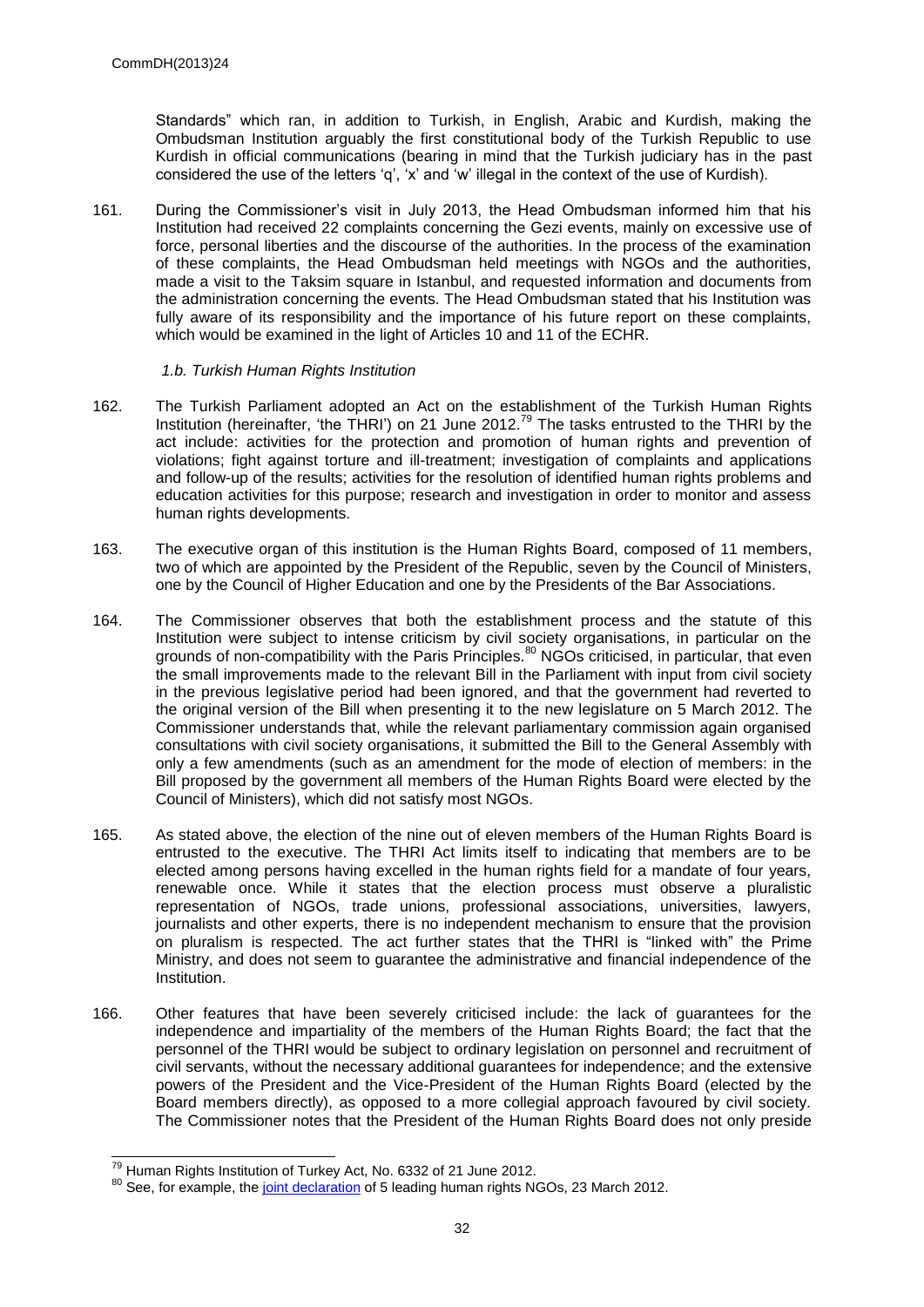Standards" which ran, in addition to Turkish, in English, Arabic and Kurdish, making the Ombudsman Institution arguably the first constitutional body of the Turkish Republic to use Kurdish in official communications (bearing in mind that the Turkish judiciary has in the past considered the use of the letters 'q', 'x' and 'w' illegal in the context of the use of Kurdish).

161. During the Commissioner's visit in July 2013, the Head Ombudsman informed him that his Institution had received 22 complaints concerning the Gezi events, mainly on excessive use of force, personal liberties and the discourse of the authorities. In the process of the examination of these complaints, the Head Ombudsman held meetings with NGOs and the authorities, made a visit to the Taksim square in Istanbul, and requested information and documents from the administration concerning the events. The Head Ombudsman stated that his Institution was fully aware of its responsibility and the importance of his future report on these complaints, which would be examined in the light of Articles 10 and 11 of the ECHR.

*1.b. Turkish Human Rights Institution*

162. The Turkish Parliament adopted an Act on the establishment of the Turkish Human Rights Institution (hereinafter, 'the THRI') on 21 June 2012.[79] The tasks entrusted to the THRI by the act include: activities for the protection and promotion of human rights and prevention of violations; fight against torture and ill-treatment; investigation of complaints and applications and follow-up of the results; activities for the resolution of identified human rights problems and education activities for this purpose; research and investigation in order to monitor and assess human rights developments.

163. The executive organ of this institution is the Human Rights Board, composed of 11 members, two of which are appointed by the President of the Republic, seven by the Council of Ministers, one by the Council of Higher Education and one by the Presidents of the Bar Associations.

164. The Commissioner observes that both the establishment process and the statute of this Institution were subject to intense criticism by civil society organisations, in particular on the grounds of non-compatibility with the Paris Principles.[80] NGOs criticised, in particular, that even the small improvements made to the relevant Bill in the Parliament with input from civil society in the previous legislative period had been ignored, and that the government had reverted to the original version of the Bill when presenting it to the new legislature on 5 March 2012. The Commissioner understands that, while the relevant parliamentary commission again organised consultations with civil society organisations, it submitted the Bill to the General Assembly with only a few amendments (such as an amendment for the mode of election of members: in the Bill proposed by the government all members of the Human Rights Board were elected by the Council of Ministers), which did not satisfy most NGOs.

165. As stated above, the election of the nine out of eleven members of the Human Rights Board is entrusted to the executive. The THRI Act limits itself to indicating that members are to be elected among persons having excelled in the human rights field for a mandate of four years, renewable once. While it states that the election process must observe a pluralistic representation of NGOs, trade unions, professional associations, universities, lawyers, journalists and other experts, there is no independent mechanism to ensure that the provision on pluralism is respected. The act further states that the THRI is "linked with" the Prime Ministry, and does not seem to guarantee the administrative and financial independence of the Institution.

166. Other features that have been severely criticised include: the lack of guarantees for the independence and impartiality of the members of the Human Rights Board; the fact that the personnel of the THRI would be subject to ordinary legislation on personnel and recruitment of civil servants, without the necessary additional guarantees for independence; and the extensive powers of the President and the Vice-President of the Human Rights Board (elected by the Board members directly), as opposed to a more collegial approach favoured by civil society. The Commissioner notes that the President of the Human Rights Board does not only preside

---

[79] Human Rights Institution of Turkey Act, No. 6332 of 21 June 2012.

[80] See, for example, the joint declaration of 5 leading human rights NGOs, 23 March 2012.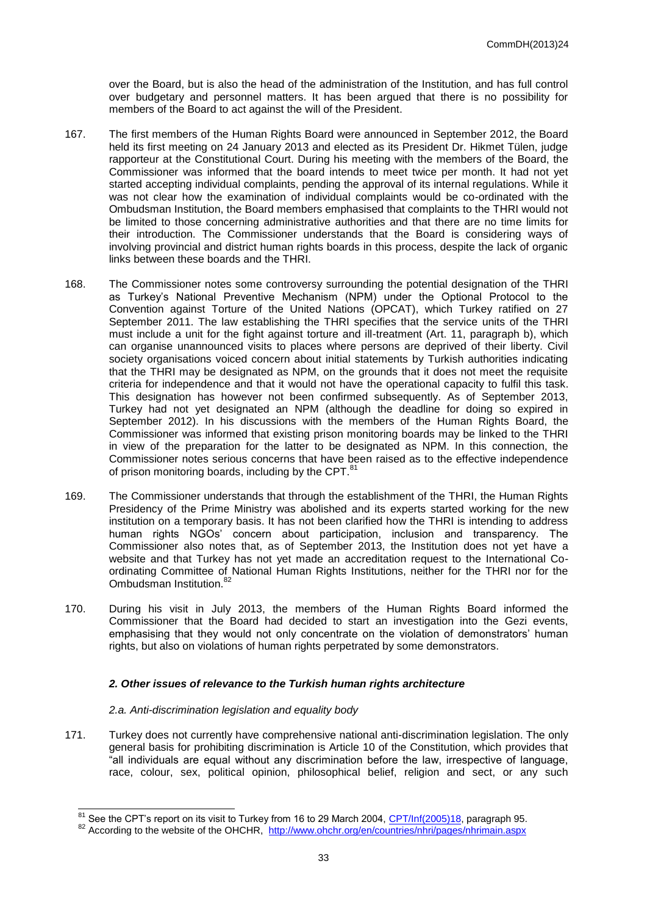over the Board, but is also the head of the administration of the Institution, and has full control over budgetary and personnel matters. It has been argued that there is no possibility for members of the Board to act against the will of the President.

167. The first members of the Human Rights Board were announced in September 2012, the Board held its first meeting on 24 January 2013 and elected as its President Dr. Hikmet Tülen, judge rapporteur at the Constitutional Court. During his meeting with the members of the Board, the Commissioner was informed that the board intends to meet twice per month. It had not yet started accepting individual complaints, pending the approval of its internal regulations. While it was not clear how the examination of individual complaints would be co-ordinated with the Ombudsman Institution, the Board members emphasised that complaints to the THRI would not be limited to those concerning administrative authorities and that there are no time limits for their introduction. The Commissioner understands that the Board is considering ways of involving provincial and district human rights boards in this process, despite the lack of organic links between these boards and the THRI.

168. The Commissioner notes some controversy surrounding the potential designation of the THRI as Turkey's National Preventive Mechanism (NPM) under the Optional Protocol to the Convention against Torture of the United Nations (OPCAT), which Turkey ratified on 27 September 2011. The law establishing the THRI specifies that the service units of the THRI must include a unit for the fight against torture and ill-treatment (Art. 11, paragraph b), which can organise unannounced visits to places where persons are deprived of their liberty. Civil society organisations voiced concern about initial statements by Turkish authorities indicating that the THRI may be designated as NPM, on the grounds that it does not meet the requisite criteria for independence and that it would not have the operational capacity to fulfil this task. This designation has however not been confirmed subsequently. As of September 2013, Turkey had not yet designated an NPM (although the deadline for doing so expired in September 2012). In his discussions with the members of the Human Rights Board, the Commissioner was informed that existing prison monitoring boards may be linked to the THRI in view of the preparation for the latter to be designated as NPM. In this connection, the Commissioner notes serious concerns that have been raised as to the effective independence of prison monitoring boards, including by the CPT.[81]

169. The Commissioner understands that through the establishment of the THRI, the Human Rights Presidency of the Prime Ministry was abolished and its experts started working for the new institution on a temporary basis. It has not been clarified how the THRI is intending to address human rights NGOs' concern about participation, inclusion and transparency. The Commissioner also notes that, as of September 2013, the Institution does not yet have a website and that Turkey has not yet made an accreditation request to the International Co-ordinating Committee of National Human Rights Institutions, neither for the THRI nor for the Ombudsman Institution.[82]

170. During his visit in July 2013, the members of the Human Rights Board informed the Commissioner that the Board had decided to start an investigation into the Gezi events, emphasising that they would not only concentrate on the violation of demonstrators' human rights, but also on violations of human rights perpetrated by some demonstrators.

### *2. Other issues of relevance to the Turkish human rights architecture*

#### *2.a. Anti-discrimination legislation and equality body*

171. Turkey does not currently have comprehensive national anti-discrimination legislation. The only general basis for prohibiting discrimination is Article 10 of the Constitution, which provides that "all individuals are equal without any discrimination before the law, irrespective of language, race, colour, sex, political opinion, philosophical belief, religion and sect, or any such

---

[81] See the CPT's report on its visit to Turkey from 16 to 29 March 2004, CPT/Inf(2005)18, paragraph 95.

[82] According to the website of the OHCHR, http://www.ohchr.org/en/countries/nhri/pages/nhrimain.aspx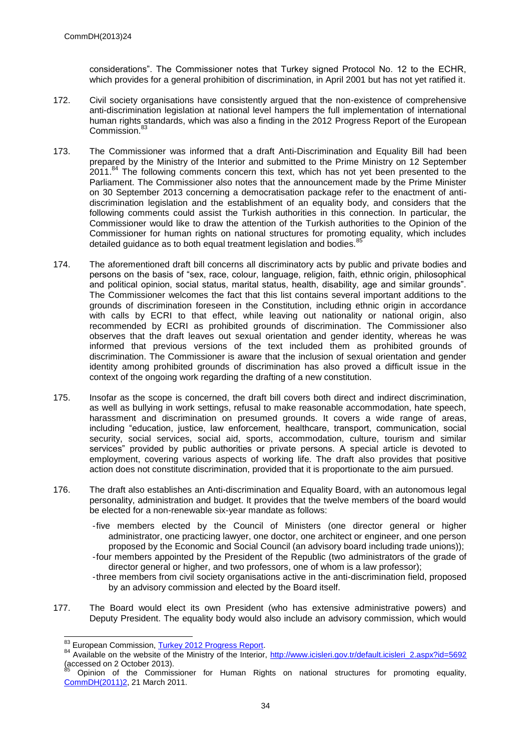considerations". The Commissioner notes that Turkey signed Protocol No. 12 to the ECHR, which provides for a general prohibition of discrimination, in April 2001 but has not yet ratified it.

172. Civil society organisations have consistently argued that the non-existence of comprehensive anti-discrimination legislation at national level hampers the full implementation of international human rights standards, which was also a finding in the 2012 Progress Report of the European Commission.[83]

173. The Commissioner was informed that a draft Anti-Discrimination and Equality Bill had been prepared by the Ministry of the Interior and submitted to the Prime Ministry on 12 September 2011.[84] The following comments concern this text, which has not yet been presented to the Parliament. The Commissioner also notes that the announcement made by the Prime Minister on 30 September 2013 concerning a democratisation package refer to the enactment of anti-discrimination legislation and the establishment of an equality body, and considers that the following comments could assist the Turkish authorities in this connection. In particular, the Commissioner would like to draw the attention of the Turkish authorities to the Opinion of the Commissioner for human rights on national structures for promoting equality, which includes detailed guidance as to both equal treatment legislation and bodies.[85]

174. The aforementioned draft bill concerns all discriminatory acts by public and private bodies and persons on the basis of "sex, race, colour, language, religion, faith, ethnic origin, philosophical and political opinion, social status, marital status, health, disability, age and similar grounds". The Commissioner welcomes the fact that this list contains several important additions to the grounds of discrimination foreseen in the Constitution, including ethnic origin in accordance with calls by ECRI to that effect, while leaving out nationality or national origin, also recommended by ECRI as prohibited grounds of discrimination. The Commissioner also observes that the draft leaves out sexual orientation and gender identity, whereas he was informed that previous versions of the text included them as prohibited grounds of discrimination. The Commissioner is aware that the inclusion of sexual orientation and gender identity among prohibited grounds of discrimination has also proved a difficult issue in the context of the ongoing work regarding the drafting of a new constitution.

175. Insofar as the scope is concerned, the draft bill covers both direct and indirect discrimination, as well as bullying in work settings, refusal to make reasonable accommodation, hate speech, harassment and discrimination on presumed grounds. It covers a wide range of areas, including "education, justice, law enforcement, healthcare, transport, communication, social security, social services, social aid, sports, accommodation, culture, tourism and similar services" provided by public authorities or private persons. A special article is devoted to employment, covering various aspects of working life. The draft also provides that positive action does not constitute discrimination, provided that it is proportionate to the aim pursued.

176. The draft also establishes an Anti-discrimination and Equality Board, with an autonomous legal personality, administration and budget. It provides that the twelve members of the board would be elected for a non-renewable six-year mandate as follows:

- five members elected by the Council of Ministers (one director general or higher administrator, one practicing lawyer, one doctor, one architect or engineer, and one person proposed by the Economic and Social Council (an advisory board including trade unions));
- four members appointed by the President of the Republic (two administrators of the grade of director general or higher, and two professors, one of whom is a law professor);
- three members from civil society organisations active in the anti-discrimination field, proposed by an advisory commission and elected by the Board itself.

177. The Board would elect its own President (who has extensive administrative powers) and Deputy President. The equality body would also include an advisory commission, which would

---

[83] European Commission, Turkey 2012 Progress Report.

[84] Available on the website of the Ministry of the Interior, http://www.icisleri.gov.tr/default.icisleri_2.aspx?id=5692 (accessed on 2 October 2013).

[85] Opinion of the Commissioner for Human Rights on national structures for promoting equality, CommDH(2011)2, 21 March 2011.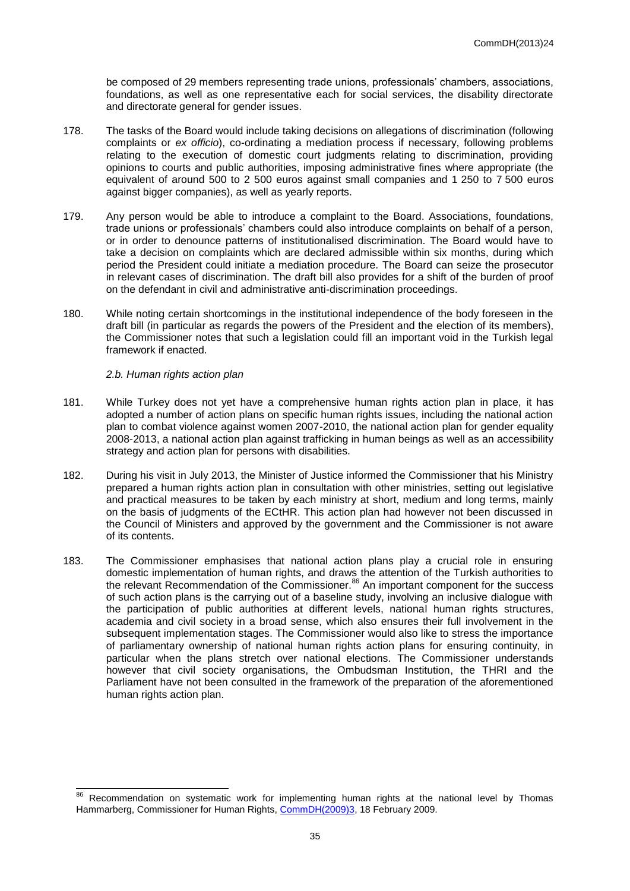be composed of 29 members representing trade unions, professionals' chambers, associations, foundations, as well as one representative each for social services, the disability directorate and directorate general for gender issues.

178. The tasks of the Board would include taking decisions on allegations of discrimination (following complaints or *ex officio*), co-ordinating a mediation process if necessary, following problems relating to the execution of domestic court judgments relating to discrimination, providing opinions to courts and public authorities, imposing administrative fines where appropriate (the equivalent of around 500 to 2 500 euros against small companies and 1 250 to 7 500 euros against bigger companies), as well as yearly reports.

179. Any person would be able to introduce a complaint to the Board. Associations, foundations, trade unions or professionals' chambers could also introduce complaints on behalf of a person, or in order to denounce patterns of institutionalised discrimination. The Board would have to take a decision on complaints which are declared admissible within six months, during which period the President could initiate a mediation procedure. The Board can seize the prosecutor in relevant cases of discrimination. The draft bill also provides for a shift of the burden of proof on the defendant in civil and administrative anti-discrimination proceedings.

180. While noting certain shortcomings in the institutional independence of the body foreseen in the draft bill (in particular as regards the powers of the President and the election of its members), the Commissioner notes that such a legislation could fill an important void in the Turkish legal framework if enacted.

*2.b. Human rights action plan*

181. While Turkey does not yet have a comprehensive human rights action plan in place, it has adopted a number of action plans on specific human rights issues, including the national action plan to combat violence against women 2007-2010, the national action plan for gender equality 2008-2013, a national action plan against trafficking in human beings as well as an accessibility strategy and action plan for persons with disabilities.

182. During his visit in July 2013, the Minister of Justice informed the Commissioner that his Ministry prepared a human rights action plan in consultation with other ministries, setting out legislative and practical measures to be taken by each ministry at short, medium and long terms, mainly on the basis of judgments of the ECtHR. This action plan had however not been discussed in the Council of Ministers and approved by the government and the Commissioner is not aware of its contents.

183. The Commissioner emphasises that national action plans play a crucial role in ensuring domestic implementation of human rights, and draws the attention of the Turkish authorities to the relevant Recommendation of the Commissioner.[86] An important component for the success of such action plans is the carrying out of a baseline study, involving an inclusive dialogue with the participation of public authorities at different levels, national human rights structures, academia and civil society in a broad sense, which also ensures their full involvement in the subsequent implementation stages. The Commissioner would also like to stress the importance of parliamentary ownership of national human rights action plans for ensuring continuity, in particular when the plans stretch over national elections. The Commissioner understands however that civil society organisations, the Ombudsman Institution, the THRI and the Parliament have not been consulted in the framework of the preparation of the aforementioned human rights action plan.

---

[86] Recommendation on systematic work for implementing human rights at the national level by Thomas Hammarberg, Commissioner for Human Rights, CommDH(2009)3, 18 February 2009.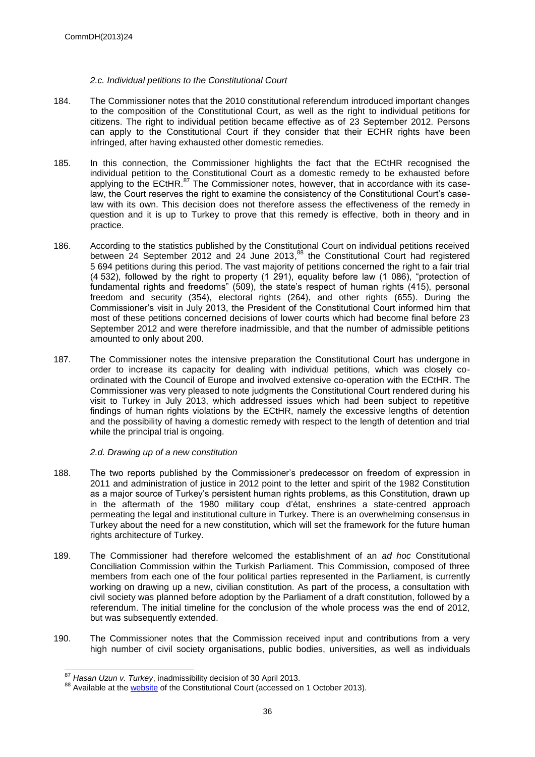### *2.c. Individual petitions to the Constitutional Court*

184. The Commissioner notes that the 2010 constitutional referendum introduced important changes to the composition of the Constitutional Court, as well as the right to individual petitions for citizens. The right to individual petition became effective as of 23 September 2012. Persons can apply to the Constitutional Court if they consider that their ECHR rights have been infringed, after having exhausted other domestic remedies.

185. In this connection, the Commissioner highlights the fact that the ECtHR recognised the individual petition to the Constitutional Court as a domestic remedy to be exhausted before applying to the ECtHR.[87] The Commissioner notes, however, that in accordance with its case-law, the Court reserves the right to examine the consistency of the Constitutional Court's case-law with its own. This decision does not therefore assess the effectiveness of the remedy in question and it is up to Turkey to prove that this remedy is effective, both in theory and in practice.

186. According to the statistics published by the Constitutional Court on individual petitions received between 24 September 2012 and 24 June 2013,[88] the Constitutional Court had registered 5 694 petitions during this period. The vast majority of petitions concerned the right to a fair trial (4 532), followed by the right to property (1 291), equality before law (1 086), "protection of fundamental rights and freedoms" (509), the state's respect of human rights (415), personal freedom and security (354), electoral rights (264), and other rights (655). During the Commissioner's visit in July 2013, the President of the Constitutional Court informed him that most of these petitions concerned decisions of lower courts which had become final before 23 September 2012 and were therefore inadmissible, and that the number of admissible petitions amounted to only about 200.

187. The Commissioner notes the intensive preparation the Constitutional Court has undergone in order to increase its capacity for dealing with individual petitions, which was closely co-ordinated with the Council of Europe and involved extensive co-operation with the ECtHR. The Commissioner was very pleased to note judgments the Constitutional Court rendered during his visit to Turkey in July 2013, which addressed issues which had been subject to repetitive findings of human rights violations by the ECtHR, namely the excessive lengths of detention and the possibility of having a domestic remedy with respect to the length of detention and trial while the principal trial is ongoing.

### *2.d. Drawing up of a new constitution*

188. The two reports published by the Commissioner's predecessor on freedom of expression in 2011 and administration of justice in 2012 point to the letter and spirit of the 1982 Constitution as a major source of Turkey's persistent human rights problems, as this Constitution, drawn up in the aftermath of the 1980 military coup d'état, enshrines a state-centred approach permeating the legal and institutional culture in Turkey. There is an overwhelming consensus in Turkey about the need for a new constitution, which will set the framework for the future human rights architecture of Turkey.

189. The Commissioner had therefore welcomed the establishment of an *ad hoc* Constitutional Conciliation Commission within the Turkish Parliament. This Commission, composed of three members from each one of the four political parties represented in the Parliament, is currently working on drawing up a new, civilian constitution. As part of the process, a consultation with civil society was planned before adoption by the Parliament of a draft constitution, followed by a referendum. The initial timeline for the conclusion of the whole process was the end of 2012, but was subsequently extended.

190. The Commissioner notes that the Commission received input and contributions from a very high number of civil society organisations, public bodies, universities, as well as individuals

---

[87] *Hasan Uzun v. Turkey*, inadmissibility decision of 30 April 2013.

[88] Available at the website of the Constitutional Court (accessed on 1 October 2013).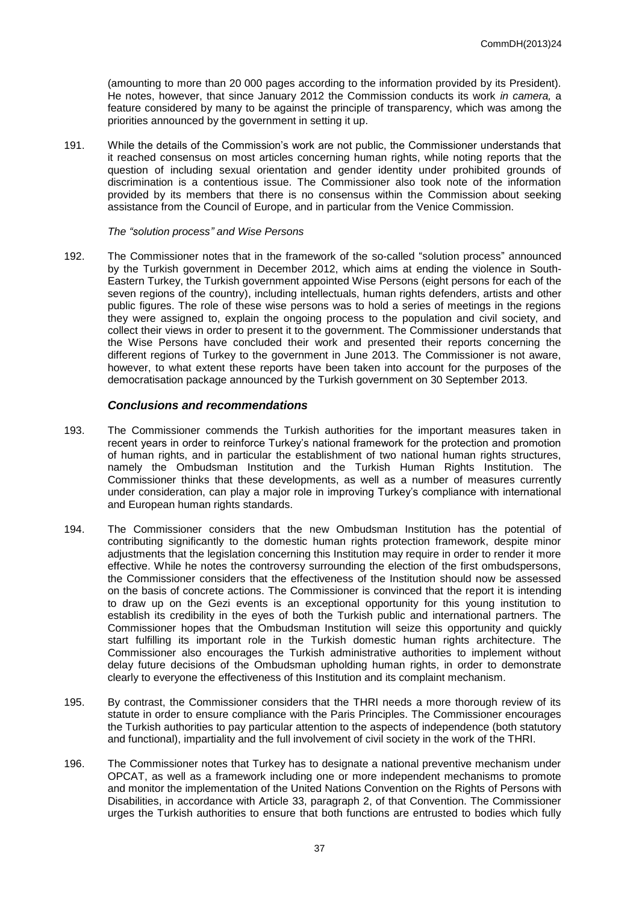(amounting to more than 20 000 pages according to the information provided by its President). He notes, however, that since January 2012 the Commission conducts its work *in camera,* a feature considered by many to be against the principle of transparency, which was among the priorities announced by the government in setting it up.

191. While the details of the Commission's work are not public, the Commissioner understands that it reached consensus on most articles concerning human rights, while noting reports that the question of including sexual orientation and gender identity under prohibited grounds of discrimination is a contentious issue. The Commissioner also took note of the information provided by its members that there is no consensus within the Commission about seeking assistance from the Council of Europe, and in particular from the Venice Commission.

*The "solution process" and Wise Persons*

192. The Commissioner notes that in the framework of the so-called "solution process" announced by the Turkish government in December 2012, which aims at ending the violence in South-Eastern Turkey, the Turkish government appointed Wise Persons (eight persons for each of the seven regions of the country), including intellectuals, human rights defenders, artists and other public figures. The role of these wise persons was to hold a series of meetings in the regions they were assigned to, explain the ongoing process to the population and civil society, and collect their views in order to present it to the government. The Commissioner understands that the Wise Persons have concluded their work and presented their reports concerning the different regions of Turkey to the government in June 2013. The Commissioner is not aware, however, to what extent these reports have been taken into account for the purposes of the democratisation package announced by the Turkish government on 30 September 2013.

### *Conclusions and recommendations*

193. The Commissioner commends the Turkish authorities for the important measures taken in recent years in order to reinforce Turkey's national framework for the protection and promotion of human rights, and in particular the establishment of two national human rights structures, namely the Ombudsman Institution and the Turkish Human Rights Institution. The Commissioner thinks that these developments, as well as a number of measures currently under consideration, can play a major role in improving Turkey's compliance with international and European human rights standards.

194. The Commissioner considers that the new Ombudsman Institution has the potential of contributing significantly to the domestic human rights protection framework, despite minor adjustments that the legislation concerning this Institution may require in order to render it more effective. While he notes the controversy surrounding the election of the first ombudspersons, the Commissioner considers that the effectiveness of the Institution should now be assessed on the basis of concrete actions. The Commissioner is convinced that the report it is intending to draw up on the Gezi events is an exceptional opportunity for this young institution to establish its credibility in the eyes of both the Turkish public and international partners. The Commissioner hopes that the Ombudsman Institution will seize this opportunity and quickly start fulfilling its important role in the Turkish domestic human rights architecture. The Commissioner also encourages the Turkish administrative authorities to implement without delay future decisions of the Ombudsman upholding human rights, in order to demonstrate clearly to everyone the effectiveness of this Institution and its complaint mechanism.

195. By contrast, the Commissioner considers that the THRI needs a more thorough review of its statute in order to ensure compliance with the Paris Principles. The Commissioner encourages the Turkish authorities to pay particular attention to the aspects of independence (both statutory and functional), impartiality and the full involvement of civil society in the work of the THRI.

196. The Commissioner notes that Turkey has to designate a national preventive mechanism under OPCAT, as well as a framework including one or more independent mechanisms to promote and monitor the implementation of the United Nations Convention on the Rights of Persons with Disabilities, in accordance with Article 33, paragraph 2, of that Convention. The Commissioner urges the Turkish authorities to ensure that both functions are entrusted to bodies which fully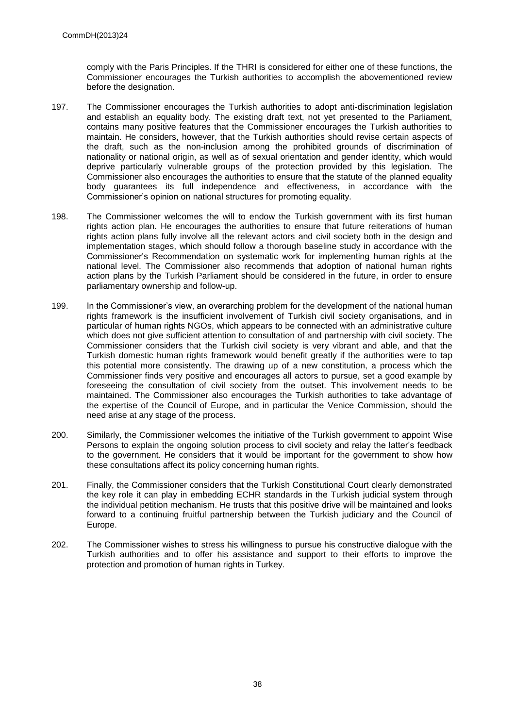comply with the Paris Principles. If the THRI is considered for either one of these functions, the Commissioner encourages the Turkish authorities to accomplish the abovementioned review before the designation.

197. The Commissioner encourages the Turkish authorities to adopt anti-discrimination legislation and establish an equality body. The existing draft text, not yet presented to the Parliament, contains many positive features that the Commissioner encourages the Turkish authorities to maintain. He considers, however, that the Turkish authorities should revise certain aspects of the draft, such as the non-inclusion among the prohibited grounds of discrimination of nationality or national origin, as well as of sexual orientation and gender identity, which would deprive particularly vulnerable groups of the protection provided by this legislation. The Commissioner also encourages the authorities to ensure that the statute of the planned equality body guarantees its full independence and effectiveness, in accordance with the Commissioner's opinion on national structures for promoting equality.

198. The Commissioner welcomes the will to endow the Turkish government with its first human rights action plan. He encourages the authorities to ensure that future reiterations of human rights action plans fully involve all the relevant actors and civil society both in the design and implementation stages, which should follow a thorough baseline study in accordance with the Commissioner's Recommendation on systematic work for implementing human rights at the national level. The Commissioner also recommends that adoption of national human rights action plans by the Turkish Parliament should be considered in the future, in order to ensure parliamentary ownership and follow-up.

199. In the Commissioner's view, an overarching problem for the development of the national human rights framework is the insufficient involvement of Turkish civil society organisations, and in particular of human rights NGOs, which appears to be connected with an administrative culture which does not give sufficient attention to consultation of and partnership with civil society. The Commissioner considers that the Turkish civil society is very vibrant and able, and that the Turkish domestic human rights framework would benefit greatly if the authorities were to tap this potential more consistently. The drawing up of a new constitution, a process which the Commissioner finds very positive and encourages all actors to pursue, set a good example by foreseeing the consultation of civil society from the outset. This involvement needs to be maintained. The Commissioner also encourages the Turkish authorities to take advantage of the expertise of the Council of Europe, and in particular the Venice Commission, should the need arise at any stage of the process.

200. Similarly, the Commissioner welcomes the initiative of the Turkish government to appoint Wise Persons to explain the ongoing solution process to civil society and relay the latter's feedback to the government. He considers that it would be important for the government to show how these consultations affect its policy concerning human rights.

201. Finally, the Commissioner considers that the Turkish Constitutional Court clearly demonstrated the key role it can play in embedding ECHR standards in the Turkish judicial system through the individual petition mechanism. He trusts that this positive drive will be maintained and looks forward to a continuing fruitful partnership between the Turkish judiciary and the Council of Europe.

202. The Commissioner wishes to stress his willingness to pursue his constructive dialogue with the Turkish authorities and to offer his assistance and support to their efforts to improve the protection and promotion of human rights in Turkey.